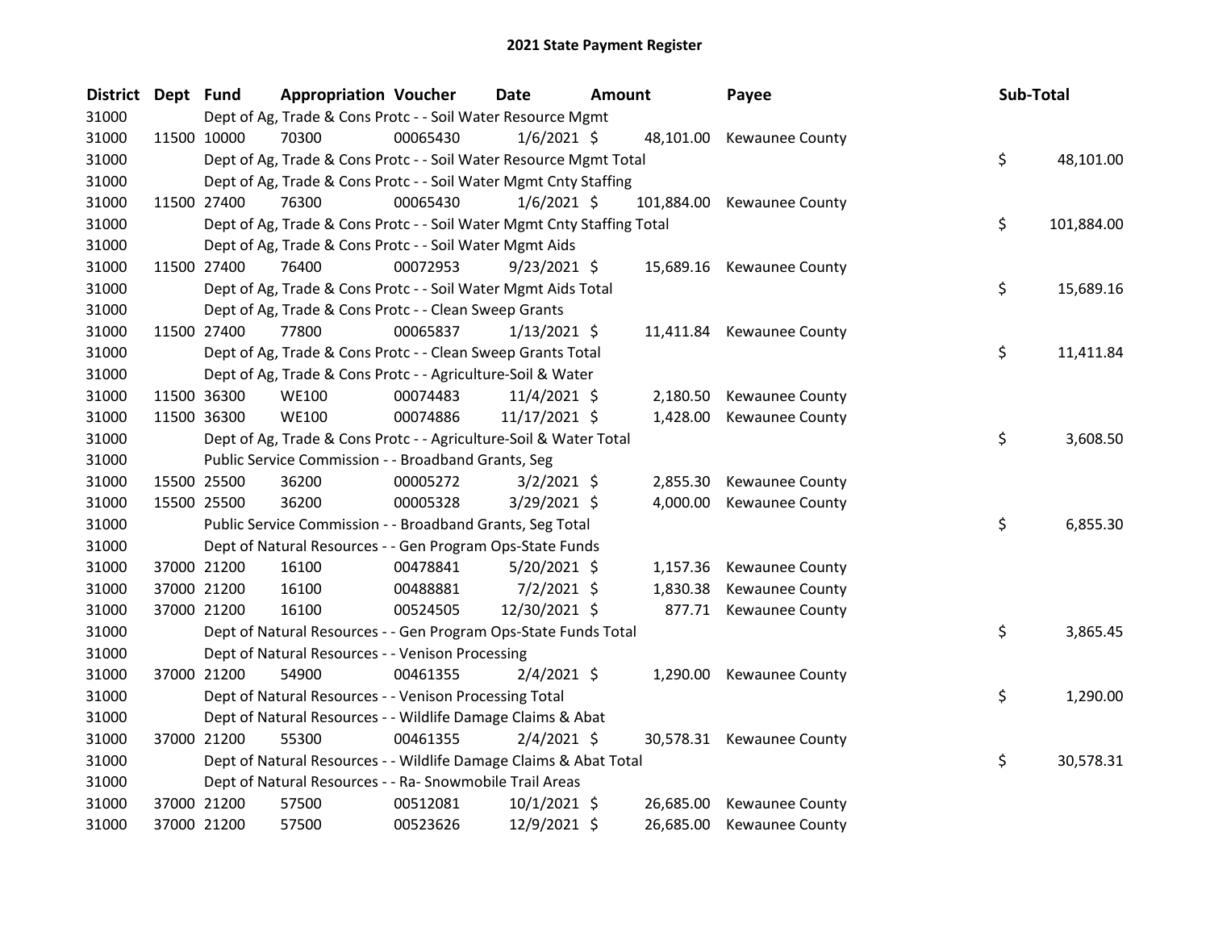# 2021 State Payment Register

| District | Dept | Fund | Appropriation | Voucher | Date | Amount | Payee | Sub-Total |
|---|---|---|---|---|---|---|---|---|
| 31000 | | Dept of Ag, Trade & Cons Protc - - Soil Water Resource Mgmt | | | | | | |
| 31000 | 11500 | 10000 | 70300 | 00065430 | 1/6/2021 | $ 48,101.00 | Kewaunee County | |
| 31000 | | Dept of Ag, Trade & Cons Protc - - Soil Water Resource Mgmt Total | | | | | | $ 48,101.00 |
| 31000 | | Dept of Ag, Trade & Cons Protc - - Soil Water Mgmt Cnty Staffing | | | | | | |
| 31000 | 11500 | 27400 | 76300 | 00065430 | 1/6/2021 | $ 101,884.00 | Kewaunee County | |
| 31000 | | Dept of Ag, Trade & Cons Protc - - Soil Water Mgmt Cnty Staffing Total | | | | | | $ 101,884.00 |
| 31000 | | Dept of Ag, Trade & Cons Protc - - Soil Water Mgmt Aids | | | | | | |
| 31000 | 11500 | 27400 | 76400 | 00072953 | 9/23/2021 | $ 15,689.16 | Kewaunee County | |
| 31000 | | Dept of Ag, Trade & Cons Protc - - Soil Water Mgmt Aids Total | | | | | | $ 15,689.16 |
| 31000 | | Dept of Ag, Trade & Cons Protc - - Clean Sweep Grants | | | | | | |
| 31000 | 11500 | 27400 | 77800 | 00065837 | 1/13/2021 | $ 11,411.84 | Kewaunee County | |
| 31000 | | Dept of Ag, Trade & Cons Protc - - Clean Sweep Grants Total | | | | | | $ 11,411.84 |
| 31000 | | Dept of Ag, Trade & Cons Protc - - Agriculture-Soil & Water | | | | | | |
| 31000 | 11500 | 36300 | WE100 | 00074483 | 11/4/2021 | $ 2,180.50 | Kewaunee County | |
| 31000 | 11500 | 36300 | WE100 | 00074886 | 11/17/2021 | $ 1,428.00 | Kewaunee County | |
| 31000 | | Dept of Ag, Trade & Cons Protc - - Agriculture-Soil & Water Total | | | | | | $ 3,608.50 |
| 31000 | | Public Service Commission - - Broadband Grants, Seg | | | | | | |
| 31000 | 15500 | 25500 | 36200 | 00005272 | 3/2/2021 | $ 2,855.30 | Kewaunee County | |
| 31000 | 15500 | 25500 | 36200 | 00005328 | 3/29/2021 | $ 4,000.00 | Kewaunee County | |
| 31000 | | Public Service Commission - - Broadband Grants, Seg Total | | | | | | $ 6,855.30 |
| 31000 | | Dept of Natural Resources - - Gen Program Ops-State Funds | | | | | | |
| 31000 | 37000 | 21200 | 16100 | 00478841 | 5/20/2021 | $ 1,157.36 | Kewaunee County | |
| 31000 | 37000 | 21200 | 16100 | 00488881 | 7/2/2021 | $ 1,830.38 | Kewaunee County | |
| 31000 | 37000 | 21200 | 16100 | 00524505 | 12/30/2021 | $ 877.71 | Kewaunee County | |
| 31000 | | Dept of Natural Resources - - Gen Program Ops-State Funds Total | | | | | | $ 3,865.45 |
| 31000 | | Dept of Natural Resources - - Venison Processing | | | | | | |
| 31000 | 37000 | 21200 | 54900 | 00461355 | 2/4/2021 | $ 1,290.00 | Kewaunee County | |
| 31000 | | Dept of Natural Resources - - Venison Processing Total | | | | | | $ 1,290.00 |
| 31000 | | Dept of Natural Resources - - Wildlife Damage Claims & Abat | | | | | | |
| 31000 | 37000 | 21200 | 55300 | 00461355 | 2/4/2021 | $ 30,578.31 | Kewaunee County | |
| 31000 | | Dept of Natural Resources - - Wildlife Damage Claims & Abat Total | | | | | | $ 30,578.31 |
| 31000 | | Dept of Natural Resources - - Ra- Snowmobile Trail Areas | | | | | | |
| 31000 | 37000 | 21200 | 57500 | 00512081 | 10/1/2021 | $ 26,685.00 | Kewaunee County | |
| 31000 | 37000 | 21200 | 57500 | 00523626 | 12/9/2021 | $ 26,685.00 | Kewaunee County | |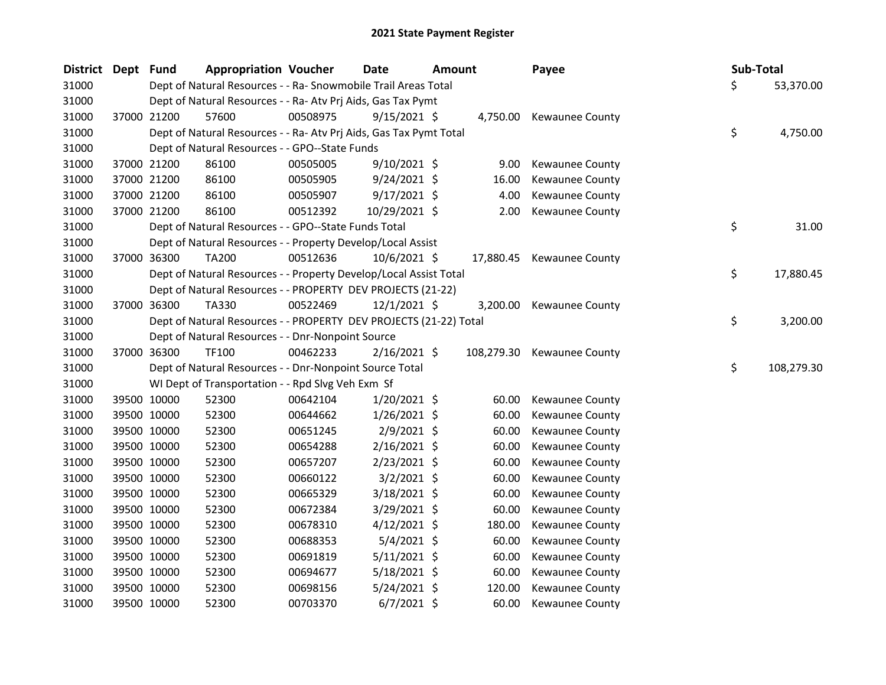## 2021 State Payment Register

| District | Dept | Fund | Appropriation | Voucher | Date | Amount | Payee | Sub-Total |
|---|---|---|---|---|---|---|---|---|
| 31000 | | | Dept of Natural Resources - - Ra- Snowmobile Trail Areas Total | | | | | $ 53,370.00 |
| 31000 | | | Dept of Natural Resources - - Ra- Atv Prj Aids, Gas Tax Pymt | | | | | |
| 31000 | 37000 | 21200 | 57600 | 00508975 | 9/15/2021 | $ 4,750.00 | Kewaunee County | |
| 31000 | | | Dept of Natural Resources - - Ra- Atv Prj Aids, Gas Tax Pymt Total | | | | | $ 4,750.00 |
| 31000 | | | Dept of Natural Resources - - GPO--State Funds | | | | | |
| 31000 | 37000 | 21200 | 86100 | 00505005 | 9/10/2021 | $ 9.00 | Kewaunee County | |
| 31000 | 37000 | 21200 | 86100 | 00505905 | 9/24/2021 | $ 16.00 | Kewaunee County | |
| 31000 | 37000 | 21200 | 86100 | 00505907 | 9/17/2021 | $ 4.00 | Kewaunee County | |
| 31000 | 37000 | 21200 | 86100 | 00512392 | 10/29/2021 | $ 2.00 | Kewaunee County | |
| 31000 | | | Dept of Natural Resources - - GPO--State Funds Total | | | | | $ 31.00 |
| 31000 | | | Dept of Natural Resources - - Property Develop/Local Assist | | | | | |
| 31000 | 37000 | 36300 | TA200 | 00512636 | 10/6/2021 | $ 17,880.45 | Kewaunee County | |
| 31000 | | | Dept of Natural Resources - - Property Develop/Local Assist Total | | | | | $ 17,880.45 |
| 31000 | | | Dept of Natural Resources - - PROPERTY DEV PROJECTS (21-22) | | | | | |
| 31000 | 37000 | 36300 | TA330 | 00522469 | 12/1/2021 | $ 3,200.00 | Kewaunee County | |
| 31000 | | | Dept of Natural Resources - - PROPERTY DEV PROJECTS (21-22) Total | | | | | $ 3,200.00 |
| 31000 | | | Dept of Natural Resources - - Dnr-Nonpoint Source | | | | | |
| 31000 | 37000 | 36300 | TF100 | 00462233 | 2/16/2021 | $ 108,279.30 | Kewaunee County | |
| 31000 | | | Dept of Natural Resources - - Dnr-Nonpoint Source Total | | | | | $ 108,279.30 |
| 31000 | | | WI Dept of Transportation - - Rpd Slvg Veh Exm Sf | | | | | |
| 31000 | 39500 | 10000 | 52300 | 00642104 | 1/20/2021 | $ 60.00 | Kewaunee County | |
| 31000 | 39500 | 10000 | 52300 | 00644662 | 1/26/2021 | $ 60.00 | Kewaunee County | |
| 31000 | 39500 | 10000 | 52300 | 00651245 | 2/9/2021 | $ 60.00 | Kewaunee County | |
| 31000 | 39500 | 10000 | 52300 | 00654288 | 2/16/2021 | $ 60.00 | Kewaunee County | |
| 31000 | 39500 | 10000 | 52300 | 00657207 | 2/23/2021 | $ 60.00 | Kewaunee County | |
| 31000 | 39500 | 10000 | 52300 | 00660122 | 3/2/2021 | $ 60.00 | Kewaunee County | |
| 31000 | 39500 | 10000 | 52300 | 00665329 | 3/18/2021 | $ 60.00 | Kewaunee County | |
| 31000 | 39500 | 10000 | 52300 | 00672384 | 3/29/2021 | $ 60.00 | Kewaunee County | |
| 31000 | 39500 | 10000 | 52300 | 00678310 | 4/12/2021 | $ 180.00 | Kewaunee County | |
| 31000 | 39500 | 10000 | 52300 | 00688353 | 5/4/2021 | $ 60.00 | Kewaunee County | |
| 31000 | 39500 | 10000 | 52300 | 00691819 | 5/11/2021 | $ 60.00 | Kewaunee County | |
| 31000 | 39500 | 10000 | 52300 | 00694677 | 5/18/2021 | $ 60.00 | Kewaunee County | |
| 31000 | 39500 | 10000 | 52300 | 00698156 | 5/24/2021 | $ 120.00 | Kewaunee County | |
| 31000 | 39500 | 10000 | 52300 | 00703370 | 6/7/2021 | $ 60.00 | Kewaunee County | |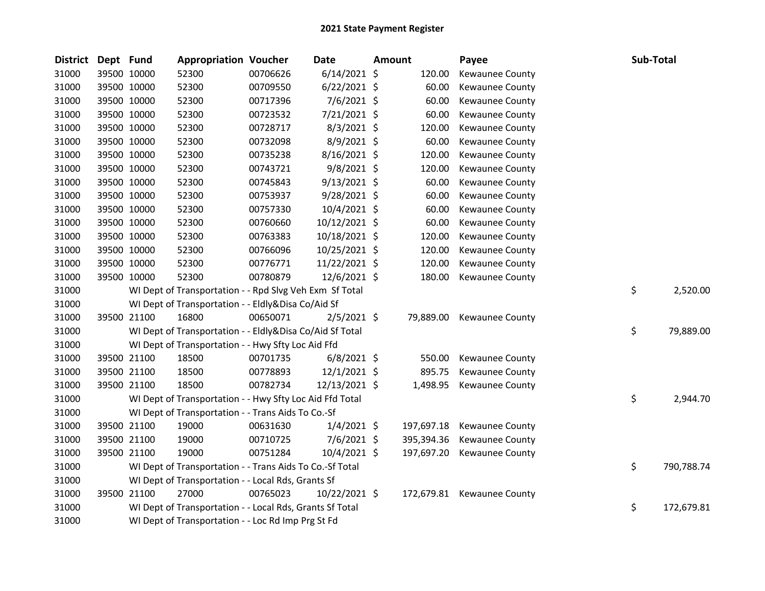# 2021 State Payment Register

| District | Dept | Fund | Appropriation | Voucher | Date | Amount | Payee | Sub-Total |
|---|---|---|---|---|---|---|---|---|
| 31000 | 39500 | 10000 | 52300 | 00706626 | 6/14/2021 | $ 120.00 | Kewaunee County | |
| 31000 | 39500 | 10000 | 52300 | 00709550 | 6/22/2021 | $ 60.00 | Kewaunee County | |
| 31000 | 39500 | 10000 | 52300 | 00717396 | 7/6/2021 | $ 60.00 | Kewaunee County | |
| 31000 | 39500 | 10000 | 52300 | 00723532 | 7/21/2021 | $ 60.00 | Kewaunee County | |
| 31000 | 39500 | 10000 | 52300 | 00728717 | 8/3/2021 | $ 120.00 | Kewaunee County | |
| 31000 | 39500 | 10000 | 52300 | 00732098 | 8/9/2021 | $ 60.00 | Kewaunee County | |
| 31000 | 39500 | 10000 | 52300 | 00735238 | 8/16/2021 | $ 120.00 | Kewaunee County | |
| 31000 | 39500 | 10000 | 52300 | 00743721 | 9/8/2021 | $ 120.00 | Kewaunee County | |
| 31000 | 39500 | 10000 | 52300 | 00745843 | 9/13/2021 | $ 60.00 | Kewaunee County | |
| 31000 | 39500 | 10000 | 52300 | 00753937 | 9/28/2021 | $ 60.00 | Kewaunee County | |
| 31000 | 39500 | 10000 | 52300 | 00757330 | 10/4/2021 | $ 60.00 | Kewaunee County | |
| 31000 | 39500 | 10000 | 52300 | 00760660 | 10/12/2021 | $ 60.00 | Kewaunee County | |
| 31000 | 39500 | 10000 | 52300 | 00763383 | 10/18/2021 | $ 120.00 | Kewaunee County | |
| 31000 | 39500 | 10000 | 52300 | 00766096 | 10/25/2021 | $ 120.00 | Kewaunee County | |
| 31000 | 39500 | 10000 | 52300 | 00776771 | 11/22/2021 | $ 120.00 | Kewaunee County | |
| 31000 | 39500 | 10000 | 52300 | 00780879 | 12/6/2021 | $ 180.00 | Kewaunee County | |
| 31000 | | WI Dept of Transportation - - Rpd Slvg Veh Exm Sf Total | | | | | | $ 2,520.00 |
| 31000 | | WI Dept of Transportation - - Eldly&Disa Co/Aid Sf | | | | | | |
| 31000 | 39500 | 21100 | 16800 | 00650071 | 2/5/2021 | $ 79,889.00 | Kewaunee County | |
| 31000 | | WI Dept of Transportation - - Eldly&Disa Co/Aid Sf Total | | | | | | $ 79,889.00 |
| 31000 | | WI Dept of Transportation - - Hwy Sfty Loc Aid Ffd | | | | | | |
| 31000 | 39500 | 21100 | 18500 | 00701735 | 6/8/2021 | $ 550.00 | Kewaunee County | |
| 31000 | 39500 | 21100 | 18500 | 00778893 | 12/1/2021 | $ 895.75 | Kewaunee County | |
| 31000 | 39500 | 21100 | 18500 | 00782734 | 12/13/2021 | $ 1,498.95 | Kewaunee County | |
| 31000 | | WI Dept of Transportation - - Hwy Sfty Loc Aid Ffd Total | | | | | | $ 2,944.70 |
| 31000 | | WI Dept of Transportation - - Trans Aids To Co.-Sf | | | | | | |
| 31000 | 39500 | 21100 | 19000 | 00631630 | 1/4/2021 | $ 197,697.18 | Kewaunee County | |
| 31000 | 39500 | 21100 | 19000 | 00710725 | 7/6/2021 | $ 395,394.36 | Kewaunee County | |
| 31000 | 39500 | 21100 | 19000 | 00751284 | 10/4/2021 | $ 197,697.20 | Kewaunee County | |
| 31000 | | WI Dept of Transportation - - Trans Aids To Co.-Sf Total | | | | | | $ 790,788.74 |
| 31000 | | WI Dept of Transportation - - Local Rds, Grants Sf | | | | | | |
| 31000 | 39500 | 21100 | 27000 | 00765023 | 10/22/2021 | $ 172,679.81 | Kewaunee County | |
| 31000 | | WI Dept of Transportation - - Local Rds, Grants Sf Total | | | | | | $ 172,679.81 |
| 31000 | | WI Dept of Transportation - - Loc Rd Imp Prg St Fd | | | | | | |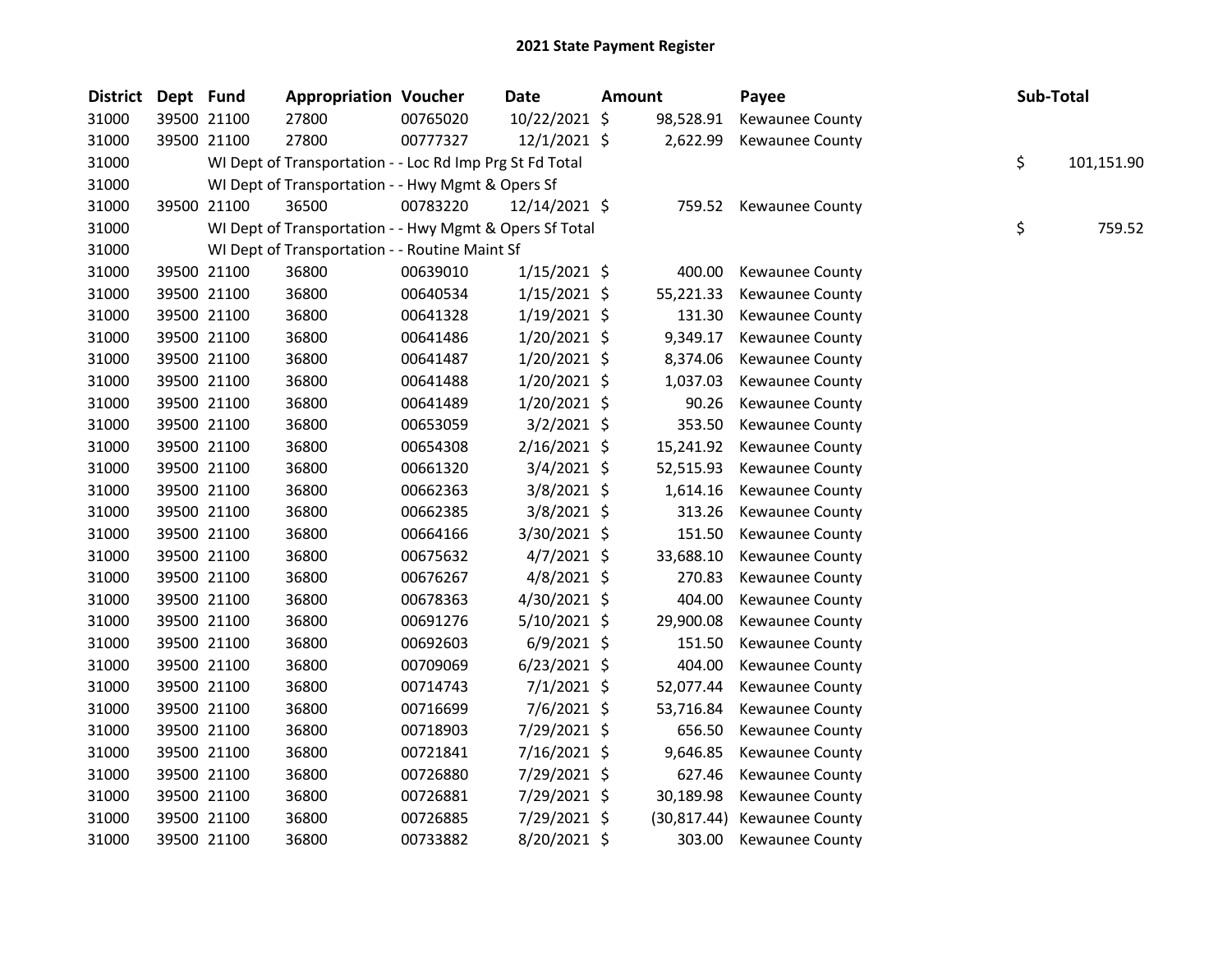## 2021 State Payment Register

| District | Dept | Fund | Appropriation | Voucher | Date | Amount | Payee | Sub-Total |
|---|---|---|---|---|---|---|---|---|
| 31000 | 39500 | 21100 | 27800 | 00765020 | 10/22/2021 | $ 98,528.91 | Kewaunee County | |
| 31000 | 39500 | 21100 | 27800 | 00777327 | 12/1/2021 | $ 2,622.99 | Kewaunee County | |
| 31000 | | WI Dept of Transportation - - Loc Rd Imp Prg St Fd Total | | | | | | $ 101,151.90 |
| 31000 | | WI Dept of Transportation - - Hwy Mgmt & Opers Sf | | | | | | |
| 31000 | 39500 | 21100 | 36500 | 00783220 | 12/14/2021 | $ 759.52 | Kewaunee County | |
| 31000 | | WI Dept of Transportation - - Hwy Mgmt & Opers Sf Total | | | | | | $ 759.52 |
| 31000 | | WI Dept of Transportation - - Routine Maint Sf | | | | | | |
| 31000 | 39500 | 21100 | 36800 | 00639010 | 1/15/2021 | $ 400.00 | Kewaunee County | |
| 31000 | 39500 | 21100 | 36800 | 00640534 | 1/15/2021 | $ 55,221.33 | Kewaunee County | |
| 31000 | 39500 | 21100 | 36800 | 00641328 | 1/19/2021 | $ 131.30 | Kewaunee County | |
| 31000 | 39500 | 21100 | 36800 | 00641486 | 1/20/2021 | $ 9,349.17 | Kewaunee County | |
| 31000 | 39500 | 21100 | 36800 | 00641487 | 1/20/2021 | $ 8,374.06 | Kewaunee County | |
| 31000 | 39500 | 21100 | 36800 | 00641488 | 1/20/2021 | $ 1,037.03 | Kewaunee County | |
| 31000 | 39500 | 21100 | 36800 | 00641489 | 1/20/2021 | $ 90.26 | Kewaunee County | |
| 31000 | 39500 | 21100 | 36800 | 00653059 | 3/2/2021 | $ 353.50 | Kewaunee County | |
| 31000 | 39500 | 21100 | 36800 | 00654308 | 2/16/2021 | $ 15,241.92 | Kewaunee County | |
| 31000 | 39500 | 21100 | 36800 | 00661320 | 3/4/2021 | $ 52,515.93 | Kewaunee County | |
| 31000 | 39500 | 21100 | 36800 | 00662363 | 3/8/2021 | $ 1,614.16 | Kewaunee County | |
| 31000 | 39500 | 21100 | 36800 | 00662385 | 3/8/2021 | $ 313.26 | Kewaunee County | |
| 31000 | 39500 | 21100 | 36800 | 00664166 | 3/30/2021 | $ 151.50 | Kewaunee County | |
| 31000 | 39500 | 21100 | 36800 | 00675632 | 4/7/2021 | $ 33,688.10 | Kewaunee County | |
| 31000 | 39500 | 21100 | 36800 | 00676267 | 4/8/2021 | $ 270.83 | Kewaunee County | |
| 31000 | 39500 | 21100 | 36800 | 00678363 | 4/30/2021 | $ 404.00 | Kewaunee County | |
| 31000 | 39500 | 21100 | 36800 | 00691276 | 5/10/2021 | $ 29,900.08 | Kewaunee County | |
| 31000 | 39500 | 21100 | 36800 | 00692603 | 6/9/2021 | $ 151.50 | Kewaunee County | |
| 31000 | 39500 | 21100 | 36800 | 00709069 | 6/23/2021 | $ 404.00 | Kewaunee County | |
| 31000 | 39500 | 21100 | 36800 | 00714743 | 7/1/2021 | $ 52,077.44 | Kewaunee County | |
| 31000 | 39500 | 21100 | 36800 | 00716699 | 7/6/2021 | $ 53,716.84 | Kewaunee County | |
| 31000 | 39500 | 21100 | 36800 | 00718903 | 7/29/2021 | $ 656.50 | Kewaunee County | |
| 31000 | 39500 | 21100 | 36800 | 00721841 | 7/16/2021 | $ 9,646.85 | Kewaunee County | |
| 31000 | 39500 | 21100 | 36800 | 00726880 | 7/29/2021 | $ 627.46 | Kewaunee County | |
| 31000 | 39500 | 21100 | 36800 | 00726881 | 7/29/2021 | $ 30,189.98 | Kewaunee County | |
| 31000 | 39500 | 21100 | 36800 | 00726885 | 7/29/2021 | $ (30,817.44) | Kewaunee County | |
| 31000 | 39500 | 21100 | 36800 | 00733882 | 8/20/2021 | $ 303.00 | Kewaunee County | |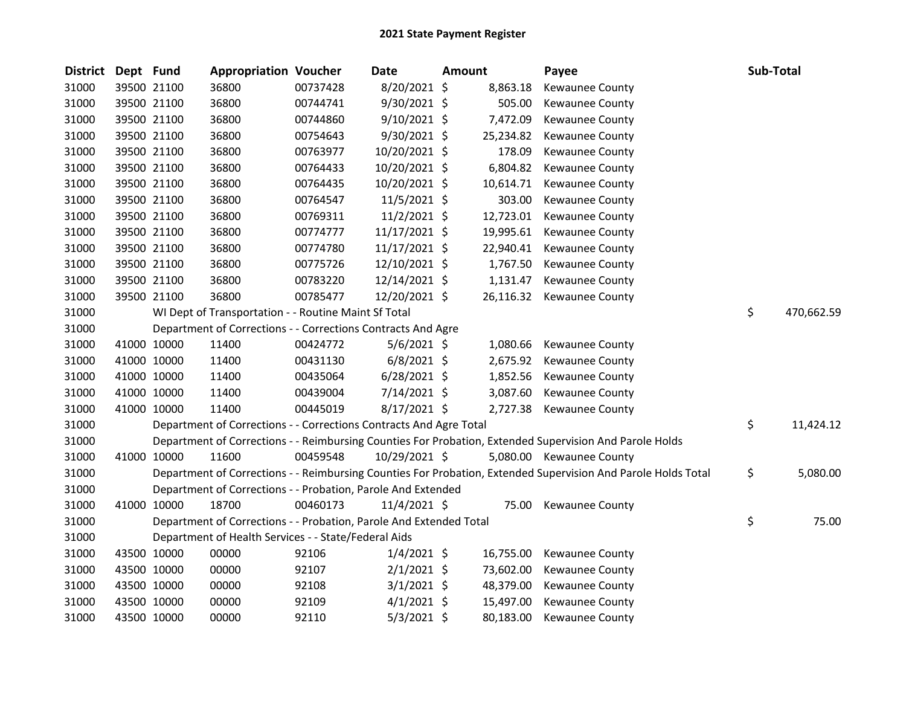## 2021 State Payment Register

| District | Dept | Fund | Appropriation | Voucher | Date | Amount | Payee | Sub-Total |
|---|---|---|---|---|---|---|---|---|
| 31000 | 39500 | 21100 | 36800 | 00737428 | 8/20/2021 | $ 8,863.18 | Kewaunee County | |
| 31000 | 39500 | 21100 | 36800 | 00744741 | 9/30/2021 | $ 505.00 | Kewaunee County | |
| 31000 | 39500 | 21100 | 36800 | 00744860 | 9/10/2021 | $ 7,472.09 | Kewaunee County | |
| 31000 | 39500 | 21100 | 36800 | 00754643 | 9/30/2021 | $ 25,234.82 | Kewaunee County | |
| 31000 | 39500 | 21100 | 36800 | 00763977 | 10/20/2021 | $ 178.09 | Kewaunee County | |
| 31000 | 39500 | 21100 | 36800 | 00764433 | 10/20/2021 | $ 6,804.82 | Kewaunee County | |
| 31000 | 39500 | 21100 | 36800 | 00764435 | 10/20/2021 | $ 10,614.71 | Kewaunee County | |
| 31000 | 39500 | 21100 | 36800 | 00764547 | 11/5/2021 | $ 303.00 | Kewaunee County | |
| 31000 | 39500 | 21100 | 36800 | 00769311 | 11/2/2021 | $ 12,723.01 | Kewaunee County | |
| 31000 | 39500 | 21100 | 36800 | 00774777 | 11/17/2021 | $ 19,995.61 | Kewaunee County | |
| 31000 | 39500 | 21100 | 36800 | 00774780 | 11/17/2021 | $ 22,940.41 | Kewaunee County | |
| 31000 | 39500 | 21100 | 36800 | 00775726 | 12/10/2021 | $ 1,767.50 | Kewaunee County | |
| 31000 | 39500 | 21100 | 36800 | 00783220 | 12/14/2021 | $ 1,131.47 | Kewaunee County | |
| 31000 | 39500 | 21100 | 36800 | 00785477 | 12/20/2021 | $ 26,116.32 | Kewaunee County | |
| 31000 | | WI Dept of Transportation - - Routine Maint Sf Total | | | | | | $ 470,662.59 |
| 31000 | | Department of Corrections - - Corrections Contracts And Agre | | | | | | |
| 31000 | 41000 | 10000 | 11400 | 00424772 | 5/6/2021 | $ 1,080.66 | Kewaunee County | |
| 31000 | 41000 | 10000 | 11400 | 00431130 | 6/8/2021 | $ 2,675.92 | Kewaunee County | |
| 31000 | 41000 | 10000 | 11400 | 00435064 | 6/28/2021 | $ 1,852.56 | Kewaunee County | |
| 31000 | 41000 | 10000 | 11400 | 00439004 | 7/14/2021 | $ 3,087.60 | Kewaunee County | |
| 31000 | 41000 | 10000 | 11400 | 00445019 | 8/17/2021 | $ 2,727.38 | Kewaunee County | |
| 31000 | | Department of Corrections - - Corrections Contracts And Agre Total | | | | | | $ 11,424.12 |
| 31000 | | Department of Corrections - - Reimbursing Counties For Probation, Extended Supervision And Parole Holds | | | | | | |
| 31000 | 41000 | 10000 | 11600 | 00459548 | 10/29/2021 | $ 5,080.00 | Kewaunee County | |
| 31000 | | Department of Corrections - - Reimbursing Counties For Probation, Extended Supervision And Parole Holds Total | | | | | | $ 5,080.00 |
| 31000 | | Department of Corrections - - Probation, Parole And Extended | | | | | | |
| 31000 | 41000 | 10000 | 18700 | 00460173 | 11/4/2021 | $ 75.00 | Kewaunee County | |
| 31000 | | Department of Corrections - - Probation, Parole And Extended Total | | | | | | $ 75.00 |
| 31000 | | Department of Health Services - - State/Federal Aids | | | | | | |
| 31000 | 43500 | 10000 | 00000 | 92106 | 1/4/2021 | $ 16,755.00 | Kewaunee County | |
| 31000 | 43500 | 10000 | 00000 | 92107 | 2/1/2021 | $ 73,602.00 | Kewaunee County | |
| 31000 | 43500 | 10000 | 00000 | 92108 | 3/1/2021 | $ 48,379.00 | Kewaunee County | |
| 31000 | 43500 | 10000 | 00000 | 92109 | 4/1/2021 | $ 15,497.00 | Kewaunee County | |
| 31000 | 43500 | 10000 | 00000 | 92110 | 5/3/2021 | $ 80,183.00 | Kewaunee County | |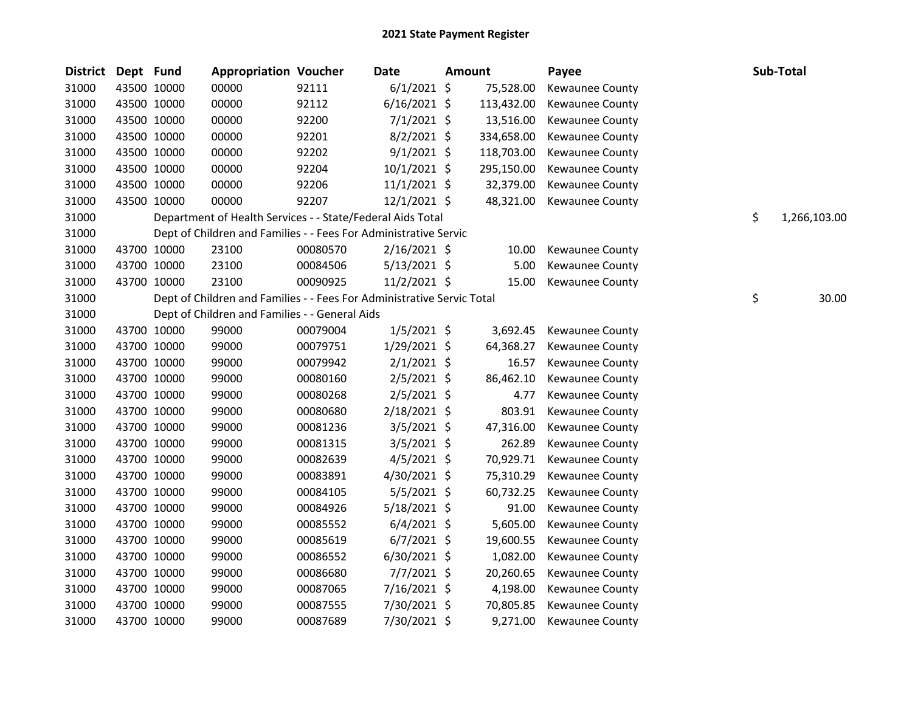# 2021 State Payment Register

| District | Dept | Fund | Appropriation | Voucher | Date | Amount | Payee | Sub-Total |
|---|---|---|---|---|---|---|---|---|
| 31000 | 43500 | 10000 | 00000 | 92111 | 6/1/2021 | $ 75,528.00 | Kewaunee County | |
| 31000 | 43500 | 10000 | 00000 | 92112 | 6/16/2021 | $ 113,432.00 | Kewaunee County | |
| 31000 | 43500 | 10000 | 00000 | 92200 | 7/1/2021 | $ 13,516.00 | Kewaunee County | |
| 31000 | 43500 | 10000 | 00000 | 92201 | 8/2/2021 | $ 334,658.00 | Kewaunee County | |
| 31000 | 43500 | 10000 | 00000 | 92202 | 9/1/2021 | $ 118,703.00 | Kewaunee County | |
| 31000 | 43500 | 10000 | 00000 | 92204 | 10/1/2021 | $ 295,150.00 | Kewaunee County | |
| 31000 | 43500 | 10000 | 00000 | 92206 | 11/1/2021 | $ 32,379.00 | Kewaunee County | |
| 31000 | 43500 | 10000 | 00000 | 92207 | 12/1/2021 | $ 48,321.00 | Kewaunee County | |
| 31000 | | Department of Health Services - - State/Federal Aids Total | | | | | | $ 1,266,103.00 |
| 31000 | | Dept of Children and Families - - Fees For Administrative Servic | | | | | | |
| 31000 | 43700 | 10000 | 23100 | 00080570 | 2/16/2021 | $ 10.00 | Kewaunee County | |
| 31000 | 43700 | 10000 | 23100 | 00084506 | 5/13/2021 | $ 5.00 | Kewaunee County | |
| 31000 | 43700 | 10000 | 23100 | 00090925 | 11/2/2021 | $ 15.00 | Kewaunee County | |
| 31000 | | Dept of Children and Families - - Fees For Administrative Servic Total | | | | | | $ 30.00 |
| 31000 | | Dept of Children and Families - - General Aids | | | | | | |
| 31000 | 43700 | 10000 | 99000 | 00079004 | 1/5/2021 | $ 3,692.45 | Kewaunee County | |
| 31000 | 43700 | 10000 | 99000 | 00079751 | 1/29/2021 | $ 64,368.27 | Kewaunee County | |
| 31000 | 43700 | 10000 | 99000 | 00079942 | 2/1/2021 | $ 16.57 | Kewaunee County | |
| 31000 | 43700 | 10000 | 99000 | 00080160 | 2/5/2021 | $ 86,462.10 | Kewaunee County | |
| 31000 | 43700 | 10000 | 99000 | 00080268 | 2/5/2021 | $ 4.77 | Kewaunee County | |
| 31000 | 43700 | 10000 | 99000 | 00080680 | 2/18/2021 | $ 803.91 | Kewaunee County | |
| 31000 | 43700 | 10000 | 99000 | 00081236 | 3/5/2021 | $ 47,316.00 | Kewaunee County | |
| 31000 | 43700 | 10000 | 99000 | 00081315 | 3/5/2021 | $ 262.89 | Kewaunee County | |
| 31000 | 43700 | 10000 | 99000 | 00082639 | 4/5/2021 | $ 70,929.71 | Kewaunee County | |
| 31000 | 43700 | 10000 | 99000 | 00083891 | 4/30/2021 | $ 75,310.29 | Kewaunee County | |
| 31000 | 43700 | 10000 | 99000 | 00084105 | 5/5/2021 | $ 60,732.25 | Kewaunee County | |
| 31000 | 43700 | 10000 | 99000 | 00084926 | 5/18/2021 | $ 91.00 | Kewaunee County | |
| 31000 | 43700 | 10000 | 99000 | 00085552 | 6/4/2021 | $ 5,605.00 | Kewaunee County | |
| 31000 | 43700 | 10000 | 99000 | 00085619 | 6/7/2021 | $ 19,600.55 | Kewaunee County | |
| 31000 | 43700 | 10000 | 99000 | 00086552 | 6/30/2021 | $ 1,082.00 | Kewaunee County | |
| 31000 | 43700 | 10000 | 99000 | 00086680 | 7/7/2021 | $ 20,260.65 | Kewaunee County | |
| 31000 | 43700 | 10000 | 99000 | 00087065 | 7/16/2021 | $ 4,198.00 | Kewaunee County | |
| 31000 | 43700 | 10000 | 99000 | 00087555 | 7/30/2021 | $ 70,805.85 | Kewaunee County | |
| 31000 | 43700 | 10000 | 99000 | 00087689 | 7/30/2021 | $ 9,271.00 | Kewaunee County | |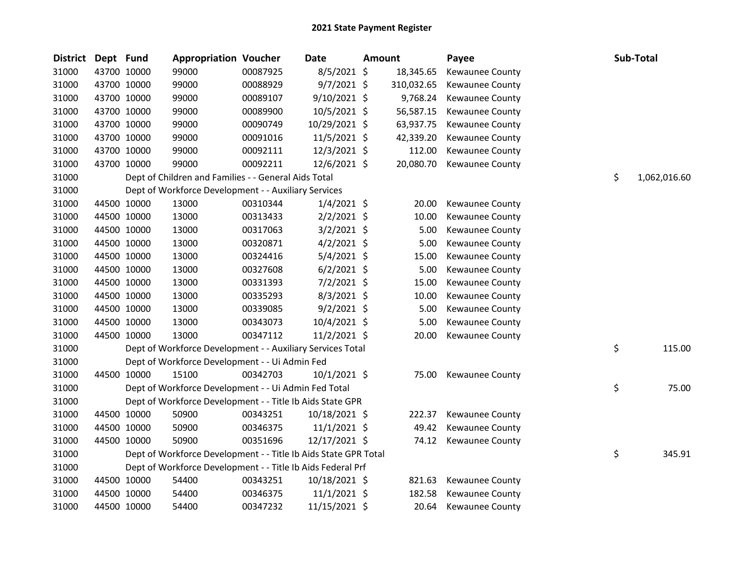# 2021 State Payment Register

| District | Dept | Fund | Appropriation | Voucher | Date | Amount | Payee | Sub-Total |
|---|---|---|---|---|---|---|---|---|
| 31000 | 43700 | 10000 | 99000 | 00087925 | 8/5/2021 | $ 18,345.65 | Kewaunee County | |
| 31000 | 43700 | 10000 | 99000 | 00088929 | 9/7/2021 | $ 310,032.65 | Kewaunee County | |
| 31000 | 43700 | 10000 | 99000 | 00089107 | 9/10/2021 | $ 9,768.24 | Kewaunee County | |
| 31000 | 43700 | 10000 | 99000 | 00089900 | 10/5/2021 | $ 56,587.15 | Kewaunee County | |
| 31000 | 43700 | 10000 | 99000 | 00090749 | 10/29/2021 | $ 63,937.75 | Kewaunee County | |
| 31000 | 43700 | 10000 | 99000 | 00091016 | 11/5/2021 | $ 42,339.20 | Kewaunee County | |
| 31000 | 43700 | 10000 | 99000 | 00092111 | 12/3/2021 | $ 112.00 | Kewaunee County | |
| 31000 | 43700 | 10000 | 99000 | 00092211 | 12/6/2021 | $ 20,080.70 | Kewaunee County | |
| 31000 | | Dept of Children and Families - - General Aids Total | | | | | | $ 1,062,016.60 |
| 31000 | | Dept of Workforce Development - - Auxiliary Services | | | | | | |
| 31000 | 44500 | 10000 | 13000 | 00310344 | 1/4/2021 | $ 20.00 | Kewaunee County | |
| 31000 | 44500 | 10000 | 13000 | 00313433 | 2/2/2021 | $ 10.00 | Kewaunee County | |
| 31000 | 44500 | 10000 | 13000 | 00317063 | 3/2/2021 | $ 5.00 | Kewaunee County | |
| 31000 | 44500 | 10000 | 13000 | 00320871 | 4/2/2021 | $ 5.00 | Kewaunee County | |
| 31000 | 44500 | 10000 | 13000 | 00324416 | 5/4/2021 | $ 15.00 | Kewaunee County | |
| 31000 | 44500 | 10000 | 13000 | 00327608 | 6/2/2021 | $ 5.00 | Kewaunee County | |
| 31000 | 44500 | 10000 | 13000 | 00331393 | 7/2/2021 | $ 15.00 | Kewaunee County | |
| 31000 | 44500 | 10000 | 13000 | 00335293 | 8/3/2021 | $ 10.00 | Kewaunee County | |
| 31000 | 44500 | 10000 | 13000 | 00339085 | 9/2/2021 | $ 5.00 | Kewaunee County | |
| 31000 | 44500 | 10000 | 13000 | 00343073 | 10/4/2021 | $ 5.00 | Kewaunee County | |
| 31000 | 44500 | 10000 | 13000 | 00347112 | 11/2/2021 | $ 20.00 | Kewaunee County | |
| 31000 | | Dept of Workforce Development - - Auxiliary Services Total | | | | | | $ 115.00 |
| 31000 | | Dept of Workforce Development - - Ui Admin Fed | | | | | | |
| 31000 | 44500 | 10000 | 15100 | 00342703 | 10/1/2021 | $ 75.00 | Kewaunee County | |
| 31000 | | Dept of Workforce Development - - Ui Admin Fed Total | | | | | | $ 75.00 |
| 31000 | | Dept of Workforce Development - - Title Ib Aids State GPR | | | | | | |
| 31000 | 44500 | 10000 | 50900 | 00343251 | 10/18/2021 | $ 222.37 | Kewaunee County | |
| 31000 | 44500 | 10000 | 50900 | 00346375 | 11/1/2021 | $ 49.42 | Kewaunee County | |
| 31000 | 44500 | 10000 | 50900 | 00351696 | 12/17/2021 | $ 74.12 | Kewaunee County | |
| 31000 | | Dept of Workforce Development - - Title Ib Aids State GPR Total | | | | | | $ 345.91 |
| 31000 | | Dept of Workforce Development - - Title Ib Aids Federal Prf | | | | | | |
| 31000 | 44500 | 10000 | 54400 | 00343251 | 10/18/2021 | $ 821.63 | Kewaunee County | |
| 31000 | 44500 | 10000 | 54400 | 00346375 | 11/1/2021 | $ 182.58 | Kewaunee County | |
| 31000 | 44500 | 10000 | 54400 | 00347232 | 11/15/2021 | $ 20.64 | Kewaunee County | |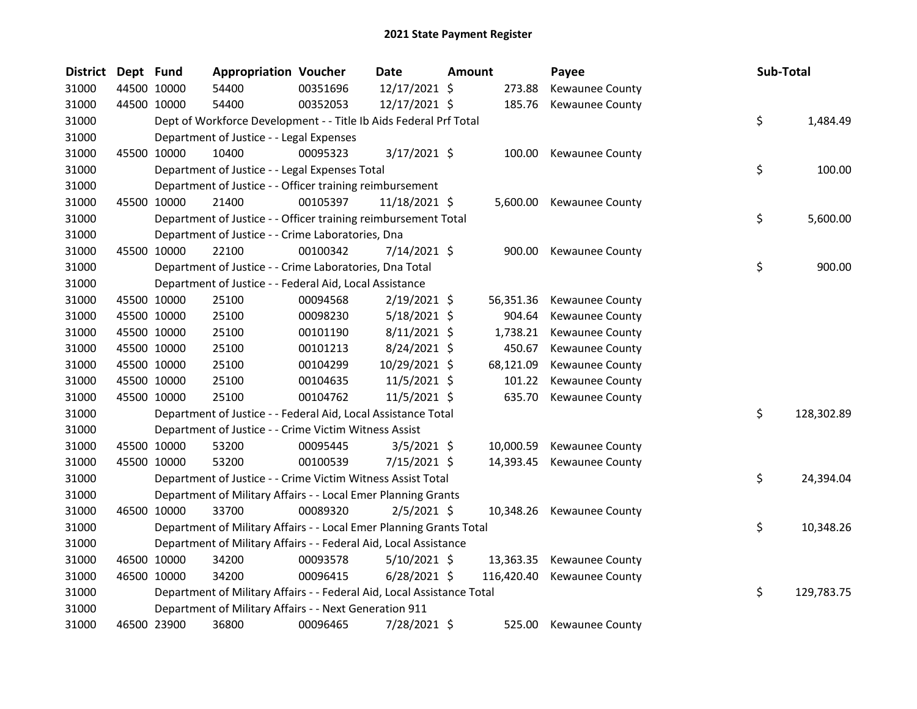# 2021 State Payment Register

| District | Dept | Fund | Appropriation | Voucher | Date | Amount | Payee | Sub-Total |
|---|---|---|---|---|---|---|---|---|
| 31000 | 44500 | 10000 | 54400 | 00351696 | 12/17/2021 | $ 273.88 | Kewaunee County | |
| 31000 | 44500 | 10000 | 54400 | 00352053 | 12/17/2021 | $ 185.76 | Kewaunee County | |
| 31000 | | Dept of Workforce Development - - Title Ib Aids Federal Prf Total | | | | | | $ 1,484.49 |
| 31000 | | Department of Justice - - Legal Expenses | | | | | | |
| 31000 | 45500 | 10000 | 10400 | 00095323 | 3/17/2021 | $ 100.00 | Kewaunee County | |
| 31000 | | Department of Justice - - Legal Expenses Total | | | | | | $ 100.00 |
| 31000 | | Department of Justice - - Officer training reimbursement | | | | | | |
| 31000 | 45500 | 10000 | 21400 | 00105397 | 11/18/2021 | $ 5,600.00 | Kewaunee County | |
| 31000 | | Department of Justice - - Officer training reimbursement Total | | | | | | $ 5,600.00 |
| 31000 | | Department of Justice - - Crime Laboratories, Dna | | | | | | |
| 31000 | 45500 | 10000 | 22100 | 00100342 | 7/14/2021 | $ 900.00 | Kewaunee County | |
| 31000 | | Department of Justice - - Crime Laboratories, Dna Total | | | | | | $ 900.00 |
| 31000 | | Department of Justice - - Federal Aid, Local Assistance | | | | | | |
| 31000 | 45500 | 10000 | 25100 | 00094568 | 2/19/2021 | $ 56,351.36 | Kewaunee County | |
| 31000 | 45500 | 10000 | 25100 | 00098230 | 5/18/2021 | $ 904.64 | Kewaunee County | |
| 31000 | 45500 | 10000 | 25100 | 00101190 | 8/11/2021 | $ 1,738.21 | Kewaunee County | |
| 31000 | 45500 | 10000 | 25100 | 00101213 | 8/24/2021 | $ 450.67 | Kewaunee County | |
| 31000 | 45500 | 10000 | 25100 | 00104299 | 10/29/2021 | $ 68,121.09 | Kewaunee County | |
| 31000 | 45500 | 10000 | 25100 | 00104635 | 11/5/2021 | $ 101.22 | Kewaunee County | |
| 31000 | 45500 | 10000 | 25100 | 00104762 | 11/5/2021 | $ 635.70 | Kewaunee County | |
| 31000 | | Department of Justice - - Federal Aid, Local Assistance Total | | | | | | $ 128,302.89 |
| 31000 | | Department of Justice - - Crime Victim Witness Assist | | | | | | |
| 31000 | 45500 | 10000 | 53200 | 00095445 | 3/5/2021 | $ 10,000.59 | Kewaunee County | |
| 31000 | 45500 | 10000 | 53200 | 00100539 | 7/15/2021 | $ 14,393.45 | Kewaunee County | |
| 31000 | | Department of Justice - - Crime Victim Witness Assist Total | | | | | | $ 24,394.04 |
| 31000 | | Department of Military Affairs - - Local Emer Planning Grants | | | | | | |
| 31000 | 46500 | 10000 | 33700 | 00089320 | 2/5/2021 | $ 10,348.26 | Kewaunee County | |
| 31000 | | Department of Military Affairs - - Local Emer Planning Grants Total | | | | | | $ 10,348.26 |
| 31000 | | Department of Military Affairs - - Federal Aid, Local Assistance | | | | | | |
| 31000 | 46500 | 10000 | 34200 | 00093578 | 5/10/2021 | $ 13,363.35 | Kewaunee County | |
| 31000 | 46500 | 10000 | 34200 | 00096415 | 6/28/2021 | $ 116,420.40 | Kewaunee County | |
| 31000 | | Department of Military Affairs - - Federal Aid, Local Assistance Total | | | | | | $ 129,783.75 |
| 31000 | | Department of Military Affairs - - Next Generation 911 | | | | | | |
| 31000 | 46500 | 23900 | 36800 | 00096465 | 7/28/2021 | $ 525.00 | Kewaunee County | |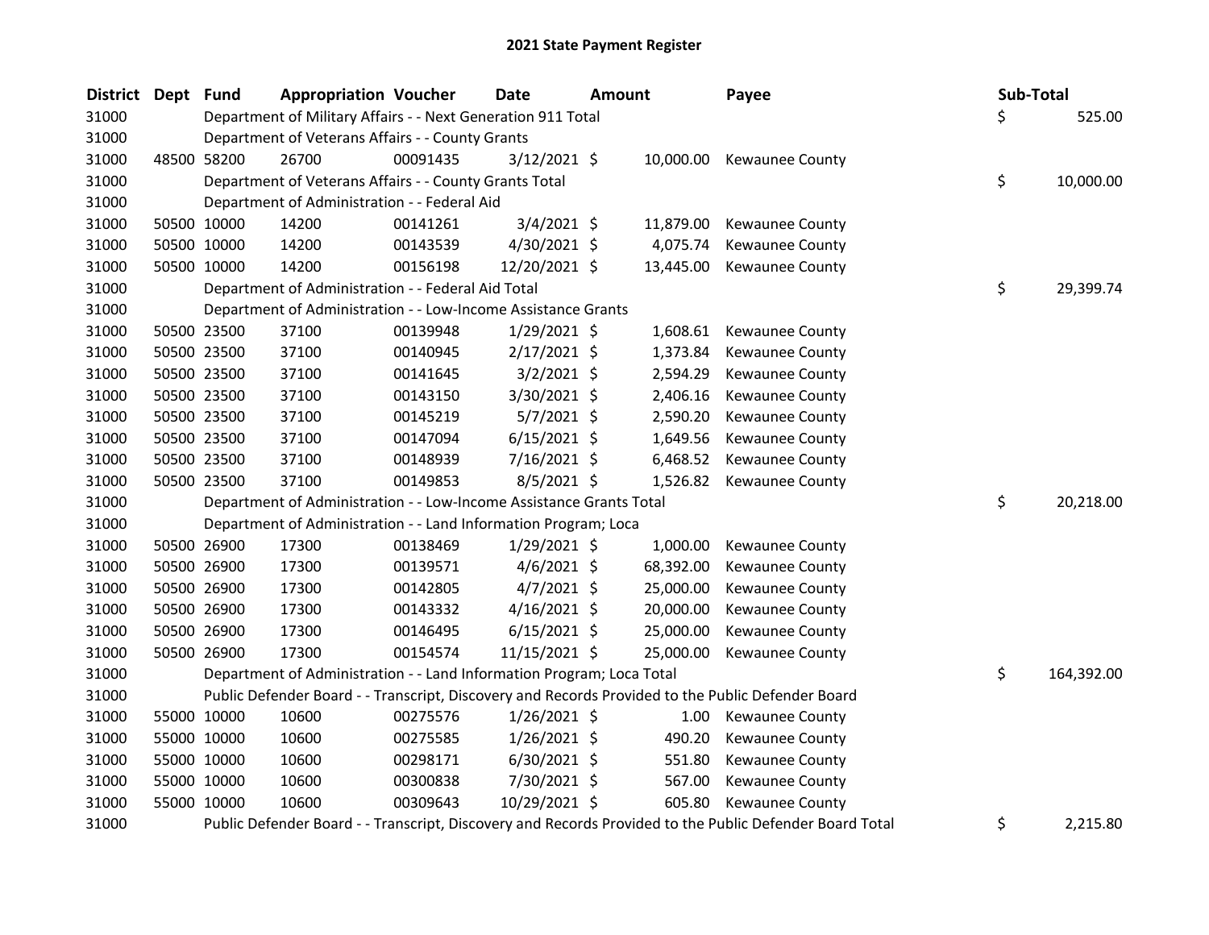# 2021 State Payment Register

| District | Dept | Fund | Appropriation | Voucher | Date | Amount | Payee | Sub-Total |
|---|---|---|---|---|---|---|---|---|
| 31000 | | Department of Military Affairs - - Next Generation 911 Total | | | | | | $ 525.00 |
| 31000 | | Department of Veterans Affairs - - County Grants | | | | | | |
| 31000 | 48500 | 58200 | 26700 | 00091435 | 3/12/2021 | $ 10,000.00 | Kewaunee County | |
| 31000 | | Department of Veterans Affairs - - County Grants Total | | | | | | $ 10,000.00 |
| 31000 | | Department of Administration - - Federal Aid | | | | | | |
| 31000 | 50500 | 10000 | 14200 | 00141261 | 3/4/2021 | $ 11,879.00 | Kewaunee County | |
| 31000 | 50500 | 10000 | 14200 | 00143539 | 4/30/2021 | $ 4,075.74 | Kewaunee County | |
| 31000 | 50500 | 10000 | 14200 | 00156198 | 12/20/2021 | $ 13,445.00 | Kewaunee County | |
| 31000 | | Department of Administration - - Federal Aid Total | | | | | | $ 29,399.74 |
| 31000 | | Department of Administration - - Low-Income Assistance Grants | | | | | | |
| 31000 | 50500 | 23500 | 37100 | 00139948 | 1/29/2021 | $ 1,608.61 | Kewaunee County | |
| 31000 | 50500 | 23500 | 37100 | 00140945 | 2/17/2021 | $ 1,373.84 | Kewaunee County | |
| 31000 | 50500 | 23500 | 37100 | 00141645 | 3/2/2021 | $ 2,594.29 | Kewaunee County | |
| 31000 | 50500 | 23500 | 37100 | 00143150 | 3/30/2021 | $ 2,406.16 | Kewaunee County | |
| 31000 | 50500 | 23500 | 37100 | 00145219 | 5/7/2021 | $ 2,590.20 | Kewaunee County | |
| 31000 | 50500 | 23500 | 37100 | 00147094 | 6/15/2021 | $ 1,649.56 | Kewaunee County | |
| 31000 | 50500 | 23500 | 37100 | 00148939 | 7/16/2021 | $ 6,468.52 | Kewaunee County | |
| 31000 | 50500 | 23500 | 37100 | 00149853 | 8/5/2021 | $ 1,526.82 | Kewaunee County | |
| 31000 | | Department of Administration - - Low-Income Assistance Grants Total | | | | | | $ 20,218.00 |
| 31000 | | Department of Administration - - Land Information Program; Loca | | | | | | |
| 31000 | 50500 | 26900 | 17300 | 00138469 | 1/29/2021 | $ 1,000.00 | Kewaunee County | |
| 31000 | 50500 | 26900 | 17300 | 00139571 | 4/6/2021 | $ 68,392.00 | Kewaunee County | |
| 31000 | 50500 | 26900 | 17300 | 00142805 | 4/7/2021 | $ 25,000.00 | Kewaunee County | |
| 31000 | 50500 | 26900 | 17300 | 00143332 | 4/16/2021 | $ 20,000.00 | Kewaunee County | |
| 31000 | 50500 | 26900 | 17300 | 00146495 | 6/15/2021 | $ 25,000.00 | Kewaunee County | |
| 31000 | 50500 | 26900 | 17300 | 00154574 | 11/15/2021 | $ 25,000.00 | Kewaunee County | |
| 31000 | | Department of Administration - - Land Information Program; Loca Total | | | | | | $ 164,392.00 |
| 31000 | | Public Defender Board - - Transcript, Discovery and Records Provided to the Public Defender Board | | | | | | |
| 31000 | 55000 | 10000 | 10600 | 00275576 | 1/26/2021 | $ 1.00 | Kewaunee County | |
| 31000 | 55000 | 10000 | 10600 | 00275585 | 1/26/2021 | $ 490.20 | Kewaunee County | |
| 31000 | 55000 | 10000 | 10600 | 00298171 | 6/30/2021 | $ 551.80 | Kewaunee County | |
| 31000 | 55000 | 10000 | 10600 | 00300838 | 7/30/2021 | $ 567.00 | Kewaunee County | |
| 31000 | 55000 | 10000 | 10600 | 00309643 | 10/29/2021 | $ 605.80 | Kewaunee County | |
| 31000 | | Public Defender Board - - Transcript, Discovery and Records Provided to the Public Defender Board Total | | | | | | $ 2,215.80 |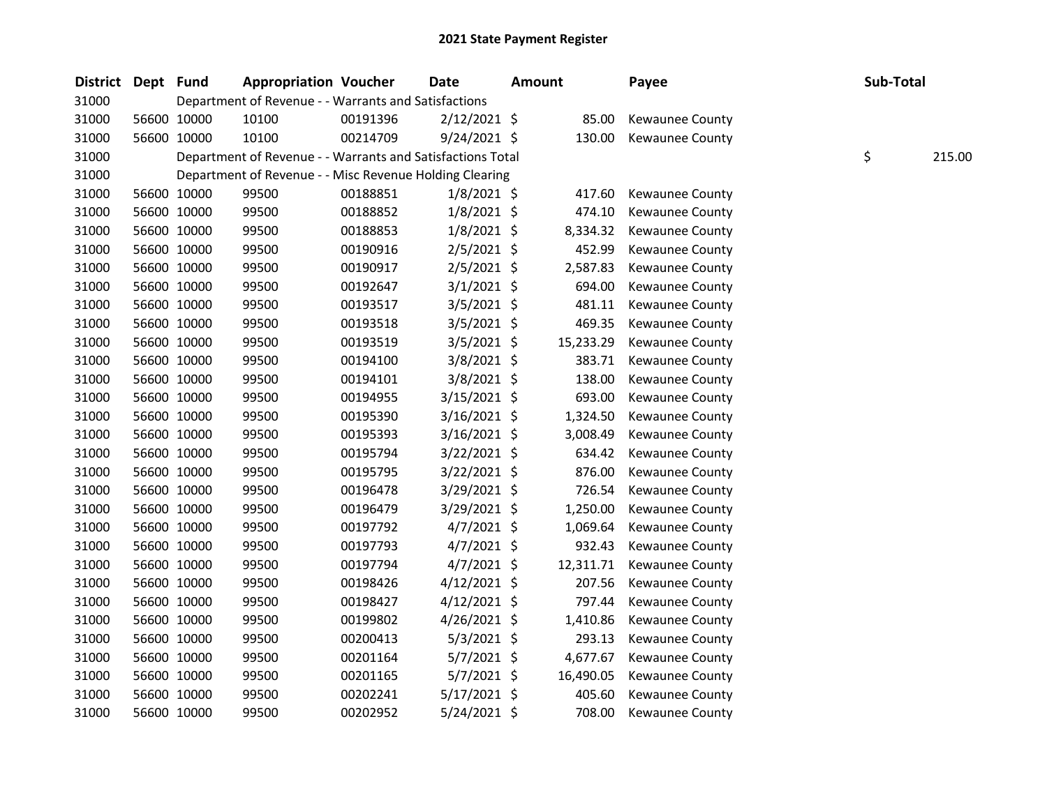# 2021 State Payment Register

| District | Dept | Fund | Appropriation | Voucher | Date | Amount | Payee | Sub-Total |
|---|---|---|---|---|---|---|---|---|
| 31000 | | Department of Revenue - - Warrants and Satisfactions | | | | | | |
| 31000 | 56600 | 10000 | 10100 | 00191396 | 2/12/2021 | $ 85.00 | Kewaunee County | |
| 31000 | 56600 | 10000 | 10100 | 00214709 | 9/24/2021 | $ 130.00 | Kewaunee County | |
| 31000 | | Department of Revenue - - Warrants and Satisfactions Total | | | | | | $ 215.00 |
| 31000 | | Department of Revenue - - Misc Revenue Holding Clearing | | | | | | |
| 31000 | 56600 | 10000 | 99500 | 00188851 | 1/8/2021 | $ 417.60 | Kewaunee County | |
| 31000 | 56600 | 10000 | 99500 | 00188852 | 1/8/2021 | $ 474.10 | Kewaunee County | |
| 31000 | 56600 | 10000 | 99500 | 00188853 | 1/8/2021 | $ 8,334.32 | Kewaunee County | |
| 31000 | 56600 | 10000 | 99500 | 00190916 | 2/5/2021 | $ 452.99 | Kewaunee County | |
| 31000 | 56600 | 10000 | 99500 | 00190917 | 2/5/2021 | $ 2,587.83 | Kewaunee County | |
| 31000 | 56600 | 10000 | 99500 | 00192647 | 3/1/2021 | $ 694.00 | Kewaunee County | |
| 31000 | 56600 | 10000 | 99500 | 00193517 | 3/5/2021 | $ 481.11 | Kewaunee County | |
| 31000 | 56600 | 10000 | 99500 | 00193518 | 3/5/2021 | $ 469.35 | Kewaunee County | |
| 31000 | 56600 | 10000 | 99500 | 00193519 | 3/5/2021 | $ 15,233.29 | Kewaunee County | |
| 31000 | 56600 | 10000 | 99500 | 00194100 | 3/8/2021 | $ 383.71 | Kewaunee County | |
| 31000 | 56600 | 10000 | 99500 | 00194101 | 3/8/2021 | $ 138.00 | Kewaunee County | |
| 31000 | 56600 | 10000 | 99500 | 00194955 | 3/15/2021 | $ 693.00 | Kewaunee County | |
| 31000 | 56600 | 10000 | 99500 | 00195390 | 3/16/2021 | $ 1,324.50 | Kewaunee County | |
| 31000 | 56600 | 10000 | 99500 | 00195393 | 3/16/2021 | $ 3,008.49 | Kewaunee County | |
| 31000 | 56600 | 10000 | 99500 | 00195794 | 3/22/2021 | $ 634.42 | Kewaunee County | |
| 31000 | 56600 | 10000 | 99500 | 00195795 | 3/22/2021 | $ 876.00 | Kewaunee County | |
| 31000 | 56600 | 10000 | 99500 | 00196478 | 3/29/2021 | $ 726.54 | Kewaunee County | |
| 31000 | 56600 | 10000 | 99500 | 00196479 | 3/29/2021 | $ 1,250.00 | Kewaunee County | |
| 31000 | 56600 | 10000 | 99500 | 00197792 | 4/7/2021 | $ 1,069.64 | Kewaunee County | |
| 31000 | 56600 | 10000 | 99500 | 00197793 | 4/7/2021 | $ 932.43 | Kewaunee County | |
| 31000 | 56600 | 10000 | 99500 | 00197794 | 4/7/2021 | $ 12,311.71 | Kewaunee County | |
| 31000 | 56600 | 10000 | 99500 | 00198426 | 4/12/2021 | $ 207.56 | Kewaunee County | |
| 31000 | 56600 | 10000 | 99500 | 00198427 | 4/12/2021 | $ 797.44 | Kewaunee County | |
| 31000 | 56600 | 10000 | 99500 | 00199802 | 4/26/2021 | $ 1,410.86 | Kewaunee County | |
| 31000 | 56600 | 10000 | 99500 | 00200413 | 5/3/2021 | $ 293.13 | Kewaunee County | |
| 31000 | 56600 | 10000 | 99500 | 00201164 | 5/7/2021 | $ 4,677.67 | Kewaunee County | |
| 31000 | 56600 | 10000 | 99500 | 00201165 | 5/7/2021 | $ 16,490.05 | Kewaunee County | |
| 31000 | 56600 | 10000 | 99500 | 00202241 | 5/17/2021 | $ 405.60 | Kewaunee County | |
| 31000 | 56600 | 10000 | 99500 | 00202952 | 5/24/2021 | $ 708.00 | Kewaunee County | |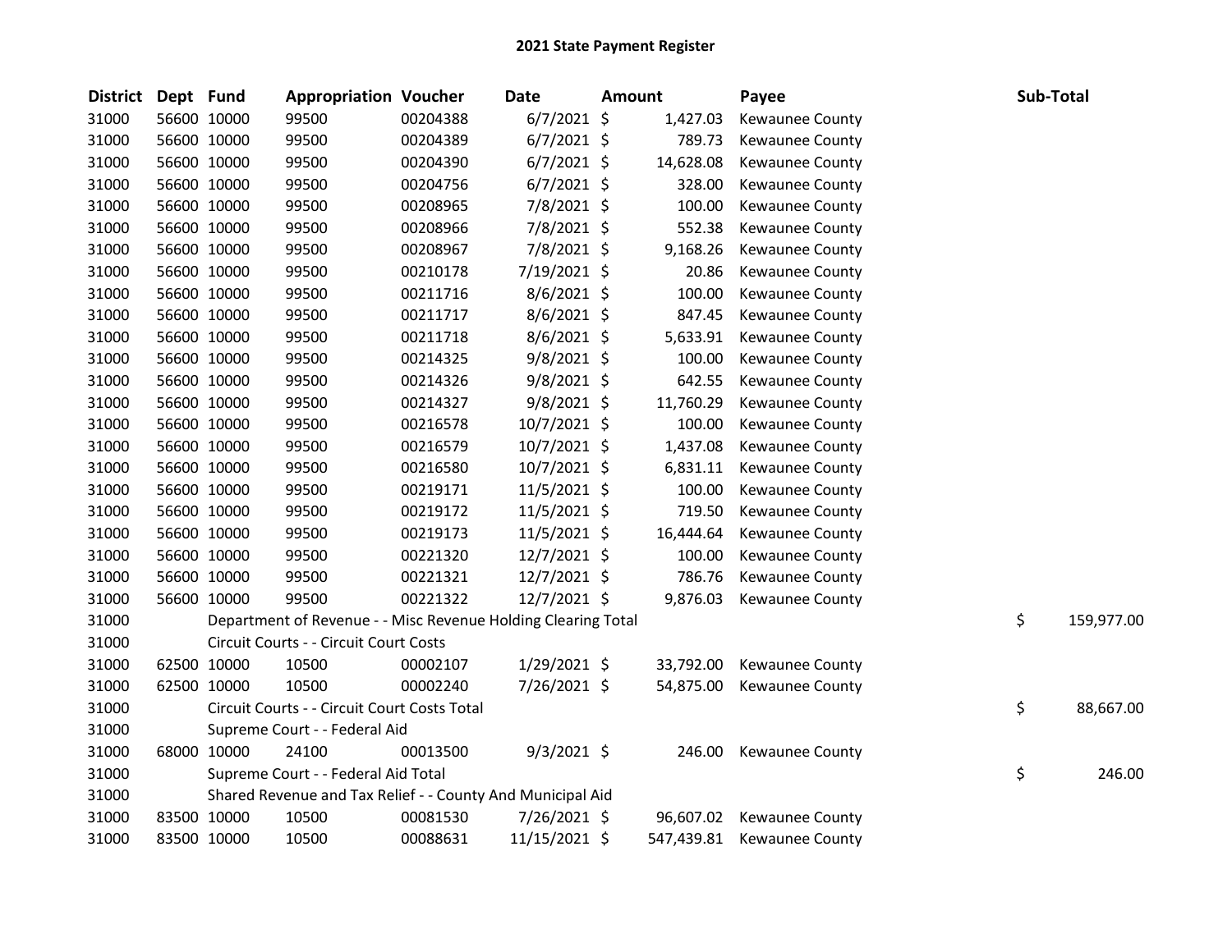# 2021 State Payment Register

| District | Dept | Fund | Appropriation | Voucher | Date | Amount | Payee | Sub-Total |
|---|---|---|---|---|---|---|---|---|
| 31000 | 56600 | 10000 | 99500 | 00204388 | 6/7/2021 | $ 1,427.03 | Kewaunee County | |
| 31000 | 56600 | 10000 | 99500 | 00204389 | 6/7/2021 | $ 789.73 | Kewaunee County | |
| 31000 | 56600 | 10000 | 99500 | 00204390 | 6/7/2021 | $ 14,628.08 | Kewaunee County | |
| 31000 | 56600 | 10000 | 99500 | 00204756 | 6/7/2021 | $ 328.00 | Kewaunee County | |
| 31000 | 56600 | 10000 | 99500 | 00208965 | 7/8/2021 | $ 100.00 | Kewaunee County | |
| 31000 | 56600 | 10000 | 99500 | 00208966 | 7/8/2021 | $ 552.38 | Kewaunee County | |
| 31000 | 56600 | 10000 | 99500 | 00208967 | 7/8/2021 | $ 9,168.26 | Kewaunee County | |
| 31000 | 56600 | 10000 | 99500 | 00210178 | 7/19/2021 | $ 20.86 | Kewaunee County | |
| 31000 | 56600 | 10000 | 99500 | 00211716 | 8/6/2021 | $ 100.00 | Kewaunee County | |
| 31000 | 56600 | 10000 | 99500 | 00211717 | 8/6/2021 | $ 847.45 | Kewaunee County | |
| 31000 | 56600 | 10000 | 99500 | 00211718 | 8/6/2021 | $ 5,633.91 | Kewaunee County | |
| 31000 | 56600 | 10000 | 99500 | 00214325 | 9/8/2021 | $ 100.00 | Kewaunee County | |
| 31000 | 56600 | 10000 | 99500 | 00214326 | 9/8/2021 | $ 642.55 | Kewaunee County | |
| 31000 | 56600 | 10000 | 99500 | 00214327 | 9/8/2021 | $ 11,760.29 | Kewaunee County | |
| 31000 | 56600 | 10000 | 99500 | 00216578 | 10/7/2021 | $ 100.00 | Kewaunee County | |
| 31000 | 56600 | 10000 | 99500 | 00216579 | 10/7/2021 | $ 1,437.08 | Kewaunee County | |
| 31000 | 56600 | 10000 | 99500 | 00216580 | 10/7/2021 | $ 6,831.11 | Kewaunee County | |
| 31000 | 56600 | 10000 | 99500 | 00219171 | 11/5/2021 | $ 100.00 | Kewaunee County | |
| 31000 | 56600 | 10000 | 99500 | 00219172 | 11/5/2021 | $ 719.50 | Kewaunee County | |
| 31000 | 56600 | 10000 | 99500 | 00219173 | 11/5/2021 | $ 16,444.64 | Kewaunee County | |
| 31000 | 56600 | 10000 | 99500 | 00221320 | 12/7/2021 | $ 100.00 | Kewaunee County | |
| 31000 | 56600 | 10000 | 99500 | 00221321 | 12/7/2021 | $ 786.76 | Kewaunee County | |
| 31000 | 56600 | 10000 | 99500 | 00221322 | 12/7/2021 | $ 9,876.03 | Kewaunee County | |
| 31000 | | | Department of Revenue - - Misc Revenue Holding Clearing Total | | | | | $ 159,977.00 |
| 31000 | | | Circuit Courts - - Circuit Court Costs | | | | | |
| 31000 | 62500 | 10000 | 10500 | 00002107 | 1/29/2021 | $ 33,792.00 | Kewaunee County | |
| 31000 | 62500 | 10000 | 10500 | 00002240 | 7/26/2021 | $ 54,875.00 | Kewaunee County | |
| 31000 | | | Circuit Courts - - Circuit Court Costs Total | | | | | $ 88,667.00 |
| 31000 | | | Supreme Court - - Federal Aid | | | | | |
| 31000 | 68000 | 10000 | 24100 | 00013500 | 9/3/2021 | $ 246.00 | Kewaunee County | |
| 31000 | | | Supreme Court - - Federal Aid Total | | | | | $ 246.00 |
| 31000 | | | Shared Revenue and Tax Relief - - County And Municipal Aid | | | | | |
| 31000 | 83500 | 10000 | 10500 | 00081530 | 7/26/2021 | $ 96,607.02 | Kewaunee County | |
| 31000 | 83500 | 10000 | 10500 | 00088631 | 11/15/2021 | $ 547,439.81 | Kewaunee County | |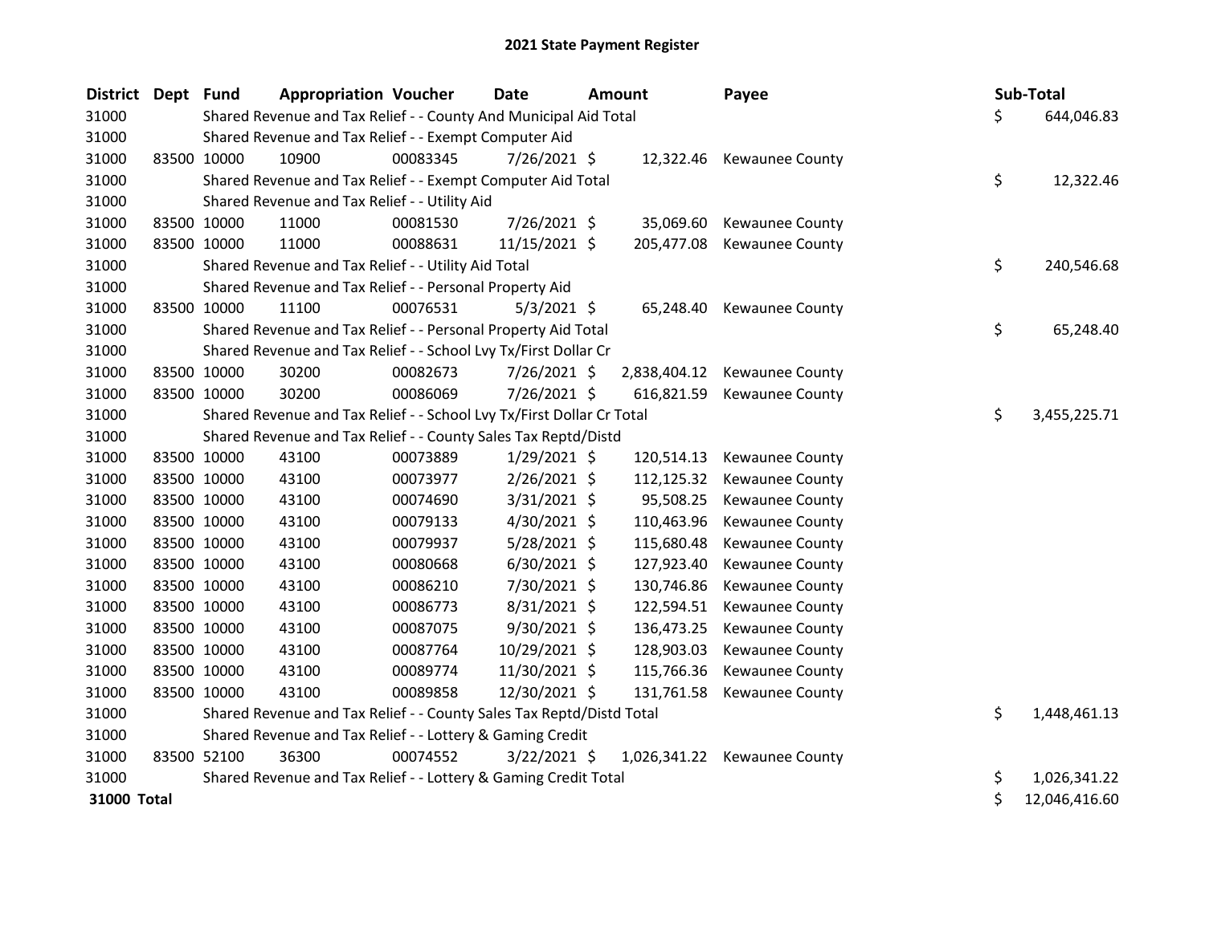# 2021 State Payment Register

| District | Dept | Fund | Appropriation | Voucher | Date | Amount | Payee | Sub-Total |
|---|---|---|---|---|---|---|---|---|
| 31000 | | Shared Revenue and Tax Relief - - County And Municipal Aid Total | | | | | | $ 644,046.83 |
| 31000 | | Shared Revenue and Tax Relief - - Exempt Computer Aid | | | | | | |
| 31000 | 83500 | 10000 | 10900 | 00083345 | 7/26/2021 | $ 12,322.46 | Kewaunee County | |
| 31000 | | Shared Revenue and Tax Relief - - Exempt Computer Aid Total | | | | | | $ 12,322.46 |
| 31000 | | Shared Revenue and Tax Relief - - Utility Aid | | | | | | |
| 31000 | 83500 | 10000 | 11000 | 00081530 | 7/26/2021 | $ 35,069.60 | Kewaunee County | |
| 31000 | 83500 | 10000 | 11000 | 00088631 | 11/15/2021 | $ 205,477.08 | Kewaunee County | |
| 31000 | | Shared Revenue and Tax Relief - - Utility Aid Total | | | | | | $ 240,546.68 |
| 31000 | | Shared Revenue and Tax Relief - - Personal Property Aid | | | | | | |
| 31000 | 83500 | 10000 | 11100 | 00076531 | 5/3/2021 | $ 65,248.40 | Kewaunee County | |
| 31000 | | Shared Revenue and Tax Relief - - Personal Property Aid Total | | | | | | $ 65,248.40 |
| 31000 | | Shared Revenue and Tax Relief - - School Lvy Tx/First Dollar Cr | | | | | | |
| 31000 | 83500 | 10000 | 30200 | 00082673 | 7/26/2021 | $ 2,838,404.12 | Kewaunee County | |
| 31000 | 83500 | 10000 | 30200 | 00086069 | 7/26/2021 | $ 616,821.59 | Kewaunee County | |
| 31000 | | Shared Revenue and Tax Relief - - School Lvy Tx/First Dollar Cr Total | | | | | | $ 3,455,225.71 |
| 31000 | | Shared Revenue and Tax Relief - - County Sales Tax Reptd/Distd | | | | | | |
| 31000 | 83500 | 10000 | 43100 | 00073889 | 1/29/2021 | $ 120,514.13 | Kewaunee County | |
| 31000 | 83500 | 10000 | 43100 | 00073977 | 2/26/2021 | $ 112,125.32 | Kewaunee County | |
| 31000 | 83500 | 10000 | 43100 | 00074690 | 3/31/2021 | $ 95,508.25 | Kewaunee County | |
| 31000 | 83500 | 10000 | 43100 | 00079133 | 4/30/2021 | $ 110,463.96 | Kewaunee County | |
| 31000 | 83500 | 10000 | 43100 | 00079937 | 5/28/2021 | $ 115,680.48 | Kewaunee County | |
| 31000 | 83500 | 10000 | 43100 | 00080668 | 6/30/2021 | $ 127,923.40 | Kewaunee County | |
| 31000 | 83500 | 10000 | 43100 | 00086210 | 7/30/2021 | $ 130,746.86 | Kewaunee County | |
| 31000 | 83500 | 10000 | 43100 | 00086773 | 8/31/2021 | $ 122,594.51 | Kewaunee County | |
| 31000 | 83500 | 10000 | 43100 | 00087075 | 9/30/2021 | $ 136,473.25 | Kewaunee County | |
| 31000 | 83500 | 10000 | 43100 | 00087764 | 10/29/2021 | $ 128,903.03 | Kewaunee County | |
| 31000 | 83500 | 10000 | 43100 | 00089774 | 11/30/2021 | $ 115,766.36 | Kewaunee County | |
| 31000 | 83500 | 10000 | 43100 | 00089858 | 12/30/2021 | $ 131,761.58 | Kewaunee County | |
| 31000 | | Shared Revenue and Tax Relief - - County Sales Tax Reptd/Distd Total | | | | | | $ 1,448,461.13 |
| 31000 | | Shared Revenue and Tax Relief - - Lottery & Gaming Credit | | | | | | |
| 31000 | 83500 | 52100 | 36300 | 00074552 | 3/22/2021 | $ 1,026,341.22 | Kewaunee County | |
| 31000 | | Shared Revenue and Tax Relief - - Lottery & Gaming Credit Total | | | | | | $ 1,026,341.22 |
| **31000 Total** | | | | | | | | $ 12,046,416.60 |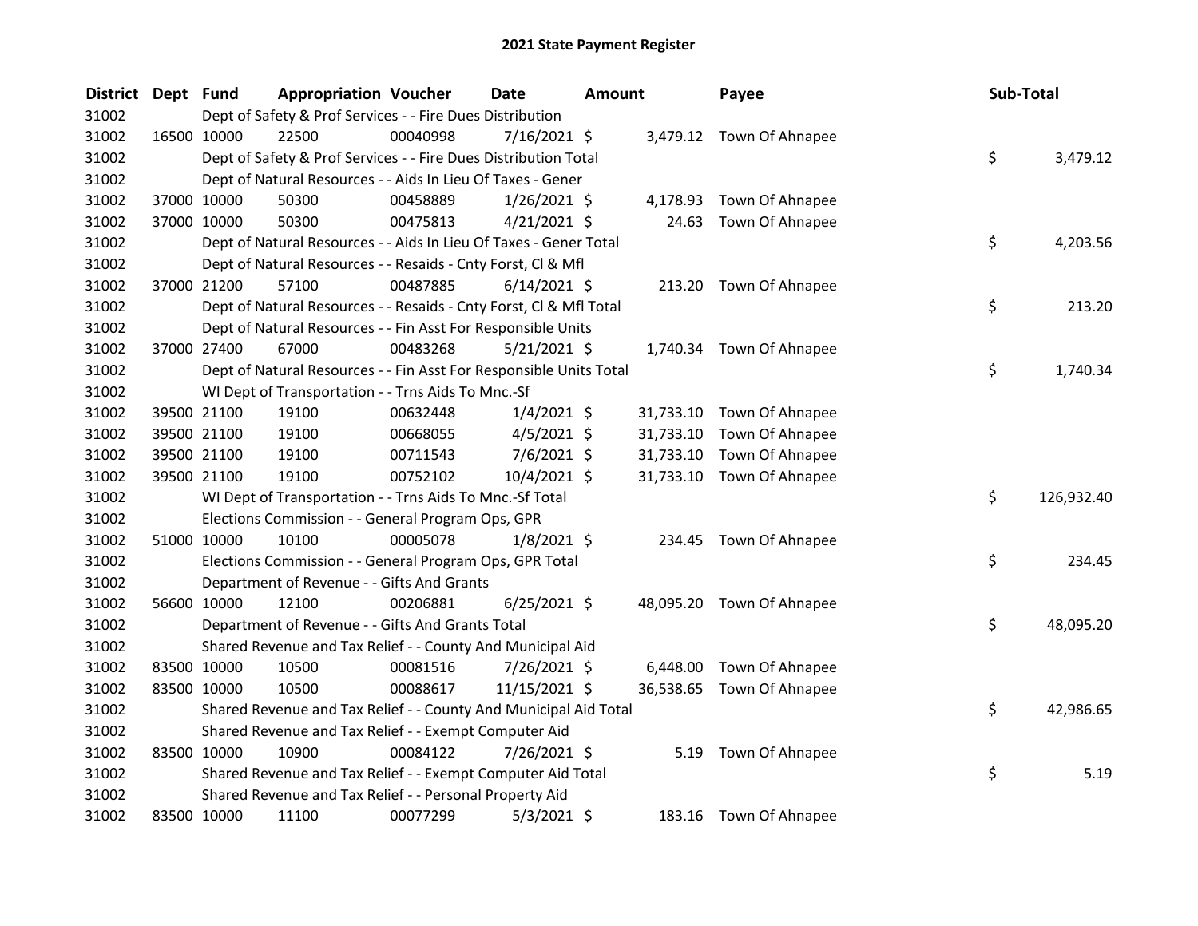# 2021 State Payment Register

| District | Dept | Fund | Appropriation | Voucher | Date | Amount | Payee | Sub-Total |
|---|---|---|---|---|---|---|---|---|
| 31002 | | | Dept of Safety & Prof Services - - Fire Dues Distribution | | | | | |
| 31002 | 16500 | 10000 | 22500 | 00040998 | 7/16/2021 | $ 3,479.12 | Town Of Ahnapee | |
| 31002 | | | Dept of Safety & Prof Services - - Fire Dues Distribution Total | | | | | $ 3,479.12 |
| 31002 | | | Dept of Natural Resources - - Aids In Lieu Of Taxes - Gener | | | | | |
| 31002 | 37000 | 10000 | 50300 | 00458889 | 1/26/2021 | $ 4,178.93 | Town Of Ahnapee | |
| 31002 | 37000 | 10000 | 50300 | 00475813 | 4/21/2021 | $ 24.63 | Town Of Ahnapee | |
| 31002 | | | Dept of Natural Resources - - Aids In Lieu Of Taxes - Gener Total | | | | | $ 4,203.56 |
| 31002 | | | Dept of Natural Resources - - Resaids - Cnty Forst, Cl & Mfl | | | | | |
| 31002 | 37000 | 21200 | 57100 | 00487885 | 6/14/2021 | $ 213.20 | Town Of Ahnapee | |
| 31002 | | | Dept of Natural Resources - - Resaids - Cnty Forst, Cl & Mfl Total | | | | | $ 213.20 |
| 31002 | | | Dept of Natural Resources - - Fin Asst For Responsible Units | | | | | |
| 31002 | 37000 | 27400 | 67000 | 00483268 | 5/21/2021 | $ 1,740.34 | Town Of Ahnapee | |
| 31002 | | | Dept of Natural Resources - - Fin Asst For Responsible Units Total | | | | | $ 1,740.34 |
| 31002 | | | WI Dept of Transportation - - Trns Aids To Mnc.-Sf | | | | | |
| 31002 | 39500 | 21100 | 19100 | 00632448 | 1/4/2021 | $ 31,733.10 | Town Of Ahnapee | |
| 31002 | 39500 | 21100 | 19100 | 00668055 | 4/5/2021 | $ 31,733.10 | Town Of Ahnapee | |
| 31002 | 39500 | 21100 | 19100 | 00711543 | 7/6/2021 | $ 31,733.10 | Town Of Ahnapee | |
| 31002 | 39500 | 21100 | 19100 | 00752102 | 10/4/2021 | $ 31,733.10 | Town Of Ahnapee | |
| 31002 | | | WI Dept of Transportation - - Trns Aids To Mnc.-Sf Total | | | | | $ 126,932.40 |
| 31002 | | | Elections Commission - - General Program Ops, GPR | | | | | |
| 31002 | 51000 | 10000 | 10100 | 00005078 | 1/8/2021 | $ 234.45 | Town Of Ahnapee | |
| 31002 | | | Elections Commission - - General Program Ops, GPR Total | | | | | $ 234.45 |
| 31002 | | | Department of Revenue - - Gifts And Grants | | | | | |
| 31002 | 56600 | 10000 | 12100 | 00206881 | 6/25/2021 | $ 48,095.20 | Town Of Ahnapee | |
| 31002 | | | Department of Revenue - - Gifts And Grants Total | | | | | $ 48,095.20 |
| 31002 | | | Shared Revenue and Tax Relief - - County And Municipal Aid | | | | | |
| 31002 | 83500 | 10000 | 10500 | 00081516 | 7/26/2021 | $ 6,448.00 | Town Of Ahnapee | |
| 31002 | 83500 | 10000 | 10500 | 00088617 | 11/15/2021 | $ 36,538.65 | Town Of Ahnapee | |
| 31002 | | | Shared Revenue and Tax Relief - - County And Municipal Aid Total | | | | | $ 42,986.65 |
| 31002 | | | Shared Revenue and Tax Relief - - Exempt Computer Aid | | | | | |
| 31002 | 83500 | 10000 | 10900 | 00084122 | 7/26/2021 | $ 5.19 | Town Of Ahnapee | |
| 31002 | | | Shared Revenue and Tax Relief - - Exempt Computer Aid Total | | | | | $ 5.19 |
| 31002 | | | Shared Revenue and Tax Relief - - Personal Property Aid | | | | | |
| 31002 | 83500 | 10000 | 11100 | 00077299 | 5/3/2021 | $ 183.16 | Town Of Ahnapee | |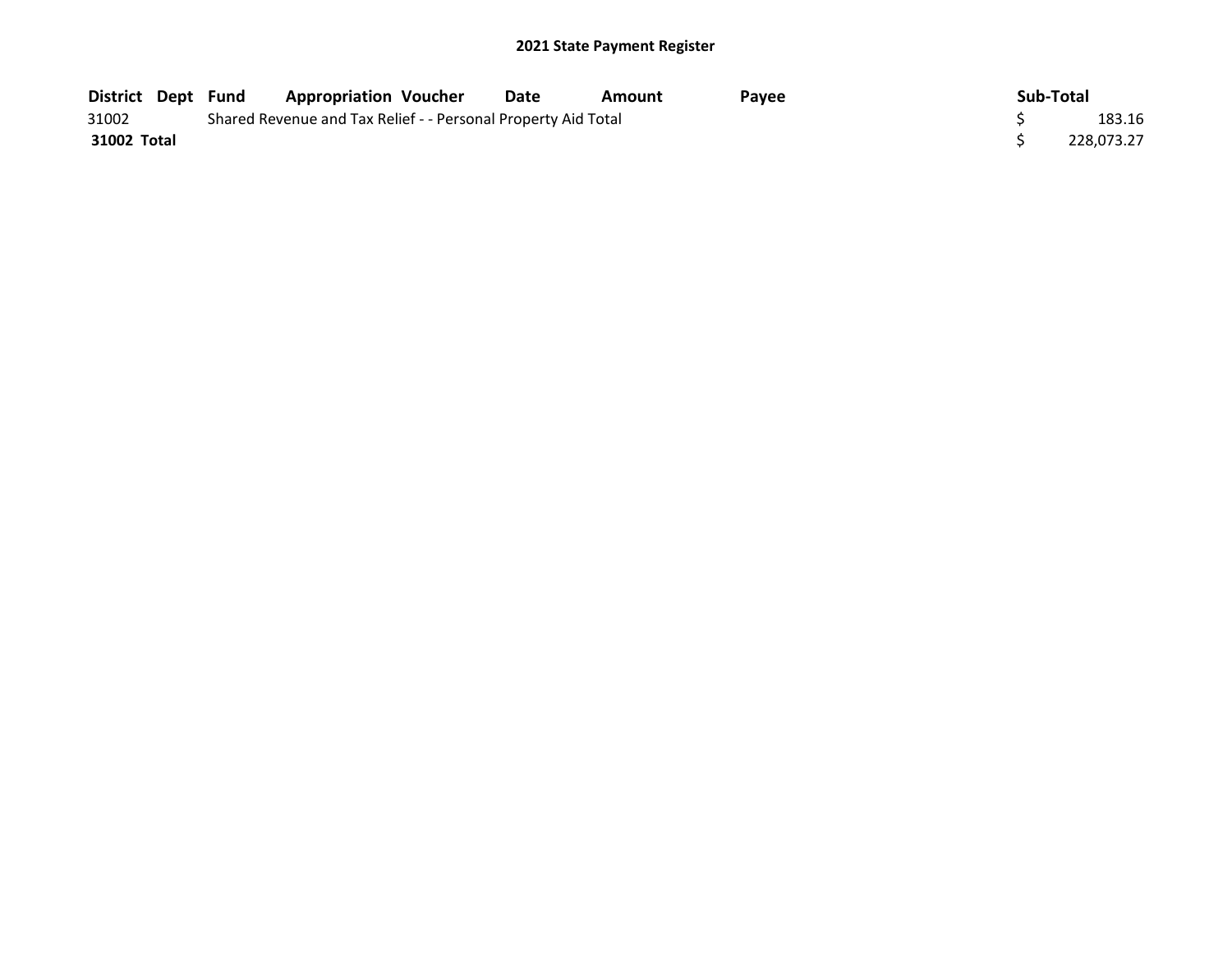## 2021 State Payment Register

| District | Dept | Fund | Appropriation | Voucher | Date | Amount | Payee | Sub-Total |
|---|---|---|---|---|---|---|---|---|
| 31002 | | Shared Revenue and Tax Relief - - Personal Property Aid Total | | | | | | $ 183.16 |
| **31002 Total** | | | | | | | | $ 228,073.27 |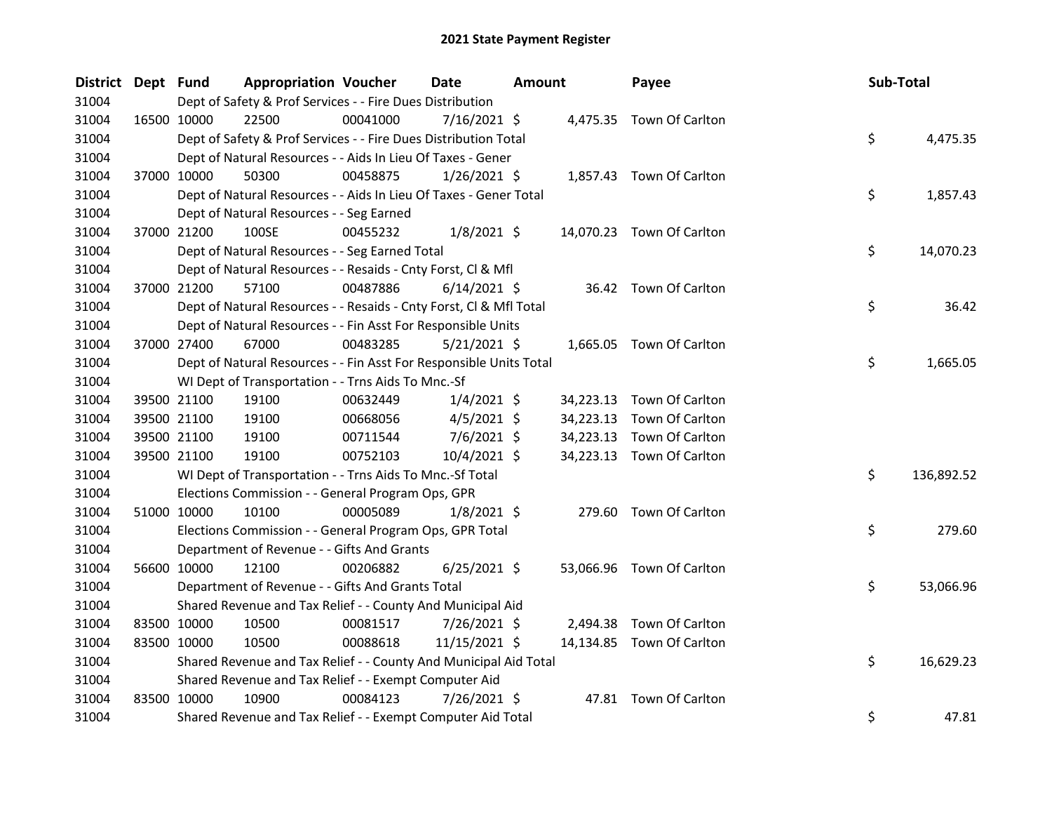# 2021 State Payment Register

| District | Dept | Fund | Appropriation | Voucher | Date | Amount | Payee | Sub-Total |
|---|---|---|---|---|---|---|---|---|
| 31004 | | Dept of Safety & Prof Services - - Fire Dues Distribution | | | | | | |
| 31004 | 16500 | 10000 | 22500 | 00041000 | 7/16/2021 | $ 4,475.35 | Town Of Carlton | |
| 31004 | | Dept of Safety & Prof Services - - Fire Dues Distribution Total | | | | | | $ 4,475.35 |
| 31004 | | Dept of Natural Resources - - Aids In Lieu Of Taxes - Gener | | | | | | |
| 31004 | 37000 | 10000 | 50300 | 00458875 | 1/26/2021 | $ 1,857.43 | Town Of Carlton | |
| 31004 | | Dept of Natural Resources - - Aids In Lieu Of Taxes - Gener Total | | | | | | $ 1,857.43 |
| 31004 | | Dept of Natural Resources - - Seg Earned | | | | | | |
| 31004 | 37000 | 21200 | 100SE | 00455232 | 1/8/2021 | $ 14,070.23 | Town Of Carlton | |
| 31004 | | Dept of Natural Resources - - Seg Earned Total | | | | | | $ 14,070.23 |
| 31004 | | Dept of Natural Resources - - Resaids - Cnty Forst, Cl & Mfl | | | | | | |
| 31004 | 37000 | 21200 | 57100 | 00487886 | 6/14/2021 | $ 36.42 | Town Of Carlton | |
| 31004 | | Dept of Natural Resources - - Resaids - Cnty Forst, Cl & Mfl Total | | | | | | $ 36.42 |
| 31004 | | Dept of Natural Resources - - Fin Asst For Responsible Units | | | | | | |
| 31004 | 37000 | 27400 | 67000 | 00483285 | 5/21/2021 | $ 1,665.05 | Town Of Carlton | |
| 31004 | | Dept of Natural Resources - - Fin Asst For Responsible Units Total | | | | | | $ 1,665.05 |
| 31004 | | WI Dept of Transportation - - Trns Aids To Mnc.-Sf | | | | | | |
| 31004 | 39500 | 21100 | 19100 | 00632449 | 1/4/2021 | $ 34,223.13 | Town Of Carlton | |
| 31004 | 39500 | 21100 | 19100 | 00668056 | 4/5/2021 | $ 34,223.13 | Town Of Carlton | |
| 31004 | 39500 | 21100 | 19100 | 00711544 | 7/6/2021 | $ 34,223.13 | Town Of Carlton | |
| 31004 | 39500 | 21100 | 19100 | 00752103 | 10/4/2021 | $ 34,223.13 | Town Of Carlton | |
| 31004 | | WI Dept of Transportation - - Trns Aids To Mnc.-Sf Total | | | | | | $ 136,892.52 |
| 31004 | | Elections Commission - - General Program Ops, GPR | | | | | | |
| 31004 | 51000 | 10000 | 10100 | 00005089 | 1/8/2021 | $ 279.60 | Town Of Carlton | |
| 31004 | | Elections Commission - - General Program Ops, GPR Total | | | | | | $ 279.60 |
| 31004 | | Department of Revenue - - Gifts And Grants | | | | | | |
| 31004 | 56600 | 10000 | 12100 | 00206882 | 6/25/2021 | $ 53,066.96 | Town Of Carlton | |
| 31004 | | Department of Revenue - - Gifts And Grants Total | | | | | | $ 53,066.96 |
| 31004 | | Shared Revenue and Tax Relief - - County And Municipal Aid | | | | | | |
| 31004 | 83500 | 10000 | 10500 | 00081517 | 7/26/2021 | $ 2,494.38 | Town Of Carlton | |
| 31004 | 83500 | 10000 | 10500 | 00088618 | 11/15/2021 | $ 14,134.85 | Town Of Carlton | |
| 31004 | | Shared Revenue and Tax Relief - - County And Municipal Aid Total | | | | | | $ 16,629.23 |
| 31004 | | Shared Revenue and Tax Relief - - Exempt Computer Aid | | | | | | |
| 31004 | 83500 | 10000 | 10900 | 00084123 | 7/26/2021 | $ 47.81 | Town Of Carlton | |
| 31004 | | Shared Revenue and Tax Relief - - Exempt Computer Aid Total | | | | | | $ 47.81 |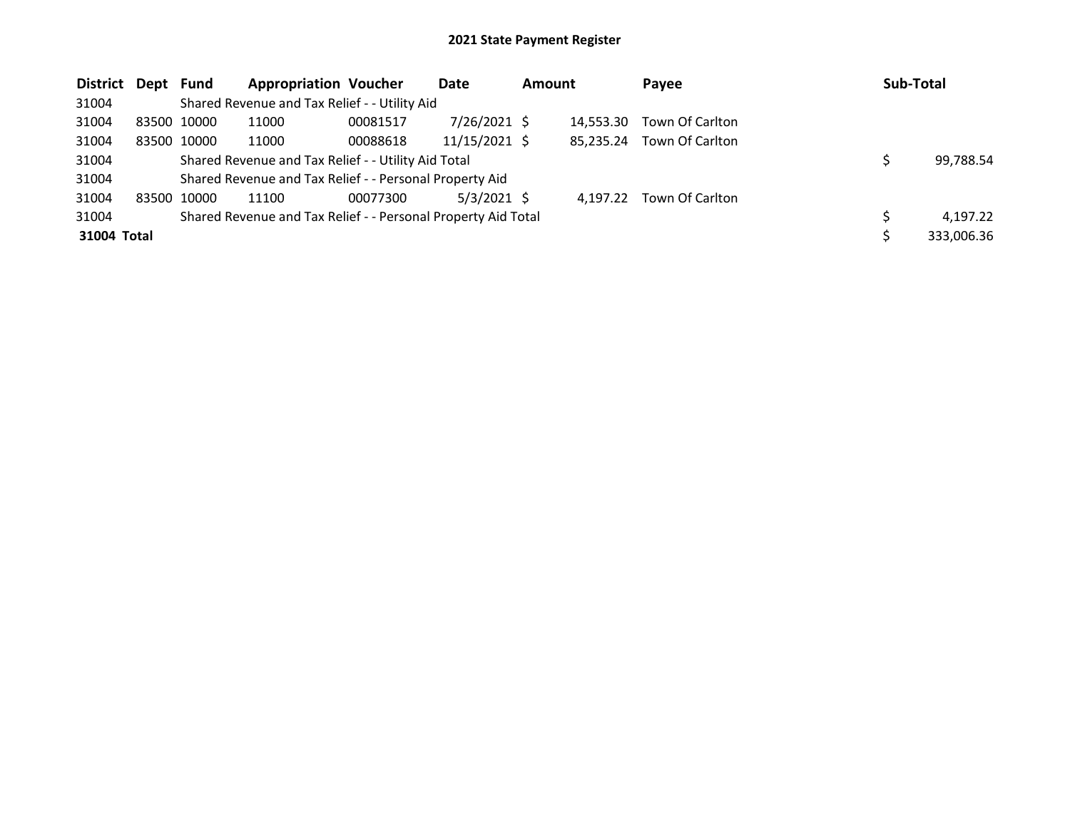# 2021 State Payment Register

| District | Dept | Fund | Appropriation | Voucher | Date | Amount | Payee | Sub-Total |
|---|---|---|---|---|---|---|---|---|
| 31004 | | Shared Revenue and Tax Relief - - Utility Aid | | | | | | |
| 31004 | 83500 | 10000 | 11000 | 00081517 | 7/26/2021 | $ 14,553.30 | Town Of Carlton | |
| 31004 | 83500 | 10000 | 11000 | 00088618 | 11/15/2021 | $ 85,235.24 | Town Of Carlton | |
| 31004 | | Shared Revenue and Tax Relief - - Utility Aid Total | | | | | | $ 99,788.54 |
| 31004 | | Shared Revenue and Tax Relief - - Personal Property Aid | | | | | | |
| 31004 | 83500 | 10000 | 11100 | 00077300 | 5/3/2021 | $ 4,197.22 | Town Of Carlton | |
| 31004 | | Shared Revenue and Tax Relief - - Personal Property Aid Total | | | | | | $ 4,197.22 |
| **31004 Total** | | | | | | | | $ 333,006.36 |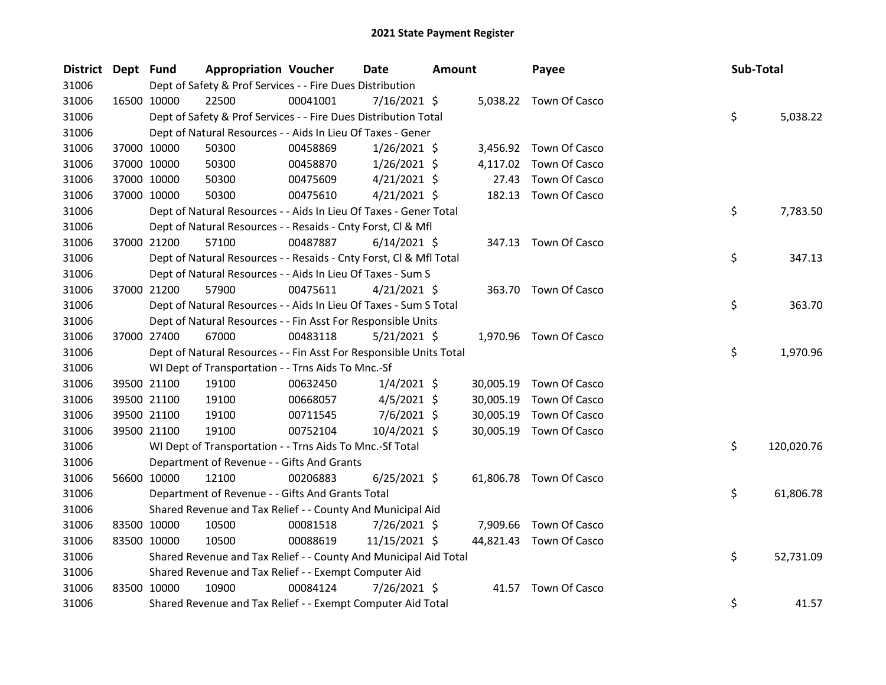# 2021 State Payment Register

| District | Dept | Fund | Appropriation | Voucher | Date | Amount | Payee | Sub-Total |
|---|---|---|---|---|---|---|---|---|
| 31006 | | Dept of Safety & Prof Services - - Fire Dues Distribution | | | | | | |
| 31006 | 16500 | 10000 | 22500 | 00041001 | 7/16/2021 | $ 5,038.22 | Town Of Casco | |
| 31006 | | Dept of Safety & Prof Services - - Fire Dues Distribution Total | | | | | | $ 5,038.22 |
| 31006 | | Dept of Natural Resources - - Aids In Lieu Of Taxes - Gener | | | | | | |
| 31006 | 37000 | 10000 | 50300 | 00458869 | 1/26/2021 | $ 3,456.92 | Town Of Casco | |
| 31006 | 37000 | 10000 | 50300 | 00458870 | 1/26/2021 | $ 4,117.02 | Town Of Casco | |
| 31006 | 37000 | 10000 | 50300 | 00475609 | 4/21/2021 | $ 27.43 | Town Of Casco | |
| 31006 | 37000 | 10000 | 50300 | 00475610 | 4/21/2021 | $ 182.13 | Town Of Casco | |
| 31006 | | Dept of Natural Resources - - Aids In Lieu Of Taxes - Gener Total | | | | | | $ 7,783.50 |
| 31006 | | Dept of Natural Resources - - Resaids - Cnty Forst, Cl & Mfl | | | | | | |
| 31006 | 37000 | 21200 | 57100 | 00487887 | 6/14/2021 | $ 347.13 | Town Of Casco | |
| 31006 | | Dept of Natural Resources - - Resaids - Cnty Forst, Cl & Mfl Total | | | | | | $ 347.13 |
| 31006 | | Dept of Natural Resources - - Aids In Lieu Of Taxes - Sum S | | | | | | |
| 31006 | 37000 | 21200 | 57900 | 00475611 | 4/21/2021 | $ 363.70 | Town Of Casco | |
| 31006 | | Dept of Natural Resources - - Aids In Lieu Of Taxes - Sum S Total | | | | | | $ 363.70 |
| 31006 | | Dept of Natural Resources - - Fin Asst For Responsible Units | | | | | | |
| 31006 | 37000 | 27400 | 67000 | 00483118 | 5/21/2021 | $ 1,970.96 | Town Of Casco | |
| 31006 | | Dept of Natural Resources - - Fin Asst For Responsible Units Total | | | | | | $ 1,970.96 |
| 31006 | | WI Dept of Transportation - - Trns Aids To Mnc.-Sf | | | | | | |
| 31006 | 39500 | 21100 | 19100 | 00632450 | 1/4/2021 | $ 30,005.19 | Town Of Casco | |
| 31006 | 39500 | 21100 | 19100 | 00668057 | 4/5/2021 | $ 30,005.19 | Town Of Casco | |
| 31006 | 39500 | 21100 | 19100 | 00711545 | 7/6/2021 | $ 30,005.19 | Town Of Casco | |
| 31006 | 39500 | 21100 | 19100 | 00752104 | 10/4/2021 | $ 30,005.19 | Town Of Casco | |
| 31006 | | WI Dept of Transportation - - Trns Aids To Mnc.-Sf Total | | | | | | $ 120,020.76 |
| 31006 | | Department of Revenue - - Gifts And Grants | | | | | | |
| 31006 | 56600 | 10000 | 12100 | 00206883 | 6/25/2021 | $ 61,806.78 | Town Of Casco | |
| 31006 | | Department of Revenue - - Gifts And Grants Total | | | | | | $ 61,806.78 |
| 31006 | | Shared Revenue and Tax Relief - - County And Municipal Aid | | | | | | |
| 31006 | 83500 | 10000 | 10500 | 00081518 | 7/26/2021 | $ 7,909.66 | Town Of Casco | |
| 31006 | 83500 | 10000 | 10500 | 00088619 | 11/15/2021 | $ 44,821.43 | Town Of Casco | |
| 31006 | | Shared Revenue and Tax Relief - - County And Municipal Aid Total | | | | | | $ 52,731.09 |
| 31006 | | Shared Revenue and Tax Relief - - Exempt Computer Aid | | | | | | |
| 31006 | 83500 | 10000 | 10900 | 00084124 | 7/26/2021 | $ 41.57 | Town Of Casco | |
| 31006 | | Shared Revenue and Tax Relief - - Exempt Computer Aid Total | | | | | | $ 41.57 |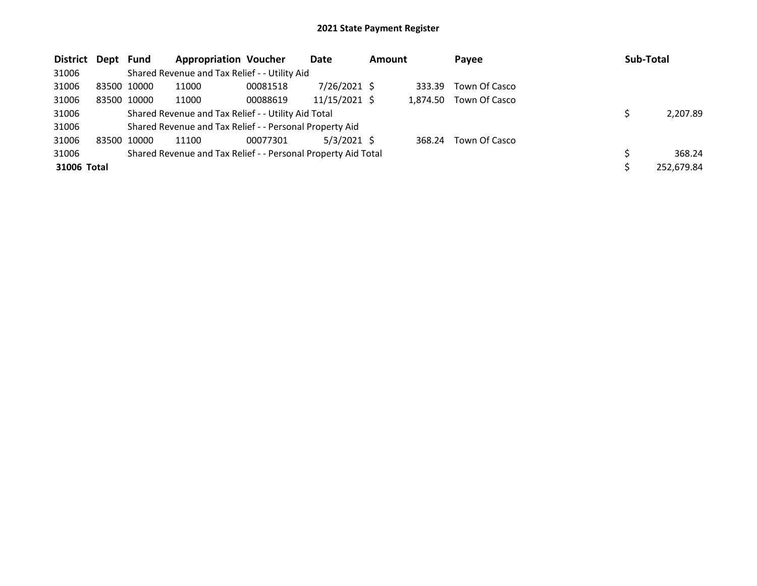# 2021 State Payment Register

| District | Dept | Fund | Appropriation | Voucher | Date | Amount | Payee | Sub-Total |
|---|---|---|---|---|---|---|---|---|
| 31006 | | Shared Revenue and Tax Relief - - Utility Aid | | | | | | |
| 31006 | 83500 | 10000 | 11000 | 00081518 | 7/26/2021 | $ 333.39 | Town Of Casco | |
| 31006 | 83500 | 10000 | 11000 | 00088619 | 11/15/2021 | $ 1,874.50 | Town Of Casco | |
| 31006 | | Shared Revenue and Tax Relief - - Utility Aid Total | | | | | | $ 2,207.89 |
| 31006 | | Shared Revenue and Tax Relief - - Personal Property Aid | | | | | | |
| 31006 | 83500 | 10000 | 11100 | 00077301 | 5/3/2021 | $ 368.24 | Town Of Casco | |
| 31006 | | Shared Revenue and Tax Relief - - Personal Property Aid Total | | | | | | $ 368.24 |
| **31006 Total** | | | | | | | | $ 252,679.84 |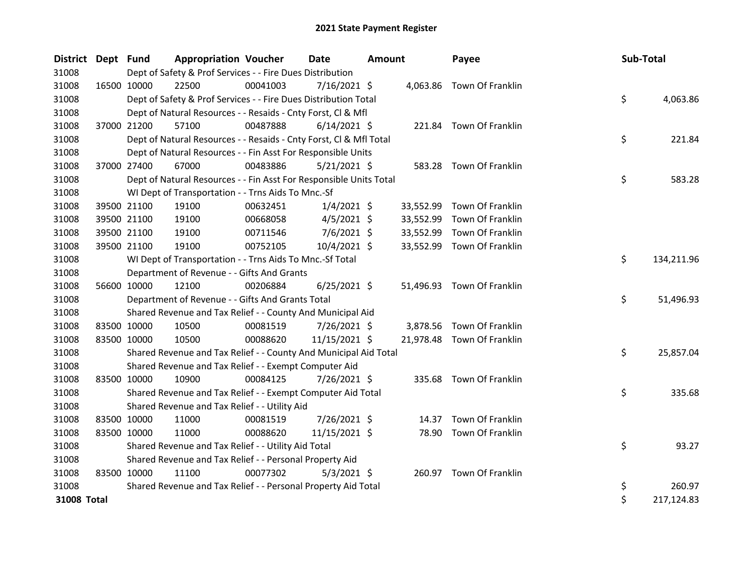# 2021 State Payment Register

| District | Dept | Fund | Appropriation | Voucher | Date | Amount | Payee | Sub-Total |
|---|---|---|---|---|---|---|---|---|
| 31008 | | Dept of Safety & Prof Services - - Fire Dues Distribution | | | | | | |
| 31008 | 16500 | 10000 | 22500 | 00041003 | 7/16/2021 | $ 4,063.86 | Town Of Franklin | |
| 31008 | | Dept of Safety & Prof Services - - Fire Dues Distribution Total | | | | | | $ 4,063.86 |
| 31008 | | Dept of Natural Resources - - Resaids - Cnty Forst, Cl & Mfl | | | | | | |
| 31008 | 37000 | 21200 | 57100 | 00487888 | 6/14/2021 | $ 221.84 | Town Of Franklin | |
| 31008 | | Dept of Natural Resources - - Resaids - Cnty Forst, Cl & Mfl Total | | | | | | $ 221.84 |
| 31008 | | Dept of Natural Resources - - Fin Asst For Responsible Units | | | | | | |
| 31008 | 37000 | 27400 | 67000 | 00483886 | 5/21/2021 | $ 583.28 | Town Of Franklin | |
| 31008 | | Dept of Natural Resources - - Fin Asst For Responsible Units Total | | | | | | $ 583.28 |
| 31008 | | WI Dept of Transportation - - Trns Aids To Mnc.-Sf | | | | | | |
| 31008 | 39500 | 21100 | 19100 | 00632451 | 1/4/2021 | $ 33,552.99 | Town Of Franklin | |
| 31008 | 39500 | 21100 | 19100 | 00668058 | 4/5/2021 | $ 33,552.99 | Town Of Franklin | |
| 31008 | 39500 | 21100 | 19100 | 00711546 | 7/6/2021 | $ 33,552.99 | Town Of Franklin | |
| 31008 | 39500 | 21100 | 19100 | 00752105 | 10/4/2021 | $ 33,552.99 | Town Of Franklin | |
| 31008 | | WI Dept of Transportation - - Trns Aids To Mnc.-Sf Total | | | | | | $ 134,211.96 |
| 31008 | | Department of Revenue - - Gifts And Grants | | | | | | |
| 31008 | 56600 | 10000 | 12100 | 00206884 | 6/25/2021 | $ 51,496.93 | Town Of Franklin | |
| 31008 | | Department of Revenue - - Gifts And Grants Total | | | | | | $ 51,496.93 |
| 31008 | | Shared Revenue and Tax Relief - - County And Municipal Aid | | | | | | |
| 31008 | 83500 | 10000 | 10500 | 00081519 | 7/26/2021 | $ 3,878.56 | Town Of Franklin | |
| 31008 | 83500 | 10000 | 10500 | 00088620 | 11/15/2021 | $ 21,978.48 | Town Of Franklin | |
| 31008 | | Shared Revenue and Tax Relief - - County And Municipal Aid Total | | | | | | $ 25,857.04 |
| 31008 | | Shared Revenue and Tax Relief - - Exempt Computer Aid | | | | | | |
| 31008 | 83500 | 10000 | 10900 | 00084125 | 7/26/2021 | $ 335.68 | Town Of Franklin | |
| 31008 | | Shared Revenue and Tax Relief - - Exempt Computer Aid Total | | | | | | $ 335.68 |
| 31008 | | Shared Revenue and Tax Relief - - Utility Aid | | | | | | |
| 31008 | 83500 | 10000 | 11000 | 00081519 | 7/26/2021 | $ 14.37 | Town Of Franklin | |
| 31008 | 83500 | 10000 | 11000 | 00088620 | 11/15/2021 | $ 78.90 | Town Of Franklin | |
| 31008 | | Shared Revenue and Tax Relief - - Utility Aid Total | | | | | | $ 93.27 |
| 31008 | | Shared Revenue and Tax Relief - - Personal Property Aid | | | | | | |
| 31008 | 83500 | 10000 | 11100 | 00077302 | 5/3/2021 | $ 260.97 | Town Of Franklin | |
| 31008 | | Shared Revenue and Tax Relief - - Personal Property Aid Total | | | | | | $ 260.97 |
| **31008 Total** | | | | | | | | $ 217,124.83 |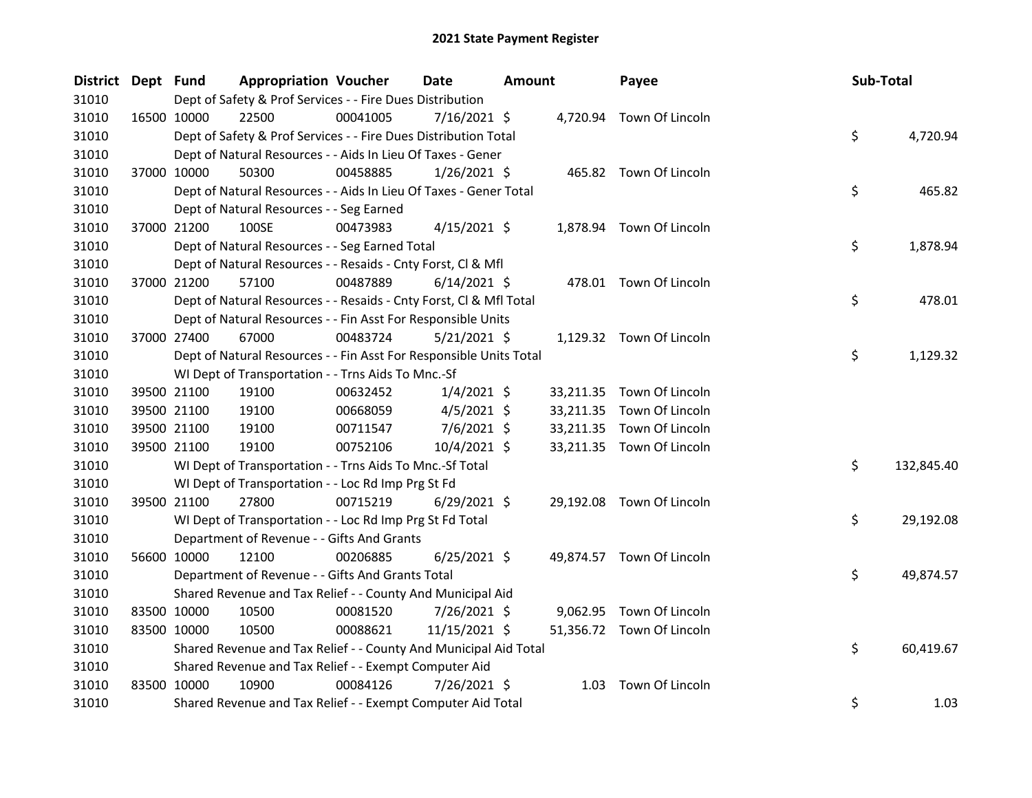# 2021 State Payment Register

| District | Dept | Fund | Appropriation | Voucher | Date | Amount | Payee | Sub-Total |
|---|---|---|---|---|---|---|---|---|
| 31010 | | Dept of Safety & Prof Services - - Fire Dues Distribution | | | | | | |
| 31010 | 16500 | 10000 | 22500 | 00041005 | 7/16/2021 | $ 4,720.94 | Town Of Lincoln | |
| 31010 | | Dept of Safety & Prof Services - - Fire Dues Distribution Total | | | | | | $ 4,720.94 |
| 31010 | | Dept of Natural Resources - - Aids In Lieu Of Taxes - Gener | | | | | | |
| 31010 | 37000 | 10000 | 50300 | 00458885 | 1/26/2021 | $ 465.82 | Town Of Lincoln | |
| 31010 | | Dept of Natural Resources - - Aids In Lieu Of Taxes - Gener Total | | | | | | $ 465.82 |
| 31010 | | Dept of Natural Resources - - Seg Earned | | | | | | |
| 31010 | 37000 | 21200 | 100SE | 00473983 | 4/15/2021 | $ 1,878.94 | Town Of Lincoln | |
| 31010 | | Dept of Natural Resources - - Seg Earned Total | | | | | | $ 1,878.94 |
| 31010 | | Dept of Natural Resources - - Resaids - Cnty Forst, Cl & Mfl | | | | | | |
| 31010 | 37000 | 21200 | 57100 | 00487889 | 6/14/2021 | $ 478.01 | Town Of Lincoln | |
| 31010 | | Dept of Natural Resources - - Resaids - Cnty Forst, Cl & Mfl Total | | | | | | $ 478.01 |
| 31010 | | Dept of Natural Resources - - Fin Asst For Responsible Units | | | | | | |
| 31010 | 37000 | 27400 | 67000 | 00483724 | 5/21/2021 | $ 1,129.32 | Town Of Lincoln | |
| 31010 | | Dept of Natural Resources - - Fin Asst For Responsible Units Total | | | | | | $ 1,129.32 |
| 31010 | | WI Dept of Transportation - - Trns Aids To Mnc.-Sf | | | | | | |
| 31010 | 39500 | 21100 | 19100 | 00632452 | 1/4/2021 | $ 33,211.35 | Town Of Lincoln | |
| 31010 | 39500 | 21100 | 19100 | 00668059 | 4/5/2021 | $ 33,211.35 | Town Of Lincoln | |
| 31010 | 39500 | 21100 | 19100 | 00711547 | 7/6/2021 | $ 33,211.35 | Town Of Lincoln | |
| 31010 | 39500 | 21100 | 19100 | 00752106 | 10/4/2021 | $ 33,211.35 | Town Of Lincoln | |
| 31010 | | WI Dept of Transportation - - Trns Aids To Mnc.-Sf Total | | | | | | $ 132,845.40 |
| 31010 | | WI Dept of Transportation - - Loc Rd Imp Prg St Fd | | | | | | |
| 31010 | 39500 | 21100 | 27800 | 00715219 | 6/29/2021 | $ 29,192.08 | Town Of Lincoln | |
| 31010 | | WI Dept of Transportation - - Loc Rd Imp Prg St Fd Total | | | | | | $ 29,192.08 |
| 31010 | | Department of Revenue - - Gifts And Grants | | | | | | |
| 31010 | 56600 | 10000 | 12100 | 00206885 | 6/25/2021 | $ 49,874.57 | Town Of Lincoln | |
| 31010 | | Department of Revenue - - Gifts And Grants Total | | | | | | $ 49,874.57 |
| 31010 | | Shared Revenue and Tax Relief - - County And Municipal Aid | | | | | | |
| 31010 | 83500 | 10000 | 10500 | 00081520 | 7/26/2021 | $ 9,062.95 | Town Of Lincoln | |
| 31010 | 83500 | 10000 | 10500 | 00088621 | 11/15/2021 | $ 51,356.72 | Town Of Lincoln | |
| 31010 | | Shared Revenue and Tax Relief - - County And Municipal Aid Total | | | | | | $ 60,419.67 |
| 31010 | | Shared Revenue and Tax Relief - - Exempt Computer Aid | | | | | | |
| 31010 | 83500 | 10000 | 10900 | 00084126 | 7/26/2021 | $ 1.03 | Town Of Lincoln | |
| 31010 | | Shared Revenue and Tax Relief - - Exempt Computer Aid Total | | | | | | $ 1.03 |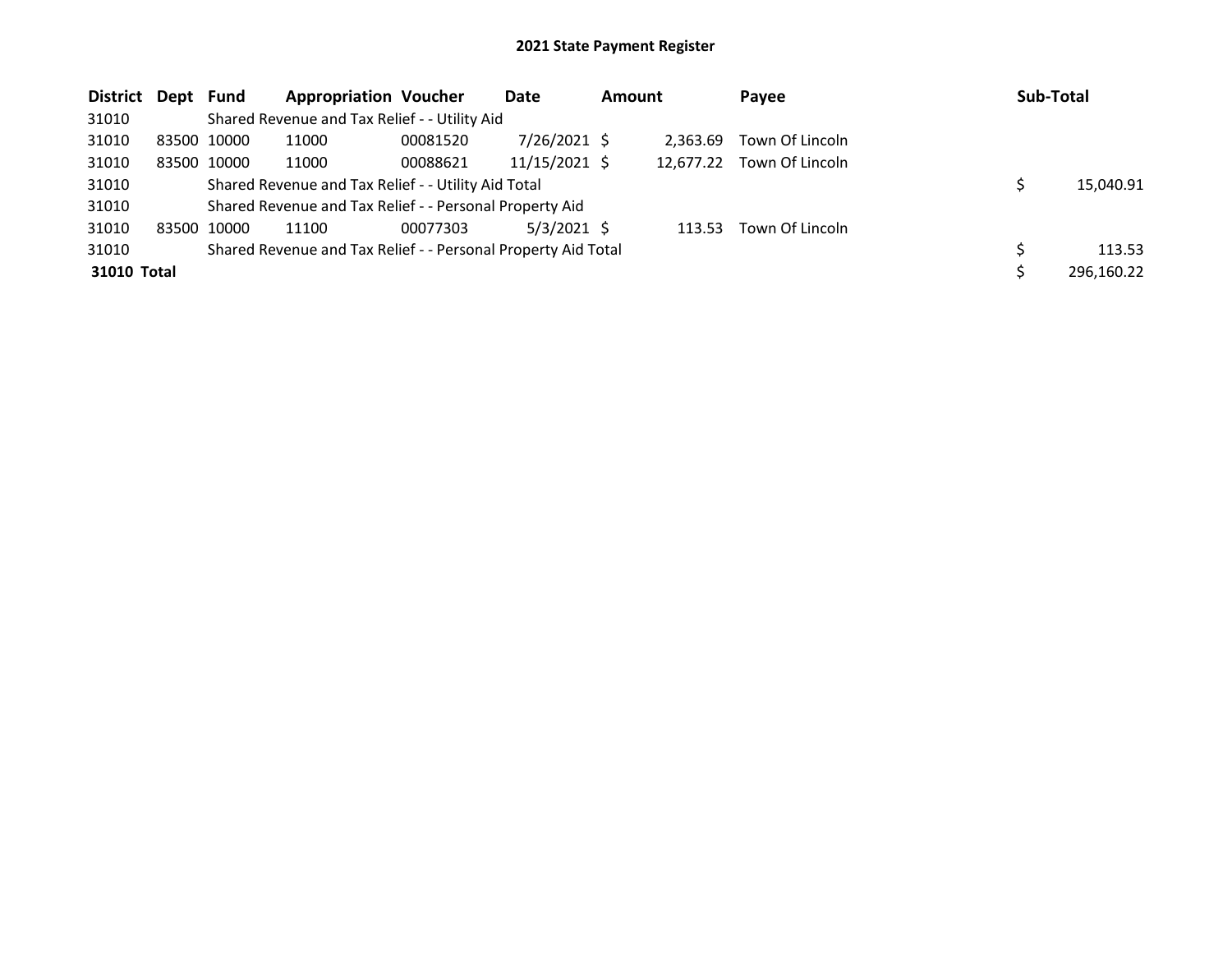# 2021 State Payment Register

| District | Dept | Fund | Appropriation | Voucher | Date | Amount | Payee | Sub-Total |
|---|---|---|---|---|---|---|---|---|
| 31010 | | Shared Revenue and Tax Relief - - Utility Aid | | | | | | |
| 31010 | 83500 | 10000 | 11000 | 00081520 | 7/26/2021 | $ 2,363.69 | Town Of Lincoln | |
| 31010 | 83500 | 10000 | 11000 | 00088621 | 11/15/2021 | $ 12,677.22 | Town Of Lincoln | |
| 31010 | | Shared Revenue and Tax Relief - - Utility Aid Total | | | | | | $ 15,040.91 |
| 31010 | | Shared Revenue and Tax Relief - - Personal Property Aid | | | | | | |
| 31010 | 83500 | 10000 | 11100 | 00077303 | 5/3/2021 | $ 113.53 | Town Of Lincoln | |
| 31010 | | Shared Revenue and Tax Relief - - Personal Property Aid Total | | | | | | $ 113.53 |
| **31010 Total** | | | | | | | | $ 296,160.22 |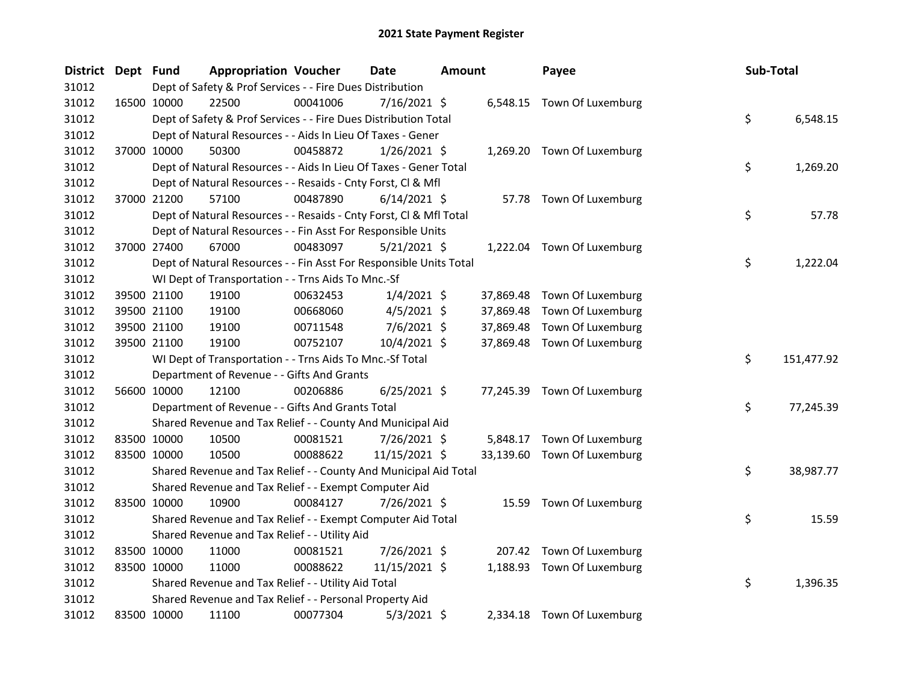# 2021 State Payment Register

| District | Dept | Fund | Appropriation | Voucher | Date | Amount | Payee | Sub-Total |
|---|---|---|---|---|---|---|---|---|
| 31012 | | Dept of Safety & Prof Services - - Fire Dues Distribution | | | | | | |
| 31012 | 16500 | 10000 | 22500 | 00041006 | 7/16/2021 | $ 6,548.15 | Town Of Luxemburg | |
| 31012 | | Dept of Safety & Prof Services - - Fire Dues Distribution Total | | | | | | $ 6,548.15 |
| 31012 | | Dept of Natural Resources - - Aids In Lieu Of Taxes - Gener | | | | | | |
| 31012 | 37000 | 10000 | 50300 | 00458872 | 1/26/2021 | $ 1,269.20 | Town Of Luxemburg | |
| 31012 | | Dept of Natural Resources - - Aids In Lieu Of Taxes - Gener Total | | | | | | $ 1,269.20 |
| 31012 | | Dept of Natural Resources - - Resaids - Cnty Forst, Cl & Mfl | | | | | | |
| 31012 | 37000 | 21200 | 57100 | 00487890 | 6/14/2021 | $ 57.78 | Town Of Luxemburg | |
| 31012 | | Dept of Natural Resources - - Resaids - Cnty Forst, Cl & Mfl Total | | | | | | $ 57.78 |
| 31012 | | Dept of Natural Resources - - Fin Asst For Responsible Units | | | | | | |
| 31012 | 37000 | 27400 | 67000 | 00483097 | 5/21/2021 | $ 1,222.04 | Town Of Luxemburg | |
| 31012 | | Dept of Natural Resources - - Fin Asst For Responsible Units Total | | | | | | $ 1,222.04 |
| 31012 | | WI Dept of Transportation - - Trns Aids To Mnc.-Sf | | | | | | |
| 31012 | 39500 | 21100 | 19100 | 00632453 | 1/4/2021 | $ 37,869.48 | Town Of Luxemburg | |
| 31012 | 39500 | 21100 | 19100 | 00668060 | 4/5/2021 | $ 37,869.48 | Town Of Luxemburg | |
| 31012 | 39500 | 21100 | 19100 | 00711548 | 7/6/2021 | $ 37,869.48 | Town Of Luxemburg | |
| 31012 | 39500 | 21100 | 19100 | 00752107 | 10/4/2021 | $ 37,869.48 | Town Of Luxemburg | |
| 31012 | | WI Dept of Transportation - - Trns Aids To Mnc.-Sf Total | | | | | | $ 151,477.92 |
| 31012 | | Department of Revenue - - Gifts And Grants | | | | | | |
| 31012 | 56600 | 10000 | 12100 | 00206886 | 6/25/2021 | $ 77,245.39 | Town Of Luxemburg | |
| 31012 | | Department of Revenue - - Gifts And Grants Total | | | | | | $ 77,245.39 |
| 31012 | | Shared Revenue and Tax Relief - - County And Municipal Aid | | | | | | |
| 31012 | 83500 | 10000 | 10500 | 00081521 | 7/26/2021 | $ 5,848.17 | Town Of Luxemburg | |
| 31012 | 83500 | 10000 | 10500 | 00088622 | 11/15/2021 | $ 33,139.60 | Town Of Luxemburg | |
| 31012 | | Shared Revenue and Tax Relief - - County And Municipal Aid Total | | | | | | $ 38,987.77 |
| 31012 | | Shared Revenue and Tax Relief - - Exempt Computer Aid | | | | | | |
| 31012 | 83500 | 10000 | 10900 | 00084127 | 7/26/2021 | $ 15.59 | Town Of Luxemburg | |
| 31012 | | Shared Revenue and Tax Relief - - Exempt Computer Aid Total | | | | | | $ 15.59 |
| 31012 | | Shared Revenue and Tax Relief - - Utility Aid | | | | | | |
| 31012 | 83500 | 10000 | 11000 | 00081521 | 7/26/2021 | $ 207.42 | Town Of Luxemburg | |
| 31012 | 83500 | 10000 | 11000 | 00088622 | 11/15/2021 | $ 1,188.93 | Town Of Luxemburg | |
| 31012 | | Shared Revenue and Tax Relief - - Utility Aid Total | | | | | | $ 1,396.35 |
| 31012 | | Shared Revenue and Tax Relief - - Personal Property Aid | | | | | | |
| 31012 | 83500 | 10000 | 11100 | 00077304 | 5/3/2021 | $ 2,334.18 | Town Of Luxemburg | |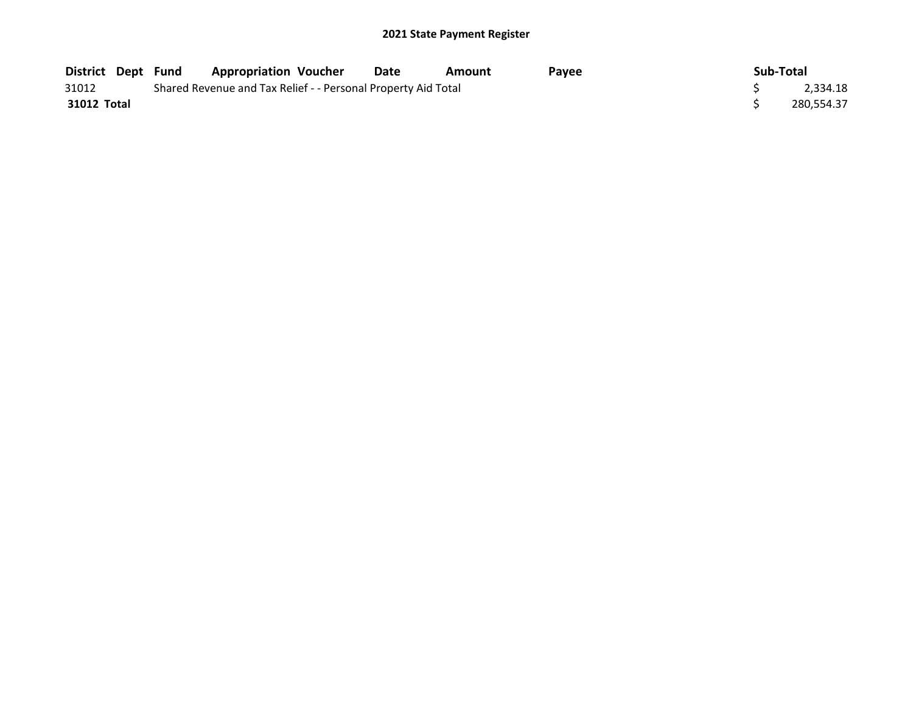## 2021 State Payment Register

| District | Dept | Fund | Appropriation | Voucher | Date | Amount | Payee | Sub-Total |
|---|---|---|---|---|---|---|---|---|
| 31012 | | Shared Revenue and Tax Relief - - Personal Property Aid Total | | | | | | $ 2,334.18 |
| **31012 Total** | | | | | | | | $ 280,554.37 |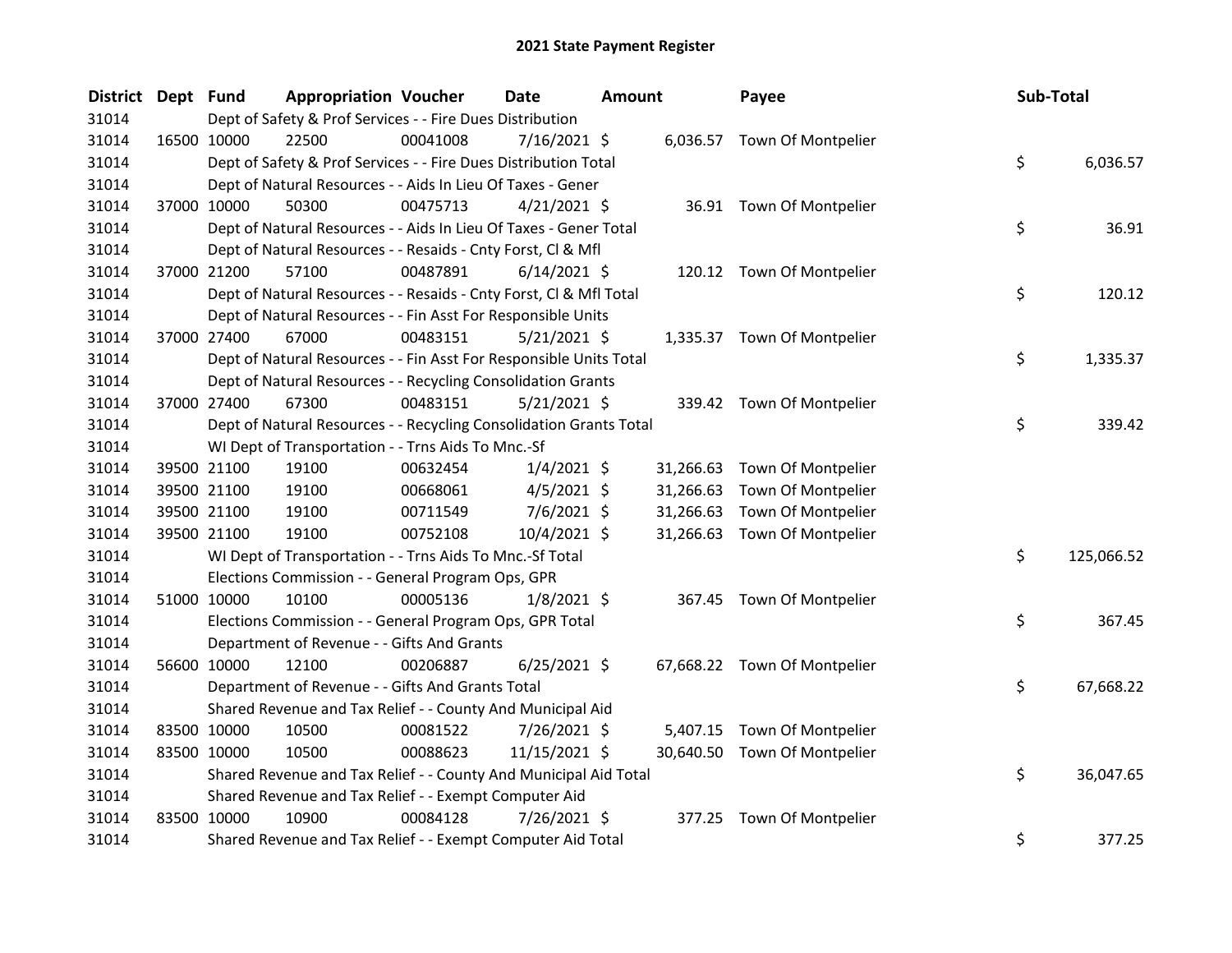# 2021 State Payment Register

| District | Dept | Fund | Appropriation | Voucher | Date | Amount | Payee | Sub-Total |
|---|---|---|---|---|---|---|---|---|
| 31014 | | Dept of Safety & Prof Services - - Fire Dues Distribution | | | | | | |
| 31014 | 16500 | 10000 | 22500 | 00041008 | 7/16/2021 | $ 6,036.57 | Town Of Montpelier | |
| 31014 | | Dept of Safety & Prof Services - - Fire Dues Distribution Total | | | | | | $ 6,036.57 |
| 31014 | | Dept of Natural Resources - - Aids In Lieu Of Taxes - Gener | | | | | | |
| 31014 | 37000 | 10000 | 50300 | 00475713 | 4/21/2021 | $ 36.91 | Town Of Montpelier | |
| 31014 | | Dept of Natural Resources - - Aids In Lieu Of Taxes - Gener Total | | | | | | $ 36.91 |
| 31014 | | Dept of Natural Resources - - Resaids - Cnty Forst, Cl & Mfl | | | | | | |
| 31014 | 37000 | 21200 | 57100 | 00487891 | 6/14/2021 | $ 120.12 | Town Of Montpelier | |
| 31014 | | Dept of Natural Resources - - Resaids - Cnty Forst, Cl & Mfl Total | | | | | | $ 120.12 |
| 31014 | | Dept of Natural Resources - - Fin Asst For Responsible Units | | | | | | |
| 31014 | 37000 | 27400 | 67000 | 00483151 | 5/21/2021 | $ 1,335.37 | Town Of Montpelier | |
| 31014 | | Dept of Natural Resources - - Fin Asst For Responsible Units Total | | | | | | $ 1,335.37 |
| 31014 | | Dept of Natural Resources - - Recycling Consolidation Grants | | | | | | |
| 31014 | 37000 | 27400 | 67300 | 00483151 | 5/21/2021 | $ 339.42 | Town Of Montpelier | |
| 31014 | | Dept of Natural Resources - - Recycling Consolidation Grants Total | | | | | | $ 339.42 |
| 31014 | | WI Dept of Transportation - - Trns Aids To Mnc.-Sf | | | | | | |
| 31014 | 39500 | 21100 | 19100 | 00632454 | 1/4/2021 | $ 31,266.63 | Town Of Montpelier | |
| 31014 | 39500 | 21100 | 19100 | 00668061 | 4/5/2021 | $ 31,266.63 | Town Of Montpelier | |
| 31014 | 39500 | 21100 | 19100 | 00711549 | 7/6/2021 | $ 31,266.63 | Town Of Montpelier | |
| 31014 | 39500 | 21100 | 19100 | 00752108 | 10/4/2021 | $ 31,266.63 | Town Of Montpelier | |
| 31014 | | WI Dept of Transportation - - Trns Aids To Mnc.-Sf Total | | | | | | $ 125,066.52 |
| 31014 | | Elections Commission - - General Program Ops, GPR | | | | | | |
| 31014 | 51000 | 10000 | 10100 | 00005136 | 1/8/2021 | $ 367.45 | Town Of Montpelier | |
| 31014 | | Elections Commission - - General Program Ops, GPR Total | | | | | | $ 367.45 |
| 31014 | | Department of Revenue - - Gifts And Grants | | | | | | |
| 31014 | 56600 | 10000 | 12100 | 00206887 | 6/25/2021 | $ 67,668.22 | Town Of Montpelier | |
| 31014 | | Department of Revenue - - Gifts And Grants Total | | | | | | $ 67,668.22 |
| 31014 | | Shared Revenue and Tax Relief - - County And Municipal Aid | | | | | | |
| 31014 | 83500 | 10000 | 10500 | 00081522 | 7/26/2021 | $ 5,407.15 | Town Of Montpelier | |
| 31014 | 83500 | 10000 | 10500 | 00088623 | 11/15/2021 | $ 30,640.50 | Town Of Montpelier | |
| 31014 | | Shared Revenue and Tax Relief - - County And Municipal Aid Total | | | | | | $ 36,047.65 |
| 31014 | | Shared Revenue and Tax Relief - - Exempt Computer Aid | | | | | | |
| 31014 | 83500 | 10000 | 10900 | 00084128 | 7/26/2021 | $ 377.25 | Town Of Montpelier | |
| 31014 | | Shared Revenue and Tax Relief - - Exempt Computer Aid Total | | | | | | $ 377.25 |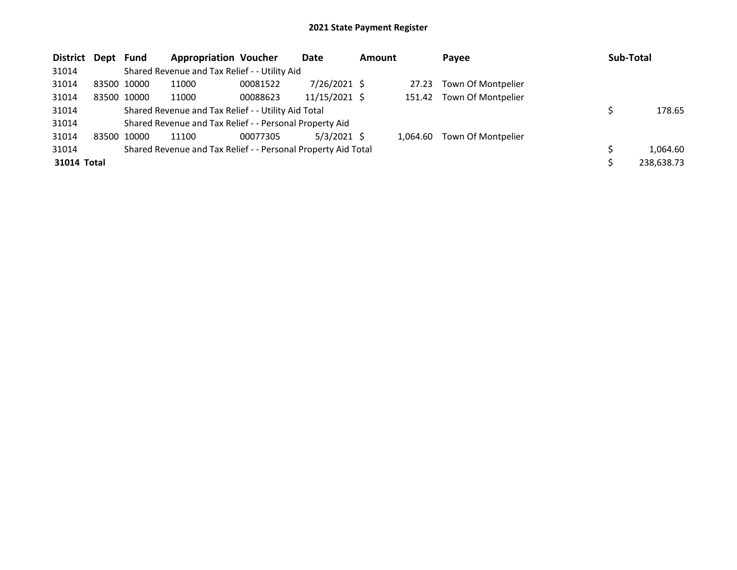## 2021 State Payment Register

| District | Dept | Fund | Appropriation | Voucher | Date | Amount | Payee | Sub-Total |
|---|---|---|---|---|---|---|---|---|
| 31014 | | Shared Revenue and Tax Relief - - Utility Aid | | | | | | |
| 31014 | 83500 | 10000 | 11000 | 00081522 | 7/26/2021 | $ 27.23 | Town Of Montpelier | |
| 31014 | 83500 | 10000 | 11000 | 00088623 | 11/15/2021 | $ 151.42 | Town Of Montpelier | |
| 31014 | | Shared Revenue and Tax Relief - - Utility Aid Total | | | | | | $ 178.65 |
| 31014 | | Shared Revenue and Tax Relief - - Personal Property Aid | | | | | | |
| 31014 | 83500 | 10000 | 11100 | 00077305 | 5/3/2021 | $ 1,064.60 | Town Of Montpelier | |
| 31014 | | Shared Revenue and Tax Relief - - Personal Property Aid Total | | | | | | $ 1,064.60 |
| **31014 Total** | | | | | | | | $ 238,638.73 |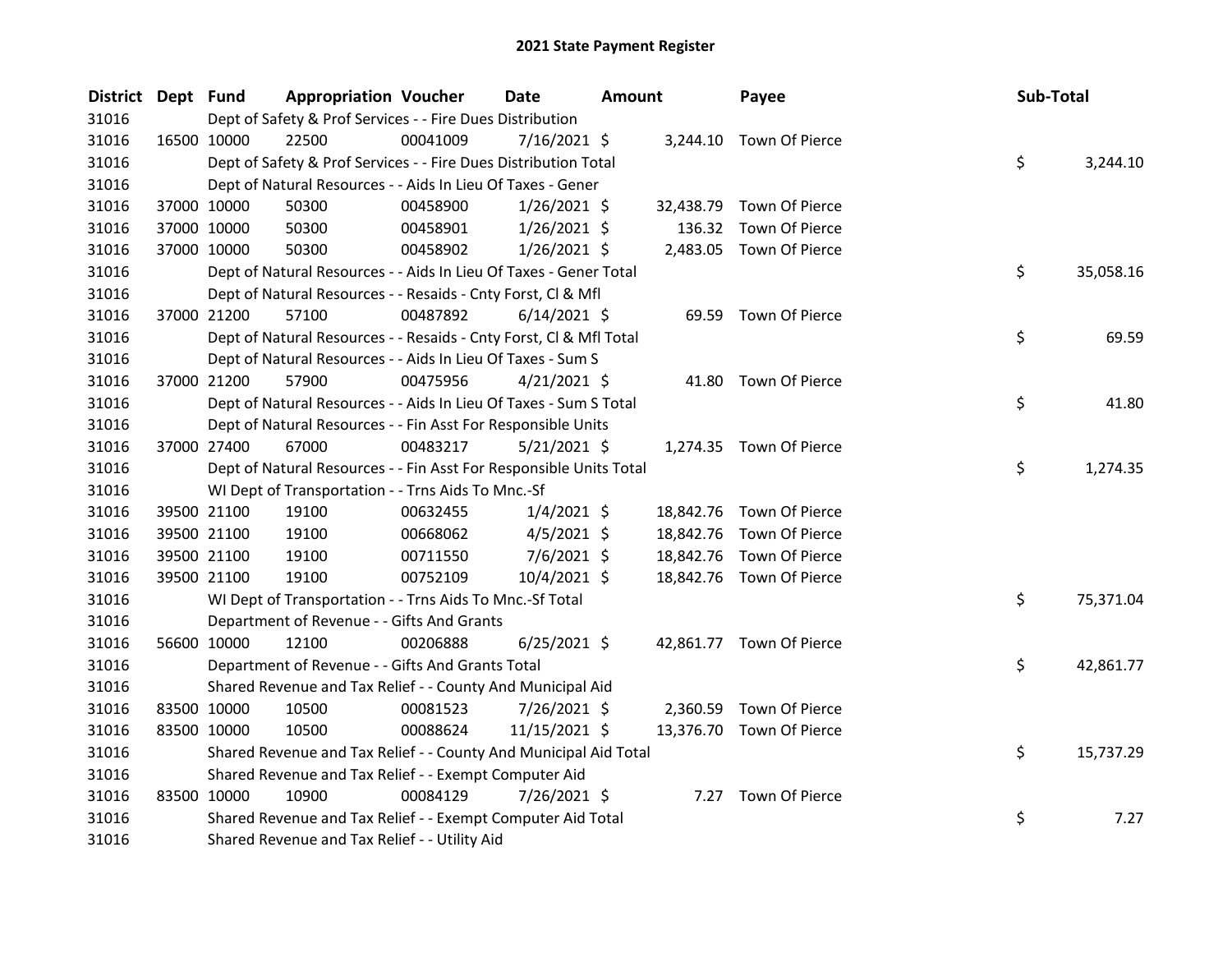# 2021 State Payment Register

| District | Dept | Fund | Appropriation | Voucher | Date | Amount | Payee | Sub-Total |
|---|---|---|---|---|---|---|---|---|
| 31016 | | | Dept of Safety & Prof Services - - Fire Dues Distribution | | | | | |
| 31016 | 16500 | 10000 | 22500 | 00041009 | 7/16/2021 | $ 3,244.10 | Town Of Pierce | |
| 31016 | | | Dept of Safety & Prof Services - - Fire Dues Distribution Total | | | | | $ 3,244.10 |
| 31016 | | | Dept of Natural Resources - - Aids In Lieu Of Taxes - Gener | | | | | |
| 31016 | 37000 | 10000 | 50300 | 00458900 | 1/26/2021 | $ 32,438.79 | Town Of Pierce | |
| 31016 | 37000 | 10000 | 50300 | 00458901 | 1/26/2021 | $ 136.32 | Town Of Pierce | |
| 31016 | 37000 | 10000 | 50300 | 00458902 | 1/26/2021 | $ 2,483.05 | Town Of Pierce | |
| 31016 | | | Dept of Natural Resources - - Aids In Lieu Of Taxes - Gener Total | | | | | $ 35,058.16 |
| 31016 | | | Dept of Natural Resources - - Resaids - Cnty Forst, Cl & Mfl | | | | | |
| 31016 | 37000 | 21200 | 57100 | 00487892 | 6/14/2021 | $ 69.59 | Town Of Pierce | |
| 31016 | | | Dept of Natural Resources - - Resaids - Cnty Forst, Cl & Mfl Total | | | | | $ 69.59 |
| 31016 | | | Dept of Natural Resources - - Aids In Lieu Of Taxes - Sum S | | | | | |
| 31016 | 37000 | 21200 | 57900 | 00475956 | 4/21/2021 | $ 41.80 | Town Of Pierce | |
| 31016 | | | Dept of Natural Resources - - Aids In Lieu Of Taxes - Sum S Total | | | | | $ 41.80 |
| 31016 | | | Dept of Natural Resources - - Fin Asst For Responsible Units | | | | | |
| 31016 | 37000 | 27400 | 67000 | 00483217 | 5/21/2021 | $ 1,274.35 | Town Of Pierce | |
| 31016 | | | Dept of Natural Resources - - Fin Asst For Responsible Units Total | | | | | $ 1,274.35 |
| 31016 | | | WI Dept of Transportation - - Trns Aids To Mnc.-Sf | | | | | |
| 31016 | 39500 | 21100 | 19100 | 00632455 | 1/4/2021 | $ 18,842.76 | Town Of Pierce | |
| 31016 | 39500 | 21100 | 19100 | 00668062 | 4/5/2021 | $ 18,842.76 | Town Of Pierce | |
| 31016 | 39500 | 21100 | 19100 | 00711550 | 7/6/2021 | $ 18,842.76 | Town Of Pierce | |
| 31016 | 39500 | 21100 | 19100 | 00752109 | 10/4/2021 | $ 18,842.76 | Town Of Pierce | |
| 31016 | | | WI Dept of Transportation - - Trns Aids To Mnc.-Sf Total | | | | | $ 75,371.04 |
| 31016 | | | Department of Revenue - - Gifts And Grants | | | | | |
| 31016 | 56600 | 10000 | 12100 | 00206888 | 6/25/2021 | $ 42,861.77 | Town Of Pierce | |
| 31016 | | | Department of Revenue - - Gifts And Grants Total | | | | | $ 42,861.77 |
| 31016 | | | Shared Revenue and Tax Relief - - County And Municipal Aid | | | | | |
| 31016 | 83500 | 10000 | 10500 | 00081523 | 7/26/2021 | $ 2,360.59 | Town Of Pierce | |
| 31016 | 83500 | 10000 | 10500 | 00088624 | 11/15/2021 | $ 13,376.70 | Town Of Pierce | |
| 31016 | | | Shared Revenue and Tax Relief - - County And Municipal Aid Total | | | | | $ 15,737.29 |
| 31016 | | | Shared Revenue and Tax Relief - - Exempt Computer Aid | | | | | |
| 31016 | 83500 | 10000 | 10900 | 00084129 | 7/26/2021 | $ 7.27 | Town Of Pierce | |
| 31016 | | | Shared Revenue and Tax Relief - - Exempt Computer Aid Total | | | | | $ 7.27 |
| 31016 | | | Shared Revenue and Tax Relief - - Utility Aid | | | | | |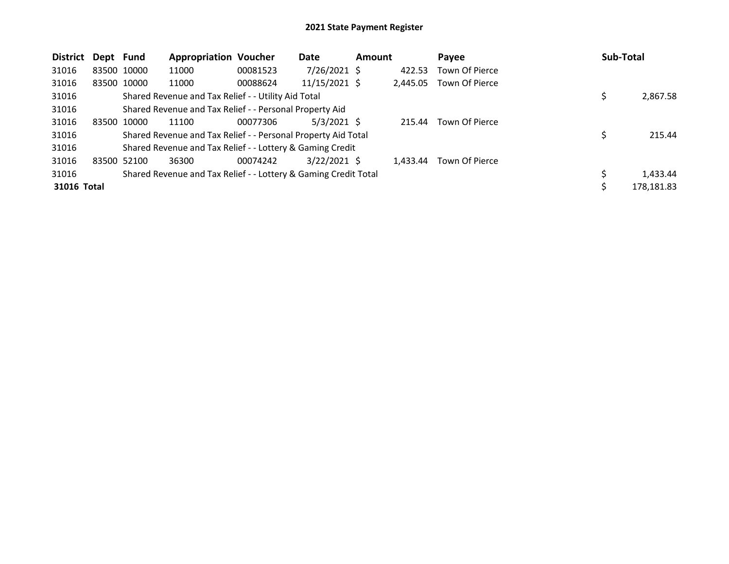# 2021 State Payment Register

| District | Dept | Fund | Appropriation | Voucher | Date | Amount | Payee | Sub-Total |
|---|---|---|---|---|---|---|---|---|
| 31016 | 83500 | 10000 | 11000 | 00081523 | 7/26/2021 | $ 422.53 | Town Of Pierce | |
| 31016 | 83500 | 10000 | 11000 | 00088624 | 11/15/2021 | $ 2,445.05 | Town Of Pierce | |
| 31016 | | Shared Revenue and Tax Relief - - Utility Aid Total | | | | | | $ 2,867.58 |
| 31016 | | Shared Revenue and Tax Relief - - Personal Property Aid | | | | | | |
| 31016 | 83500 | 10000 | 11100 | 00077306 | 5/3/2021 | $ 215.44 | Town Of Pierce | |
| 31016 | | Shared Revenue and Tax Relief - - Personal Property Aid Total | | | | | | $ 215.44 |
| 31016 | | Shared Revenue and Tax Relief - - Lottery & Gaming Credit | | | | | | |
| 31016 | 83500 | 52100 | 36300 | 00074242 | 3/22/2021 | $ 1,433.44 | Town Of Pierce | |
| 31016 | | Shared Revenue and Tax Relief - - Lottery & Gaming Credit Total | | | | | | $ 1,433.44 |
| **31016 Total** | | | | | | | | $ 178,181.83 |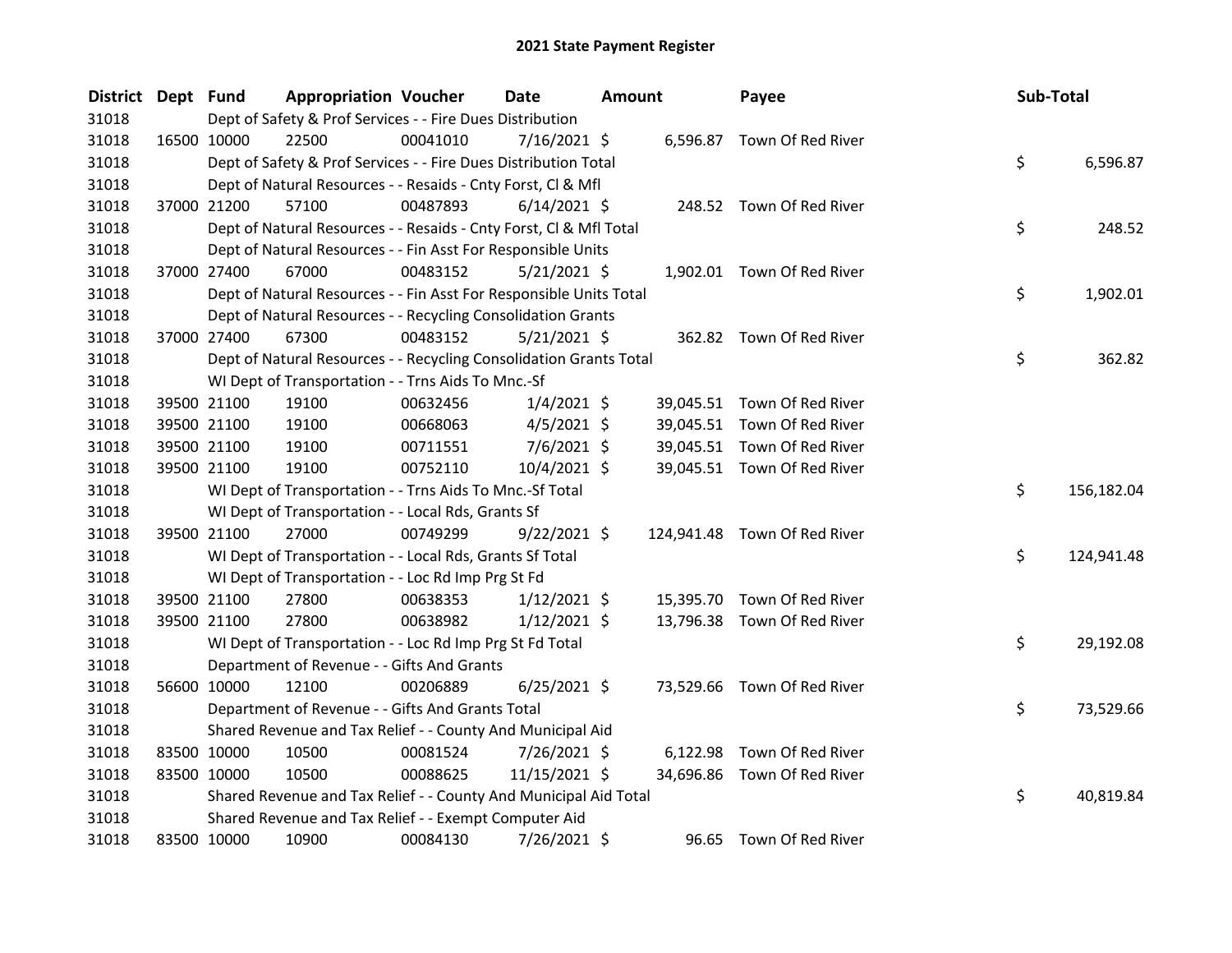# 2021 State Payment Register

| District | Dept | Fund | Appropriation | Voucher | Date | Amount | Payee | Sub-Total |
|---|---|---|---|---|---|---|---|---|
| 31018 | | Dept of Safety & Prof Services - - Fire Dues Distribution | | | | | | |
| 31018 | 16500 | 10000 | 22500 | 00041010 | 7/16/2021 | $ 6,596.87 | Town Of Red River | |
| 31018 | | Dept of Safety & Prof Services - - Fire Dues Distribution Total | | | | | | $ 6,596.87 |
| 31018 | | Dept of Natural Resources - - Resaids - Cnty Forst, Cl & Mfl | | | | | | |
| 31018 | 37000 | 21200 | 57100 | 00487893 | 6/14/2021 | $ 248.52 | Town Of Red River | |
| 31018 | | Dept of Natural Resources - - Resaids - Cnty Forst, Cl & Mfl Total | | | | | | $ 248.52 |
| 31018 | | Dept of Natural Resources - - Fin Asst For Responsible Units | | | | | | |
| 31018 | 37000 | 27400 | 67000 | 00483152 | 5/21/2021 | $ 1,902.01 | Town Of Red River | |
| 31018 | | Dept of Natural Resources - - Fin Asst For Responsible Units Total | | | | | | $ 1,902.01 |
| 31018 | | Dept of Natural Resources - - Recycling Consolidation Grants | | | | | | |
| 31018 | 37000 | 27400 | 67300 | 00483152 | 5/21/2021 | $ 362.82 | Town Of Red River | |
| 31018 | | Dept of Natural Resources - - Recycling Consolidation Grants Total | | | | | | $ 362.82 |
| 31018 | | WI Dept of Transportation - - Trns Aids To Mnc.-Sf | | | | | | |
| 31018 | 39500 | 21100 | 19100 | 00632456 | 1/4/2021 | $ 39,045.51 | Town Of Red River | |
| 31018 | 39500 | 21100 | 19100 | 00668063 | 4/5/2021 | $ 39,045.51 | Town Of Red River | |
| 31018 | 39500 | 21100 | 19100 | 00711551 | 7/6/2021 | $ 39,045.51 | Town Of Red River | |
| 31018 | 39500 | 21100 | 19100 | 00752110 | 10/4/2021 | $ 39,045.51 | Town Of Red River | |
| 31018 | | WI Dept of Transportation - - Trns Aids To Mnc.-Sf Total | | | | | | $ 156,182.04 |
| 31018 | | WI Dept of Transportation - - Local Rds, Grants Sf | | | | | | |
| 31018 | 39500 | 21100 | 27000 | 00749299 | 9/22/2021 | $ 124,941.48 | Town Of Red River | |
| 31018 | | WI Dept of Transportation - - Local Rds, Grants Sf Total | | | | | | $ 124,941.48 |
| 31018 | | WI Dept of Transportation - - Loc Rd Imp Prg St Fd | | | | | | |
| 31018 | 39500 | 21100 | 27800 | 00638353 | 1/12/2021 | $ 15,395.70 | Town Of Red River | |
| 31018 | 39500 | 21100 | 27800 | 00638982 | 1/12/2021 | $ 13,796.38 | Town Of Red River | |
| 31018 | | WI Dept of Transportation - - Loc Rd Imp Prg St Fd Total | | | | | | $ 29,192.08 |
| 31018 | | Department of Revenue - - Gifts And Grants | | | | | | |
| 31018 | 56600 | 10000 | 12100 | 00206889 | 6/25/2021 | $ 73,529.66 | Town Of Red River | |
| 31018 | | Department of Revenue - - Gifts And Grants Total | | | | | | $ 73,529.66 |
| 31018 | | Shared Revenue and Tax Relief - - County And Municipal Aid | | | | | | |
| 31018 | 83500 | 10000 | 10500 | 00081524 | 7/26/2021 | $ 6,122.98 | Town Of Red River | |
| 31018 | 83500 | 10000 | 10500 | 00088625 | 11/15/2021 | $ 34,696.86 | Town Of Red River | |
| 31018 | | Shared Revenue and Tax Relief - - County And Municipal Aid Total | | | | | | $ 40,819.84 |
| 31018 | | Shared Revenue and Tax Relief - - Exempt Computer Aid | | | | | | |
| 31018 | 83500 | 10000 | 10900 | 00084130 | 7/26/2021 | $ 96.65 | Town Of Red River | |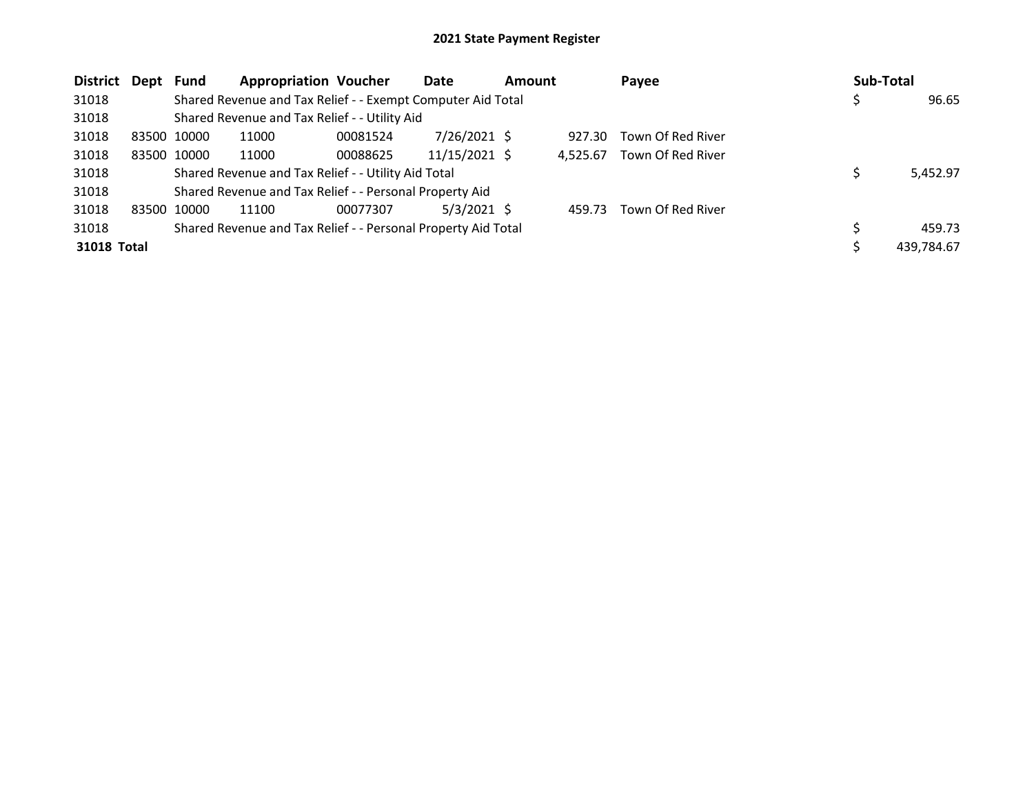# 2021 State Payment Register

| District | Dept | Fund | Appropriation | Voucher | Date | Amount | Payee | Sub-Total |
|---|---|---|---|---|---|---|---|---|
| 31018 | | Shared Revenue and Tax Relief - - Exempt Computer Aid Total | | | | | | $ 96.65 |
| 31018 | | Shared Revenue and Tax Relief - - Utility Aid | | | | | | |
| 31018 | 83500 | 10000 | 11000 | 00081524 | 7/26/2021 | $ 927.30 | Town Of Red River | |
| 31018 | 83500 | 10000 | 11000 | 00088625 | 11/15/2021 | $ 4,525.67 | Town Of Red River | |
| 31018 | | Shared Revenue and Tax Relief - - Utility Aid Total | | | | | | $ 5,452.97 |
| 31018 | | Shared Revenue and Tax Relief - - Personal Property Aid | | | | | | |
| 31018 | 83500 | 10000 | 11100 | 00077307 | 5/3/2021 | $ 459.73 | Town Of Red River | |
| 31018 | | Shared Revenue and Tax Relief - - Personal Property Aid Total | | | | | | $ 459.73 |
| **31018 Total** | | | | | | | | $ 439,784.67 |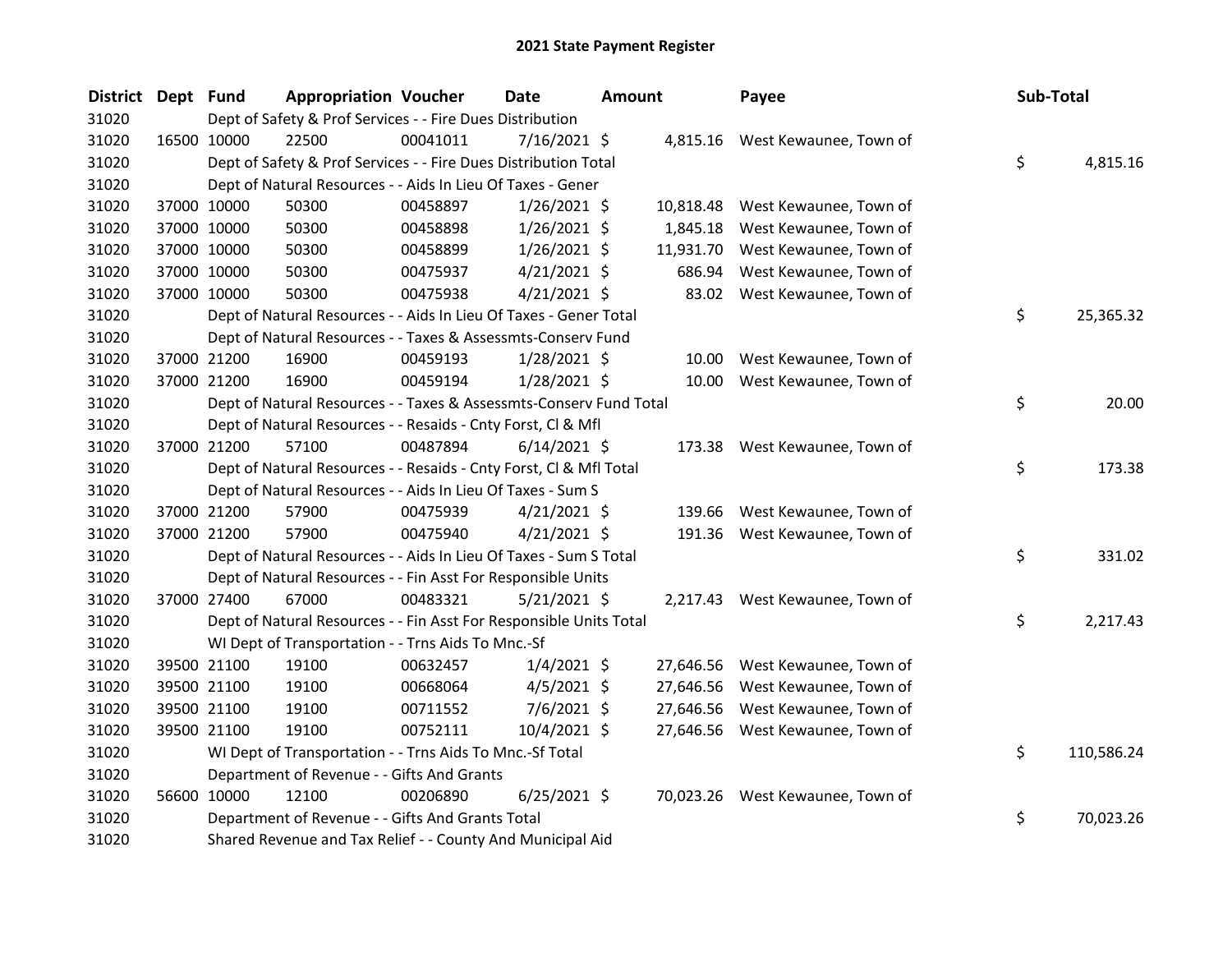# 2021 State Payment Register

| District | Dept | Fund | Appropriation | Voucher | Date | Amount | Payee | Sub-Total |
|---|---|---|---|---|---|---|---|---|
| 31020 | | Dept of Safety & Prof Services - - Fire Dues Distribution | | | | | | |
| 31020 | 16500 | 10000 | 22500 | 00041011 | 7/16/2021 | $ 4,815.16 | West Kewaunee, Town of | |
| 31020 | | Dept of Safety & Prof Services - - Fire Dues Distribution Total | | | | | | $ 4,815.16 |
| 31020 | | Dept of Natural Resources - - Aids In Lieu Of Taxes - Gener | | | | | | |
| 31020 | 37000 | 10000 | 50300 | 00458897 | 1/26/2021 | $ 10,818.48 | West Kewaunee, Town of | |
| 31020 | 37000 | 10000 | 50300 | 00458898 | 1/26/2021 | $ 1,845.18 | West Kewaunee, Town of | |
| 31020 | 37000 | 10000 | 50300 | 00458899 | 1/26/2021 | $ 11,931.70 | West Kewaunee, Town of | |
| 31020 | 37000 | 10000 | 50300 | 00475937 | 4/21/2021 | $ 686.94 | West Kewaunee, Town of | |
| 31020 | 37000 | 10000 | 50300 | 00475938 | 4/21/2021 | $ 83.02 | West Kewaunee, Town of | |
| 31020 | | Dept of Natural Resources - - Aids In Lieu Of Taxes - Gener Total | | | | | | $ 25,365.32 |
| 31020 | | Dept of Natural Resources - - Taxes & Assessmts-Conserv Fund | | | | | | |
| 31020 | 37000 | 21200 | 16900 | 00459193 | 1/28/2021 | $ 10.00 | West Kewaunee, Town of | |
| 31020 | 37000 | 21200 | 16900 | 00459194 | 1/28/2021 | $ 10.00 | West Kewaunee, Town of | |
| 31020 | | Dept of Natural Resources - - Taxes & Assessmts-Conserv Fund Total | | | | | | $ 20.00 |
| 31020 | | Dept of Natural Resources - - Resaids - Cnty Forst, Cl & Mfl | | | | | | |
| 31020 | 37000 | 21200 | 57100 | 00487894 | 6/14/2021 | $ 173.38 | West Kewaunee, Town of | |
| 31020 | | Dept of Natural Resources - - Resaids - Cnty Forst, Cl & Mfl Total | | | | | | $ 173.38 |
| 31020 | | Dept of Natural Resources - - Aids In Lieu Of Taxes - Sum S | | | | | | |
| 31020 | 37000 | 21200 | 57900 | 00475939 | 4/21/2021 | $ 139.66 | West Kewaunee, Town of | |
| 31020 | 37000 | 21200 | 57900 | 00475940 | 4/21/2021 | $ 191.36 | West Kewaunee, Town of | |
| 31020 | | Dept of Natural Resources - - Aids In Lieu Of Taxes - Sum S Total | | | | | | $ 331.02 |
| 31020 | | Dept of Natural Resources - - Fin Asst For Responsible Units | | | | | | |
| 31020 | 37000 | 27400 | 67000 | 00483321 | 5/21/2021 | $ 2,217.43 | West Kewaunee, Town of | |
| 31020 | | Dept of Natural Resources - - Fin Asst For Responsible Units Total | | | | | | $ 2,217.43 |
| 31020 | | WI Dept of Transportation - - Trns Aids To Mnc.-Sf | | | | | | |
| 31020 | 39500 | 21100 | 19100 | 00632457 | 1/4/2021 | $ 27,646.56 | West Kewaunee, Town of | |
| 31020 | 39500 | 21100 | 19100 | 00668064 | 4/5/2021 | $ 27,646.56 | West Kewaunee, Town of | |
| 31020 | 39500 | 21100 | 19100 | 00711552 | 7/6/2021 | $ 27,646.56 | West Kewaunee, Town of | |
| 31020 | 39500 | 21100 | 19100 | 00752111 | 10/4/2021 | $ 27,646.56 | West Kewaunee, Town of | |
| 31020 | | WI Dept of Transportation - - Trns Aids To Mnc.-Sf Total | | | | | | $ 110,586.24 |
| 31020 | | Department of Revenue - - Gifts And Grants | | | | | | |
| 31020 | 56600 | 10000 | 12100 | 00206890 | 6/25/2021 | $ 70,023.26 | West Kewaunee, Town of | |
| 31020 | | Department of Revenue - - Gifts And Grants Total | | | | | | $ 70,023.26 |
| 31020 | | Shared Revenue and Tax Relief - - County And Municipal Aid | | | | | | |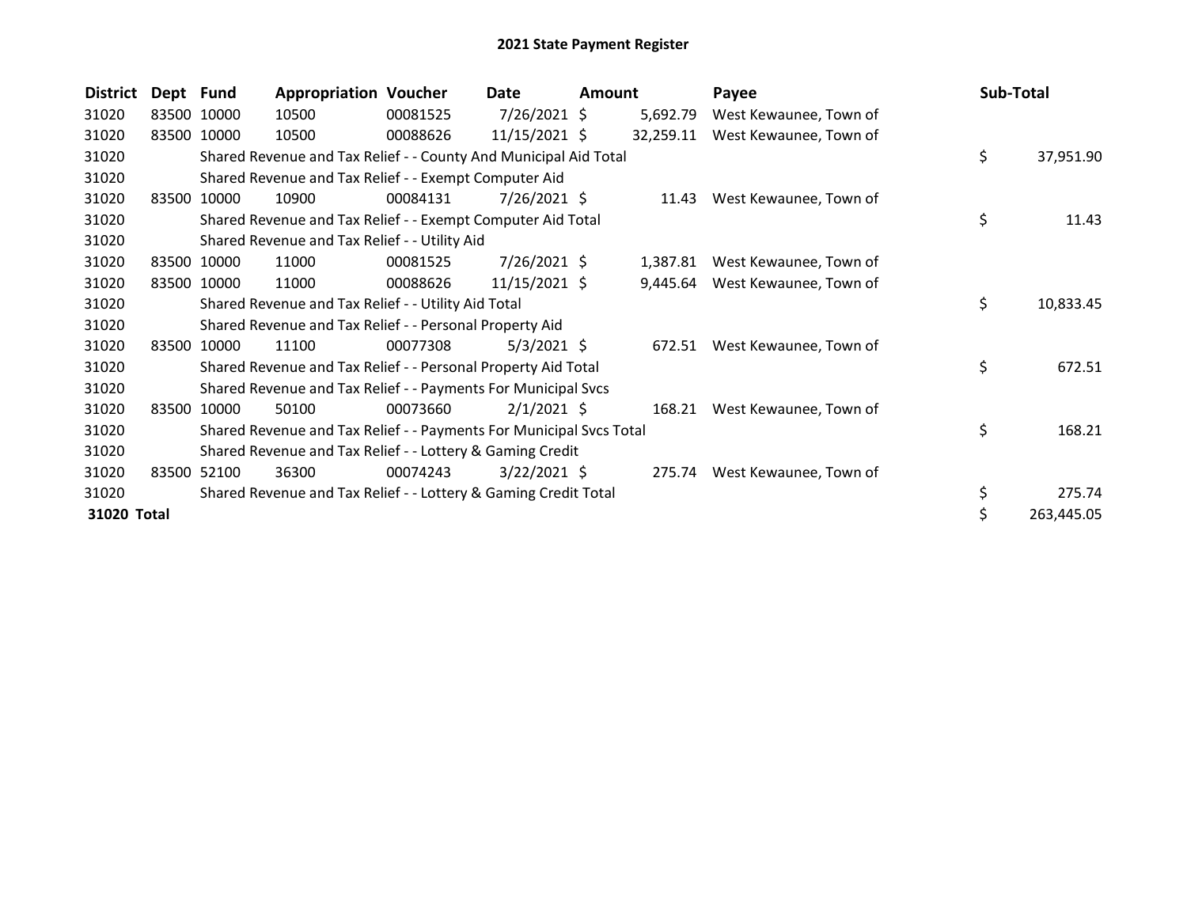# 2021 State Payment Register

| District | Dept | Fund | Appropriation | Voucher | Date | Amount | Payee | Sub-Total |
|---|---|---|---|---|---|---|---|---|
| 31020 | 83500 | 10000 | 10500 | 00081525 | 7/26/2021 | $ 5,692.79 | West Kewaunee, Town of | |
| 31020 | 83500 | 10000 | 10500 | 00088626 | 11/15/2021 | $ 32,259.11 | West Kewaunee, Town of | |
| 31020 | | Shared Revenue and Tax Relief - - County And Municipal Aid Total | | | | | | $ 37,951.90 |
| 31020 | | Shared Revenue and Tax Relief - - Exempt Computer Aid | | | | | | |
| 31020 | 83500 | 10000 | 10900 | 00084131 | 7/26/2021 | $ 11.43 | West Kewaunee, Town of | |
| 31020 | | Shared Revenue and Tax Relief - - Exempt Computer Aid Total | | | | | | $ 11.43 |
| 31020 | | Shared Revenue and Tax Relief - - Utility Aid | | | | | | |
| 31020 | 83500 | 10000 | 11000 | 00081525 | 7/26/2021 | $ 1,387.81 | West Kewaunee, Town of | |
| 31020 | 83500 | 10000 | 11000 | 00088626 | 11/15/2021 | $ 9,445.64 | West Kewaunee, Town of | |
| 31020 | | Shared Revenue and Tax Relief - - Utility Aid Total | | | | | | $ 10,833.45 |
| 31020 | | Shared Revenue and Tax Relief - - Personal Property Aid | | | | | | |
| 31020 | 83500 | 10000 | 11100 | 00077308 | 5/3/2021 | $ 672.51 | West Kewaunee, Town of | |
| 31020 | | Shared Revenue and Tax Relief - - Personal Property Aid Total | | | | | | $ 672.51 |
| 31020 | | Shared Revenue and Tax Relief - - Payments For Municipal Svcs | | | | | | |
| 31020 | 83500 | 10000 | 50100 | 00073660 | 2/1/2021 | $ 168.21 | West Kewaunee, Town of | |
| 31020 | | Shared Revenue and Tax Relief - - Payments For Municipal Svcs Total | | | | | | $ 168.21 |
| 31020 | | Shared Revenue and Tax Relief - - Lottery & Gaming Credit | | | | | | |
| 31020 | 83500 | 52100 | 36300 | 00074243 | 3/22/2021 | $ 275.74 | West Kewaunee, Town of | |
| 31020 | | Shared Revenue and Tax Relief - - Lottery & Gaming Credit Total | | | | | | $ 275.74 |
| **31020 Total** | | | | | | | | $ 263,445.05 |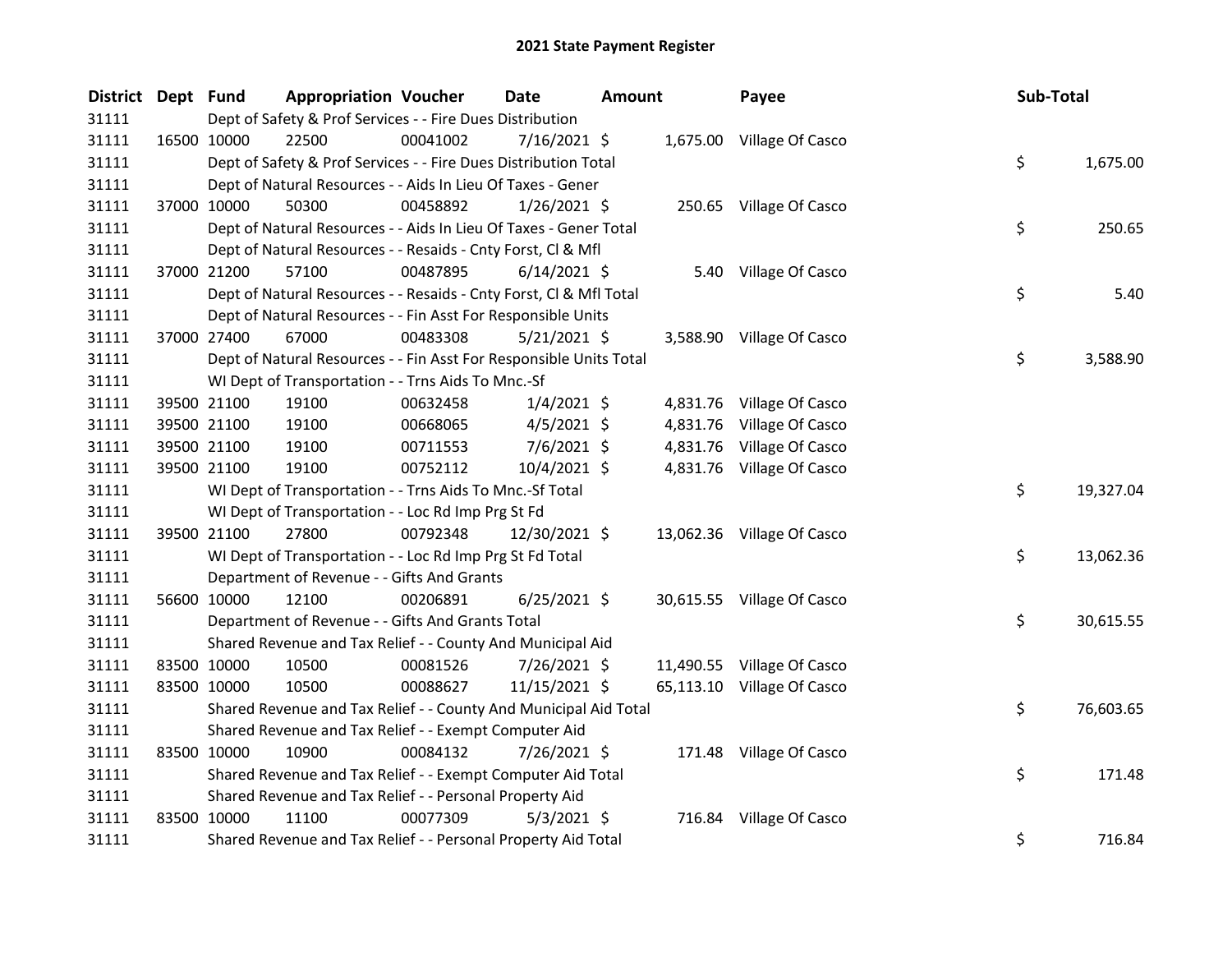# 2021 State Payment Register

| District | Dept | Fund | Appropriation | Voucher | Date | Amount | Payee | Sub-Total |
|---|---|---|---|---|---|---|---|---|
| 31111 | | Dept of Safety & Prof Services - - Fire Dues Distribution | | | | | | |
| 31111 | 16500 | 10000 | 22500 | 00041002 | 7/16/2021 | $ 1,675.00 | Village Of Casco | |
| 31111 | | Dept of Safety & Prof Services - - Fire Dues Distribution Total | | | | | | $ 1,675.00 |
| 31111 | | Dept of Natural Resources - - Aids In Lieu Of Taxes - Gener | | | | | | |
| 31111 | 37000 | 10000 | 50300 | 00458892 | 1/26/2021 | $ 250.65 | Village Of Casco | |
| 31111 | | Dept of Natural Resources - - Aids In Lieu Of Taxes - Gener Total | | | | | | $ 250.65 |
| 31111 | | Dept of Natural Resources - - Resaids - Cnty Forst, Cl & Mfl | | | | | | |
| 31111 | 37000 | 21200 | 57100 | 00487895 | 6/14/2021 | $ 5.40 | Village Of Casco | |
| 31111 | | Dept of Natural Resources - - Resaids - Cnty Forst, Cl & Mfl Total | | | | | | $ 5.40 |
| 31111 | | Dept of Natural Resources - - Fin Asst For Responsible Units | | | | | | |
| 31111 | 37000 | 27400 | 67000 | 00483308 | 5/21/2021 | $ 3,588.90 | Village Of Casco | |
| 31111 | | Dept of Natural Resources - - Fin Asst For Responsible Units Total | | | | | | $ 3,588.90 |
| 31111 | | WI Dept of Transportation - - Trns Aids To Mnc.-Sf | | | | | | |
| 31111 | 39500 | 21100 | 19100 | 00632458 | 1/4/2021 | $ 4,831.76 | Village Of Casco | |
| 31111 | 39500 | 21100 | 19100 | 00668065 | 4/5/2021 | $ 4,831.76 | Village Of Casco | |
| 31111 | 39500 | 21100 | 19100 | 00711553 | 7/6/2021 | $ 4,831.76 | Village Of Casco | |
| 31111 | 39500 | 21100 | 19100 | 00752112 | 10/4/2021 | $ 4,831.76 | Village Of Casco | |
| 31111 | | WI Dept of Transportation - - Trns Aids To Mnc.-Sf Total | | | | | | $ 19,327.04 |
| 31111 | | WI Dept of Transportation - - Loc Rd Imp Prg St Fd | | | | | | |
| 31111 | 39500 | 21100 | 27800 | 00792348 | 12/30/2021 | $ 13,062.36 | Village Of Casco | |
| 31111 | | WI Dept of Transportation - - Loc Rd Imp Prg St Fd Total | | | | | | $ 13,062.36 |
| 31111 | | Department of Revenue - - Gifts And Grants | | | | | | |
| 31111 | 56600 | 10000 | 12100 | 00206891 | 6/25/2021 | $ 30,615.55 | Village Of Casco | |
| 31111 | | Department of Revenue - - Gifts And Grants Total | | | | | | $ 30,615.55 |
| 31111 | | Shared Revenue and Tax Relief - - County And Municipal Aid | | | | | | |
| 31111 | 83500 | 10000 | 10500 | 00081526 | 7/26/2021 | $ 11,490.55 | Village Of Casco | |
| 31111 | 83500 | 10000 | 10500 | 00088627 | 11/15/2021 | $ 65,113.10 | Village Of Casco | |
| 31111 | | Shared Revenue and Tax Relief - - County And Municipal Aid Total | | | | | | $ 76,603.65 |
| 31111 | | Shared Revenue and Tax Relief - - Exempt Computer Aid | | | | | | |
| 31111 | 83500 | 10000 | 10900 | 00084132 | 7/26/2021 | $ 171.48 | Village Of Casco | |
| 31111 | | Shared Revenue and Tax Relief - - Exempt Computer Aid Total | | | | | | $ 171.48 |
| 31111 | | Shared Revenue and Tax Relief - - Personal Property Aid | | | | | | |
| 31111 | 83500 | 10000 | 11100 | 00077309 | 5/3/2021 | $ 716.84 | Village Of Casco | |
| 31111 | | Shared Revenue and Tax Relief - - Personal Property Aid Total | | | | | | $ 716.84 |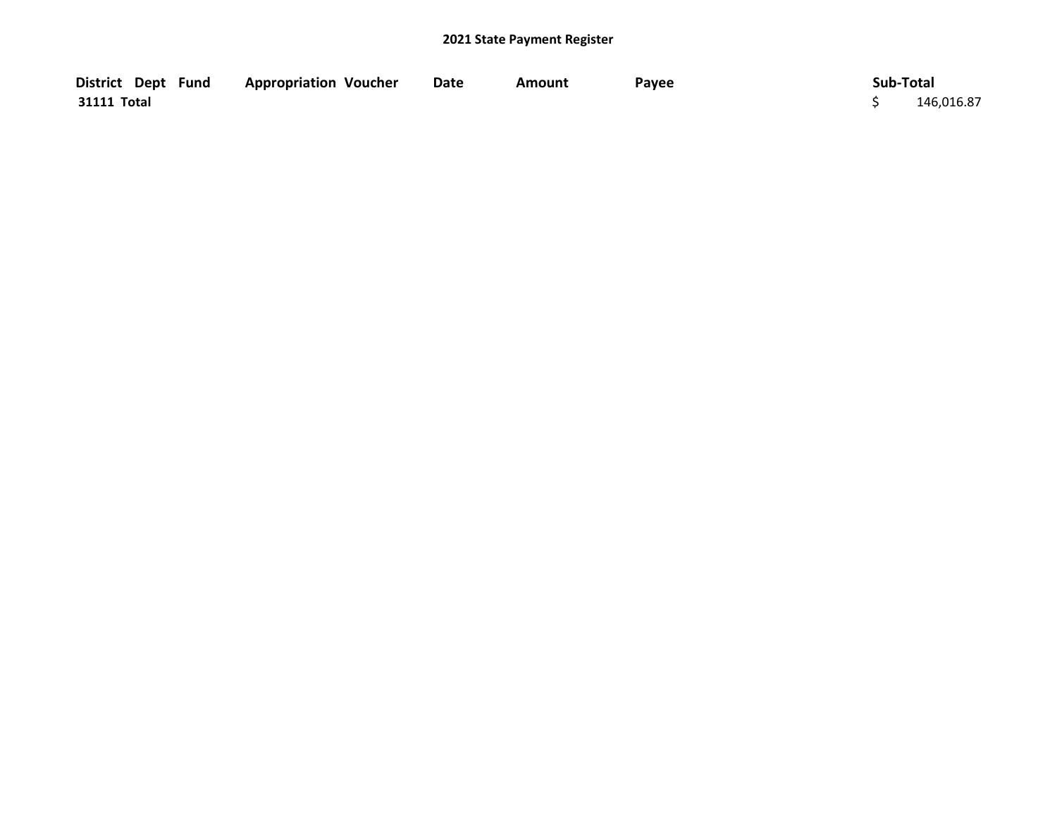## 2021 State Payment Register

| District | Dept | Fund | Appropriation | Voucher | Date | Amount | Payee | Sub-Total |
|---|---|---|---|---|---|---|---|---|
| 31111 Total | | | | | | | | $ 146,016.87 |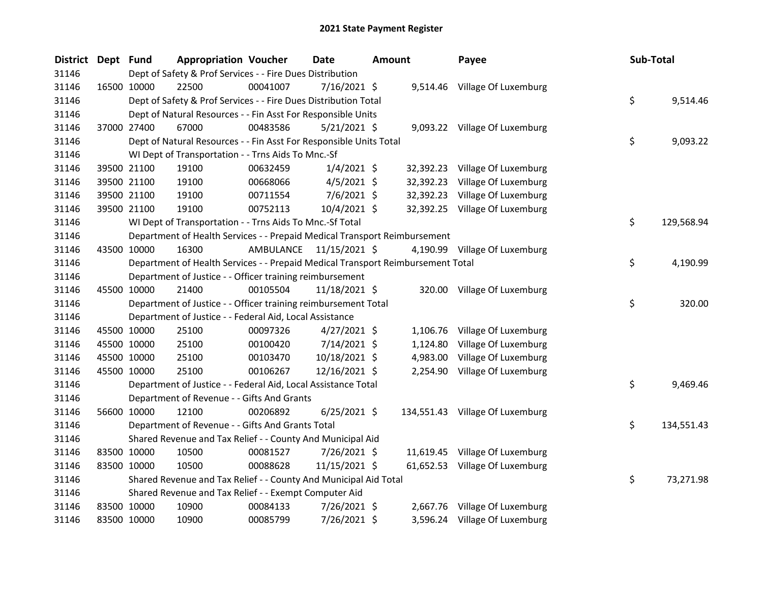# 2021 State Payment Register

| District | Dept | Fund | Appropriation | Voucher | Date | Amount | Payee | Sub-Total |
|---|---|---|---|---|---|---|---|---|
| 31146 | | | Dept of Safety & Prof Services - - Fire Dues Distribution | | | | | |
| 31146 | 16500 | 10000 | 22500 | 00041007 | 7/16/2021 | $ 9,514.46 | Village Of Luxemburg | |
| 31146 | | | Dept of Safety & Prof Services - - Fire Dues Distribution Total | | | | | $ 9,514.46 |
| 31146 | | | Dept of Natural Resources - - Fin Asst For Responsible Units | | | | | |
| 31146 | 37000 | 27400 | 67000 | 00483586 | 5/21/2021 | $ 9,093.22 | Village Of Luxemburg | |
| 31146 | | | Dept of Natural Resources - - Fin Asst For Responsible Units Total | | | | | $ 9,093.22 |
| 31146 | | | WI Dept of Transportation - - Trns Aids To Mnc.-Sf | | | | | |
| 31146 | 39500 | 21100 | 19100 | 00632459 | 1/4/2021 | $ 32,392.23 | Village Of Luxemburg | |
| 31146 | 39500 | 21100 | 19100 | 00668066 | 4/5/2021 | $ 32,392.23 | Village Of Luxemburg | |
| 31146 | 39500 | 21100 | 19100 | 00711554 | 7/6/2021 | $ 32,392.23 | Village Of Luxemburg | |
| 31146 | 39500 | 21100 | 19100 | 00752113 | 10/4/2021 | $ 32,392.25 | Village Of Luxemburg | |
| 31146 | | | WI Dept of Transportation - - Trns Aids To Mnc.-Sf Total | | | | | $ 129,568.94 |
| 31146 | | | Department of Health Services - - Prepaid Medical Transport Reimbursement | | | | | |
| 31146 | 43500 | 10000 | 16300 | AMBULANCE | 11/15/2021 | $ 4,190.99 | Village Of Luxemburg | |
| 31146 | | | Department of Health Services - - Prepaid Medical Transport Reimbursement Total | | | | | $ 4,190.99 |
| 31146 | | | Department of Justice - - Officer training reimbursement | | | | | |
| 31146 | 45500 | 10000 | 21400 | 00105504 | 11/18/2021 | $ 320.00 | Village Of Luxemburg | |
| 31146 | | | Department of Justice - - Officer training reimbursement Total | | | | | $ 320.00 |
| 31146 | | | Department of Justice - - Federal Aid, Local Assistance | | | | | |
| 31146 | 45500 | 10000 | 25100 | 00097326 | 4/27/2021 | $ 1,106.76 | Village Of Luxemburg | |
| 31146 | 45500 | 10000 | 25100 | 00100420 | 7/14/2021 | $ 1,124.80 | Village Of Luxemburg | |
| 31146 | 45500 | 10000 | 25100 | 00103470 | 10/18/2021 | $ 4,983.00 | Village Of Luxemburg | |
| 31146 | 45500 | 10000 | 25100 | 00106267 | 12/16/2021 | $ 2,254.90 | Village Of Luxemburg | |
| 31146 | | | Department of Justice - - Federal Aid, Local Assistance Total | | | | | $ 9,469.46 |
| 31146 | | | Department of Revenue - - Gifts And Grants | | | | | |
| 31146 | 56600 | 10000 | 12100 | 00206892 | 6/25/2021 | $ 134,551.43 | Village Of Luxemburg | |
| 31146 | | | Department of Revenue - - Gifts And Grants Total | | | | | $ 134,551.43 |
| 31146 | | | Shared Revenue and Tax Relief - - County And Municipal Aid | | | | | |
| 31146 | 83500 | 10000 | 10500 | 00081527 | 7/26/2021 | $ 11,619.45 | Village Of Luxemburg | |
| 31146 | 83500 | 10000 | 10500 | 00088628 | 11/15/2021 | $ 61,652.53 | Village Of Luxemburg | |
| 31146 | | | Shared Revenue and Tax Relief - - County And Municipal Aid Total | | | | | $ 73,271.98 |
| 31146 | | | Shared Revenue and Tax Relief - - Exempt Computer Aid | | | | | |
| 31146 | 83500 | 10000 | 10900 | 00084133 | 7/26/2021 | $ 2,667.76 | Village Of Luxemburg | |
| 31146 | 83500 | 10000 | 10900 | 00085799 | 7/26/2021 | $ 3,596.24 | Village Of Luxemburg | |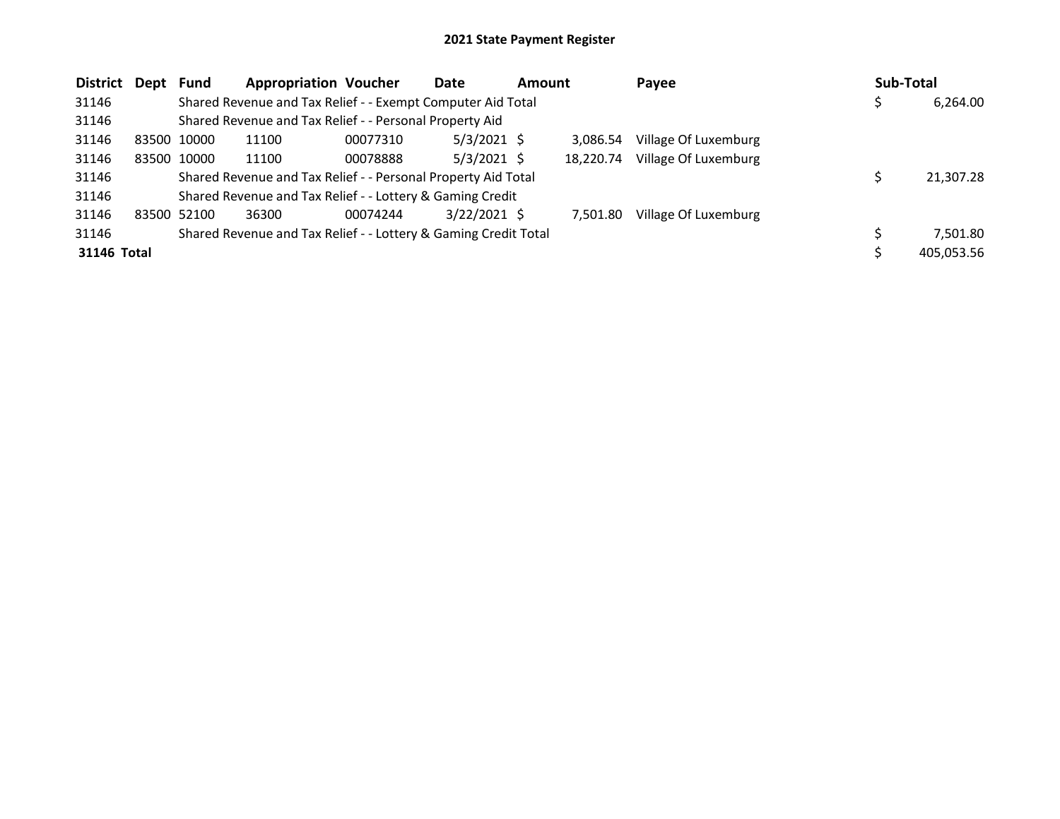## 2021 State Payment Register

| District | Dept | Fund | Appropriation | Voucher | Date | Amount | Payee | Sub-Total |
|---|---|---|---|---|---|---|---|---|
| 31146 | | Shared Revenue and Tax Relief - - Exempt Computer Aid Total | | | | | | $ 6,264.00 |
| 31146 | | Shared Revenue and Tax Relief - - Personal Property Aid | | | | | | |
| 31146 | 83500 | 10000 | 11100 | 00077310 | 5/3/2021 | $ 3,086.54 | Village Of Luxemburg | |
| 31146 | 83500 | 10000 | 11100 | 00078888 | 5/3/2021 | $ 18,220.74 | Village Of Luxemburg | |
| 31146 | | Shared Revenue and Tax Relief - - Personal Property Aid Total | | | | | | $ 21,307.28 |
| 31146 | | Shared Revenue and Tax Relief - - Lottery & Gaming Credit | | | | | | |
| 31146 | 83500 | 52100 | 36300 | 00074244 | 3/22/2021 | $ 7,501.80 | Village Of Luxemburg | |
| 31146 | | Shared Revenue and Tax Relief - - Lottery & Gaming Credit Total | | | | | | $ 7,501.80 |
| **31146 Total** | | | | | | | | $ 405,053.56 |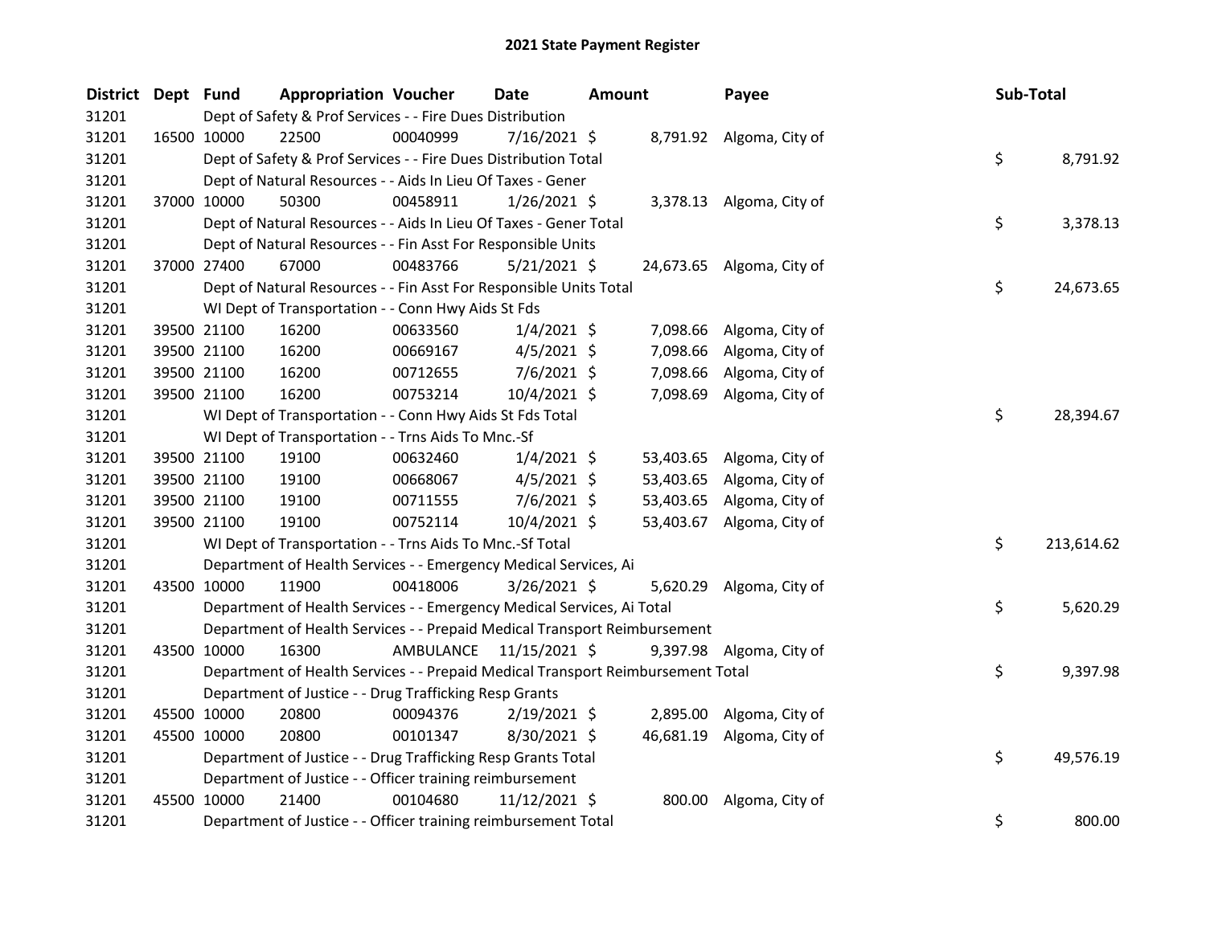# 2021 State Payment Register

| District | Dept | Fund | Appropriation | Voucher | Date | Amount | Payee | Sub-Total |
|---|---|---|---|---|---|---|---|---|
| 31201 | Dept of Safety & Prof Services - - Fire Dues Distribution | | | | | | | |
| 31201 | 16500 | 10000 | 22500 | 00040999 | 7/16/2021 | $ 8,791.92 | Algoma, City of | |
| 31201 | Dept of Safety & Prof Services - - Fire Dues Distribution Total | | | | | | | $ 8,791.92 |
| 31201 | Dept of Natural Resources - - Aids In Lieu Of Taxes - Gener | | | | | | | |
| 31201 | 37000 | 10000 | 50300 | 00458911 | 1/26/2021 | $ 3,378.13 | Algoma, City of | |
| 31201 | Dept of Natural Resources - - Aids In Lieu Of Taxes - Gener Total | | | | | | | $ 3,378.13 |
| 31201 | Dept of Natural Resources - - Fin Asst For Responsible Units | | | | | | | |
| 31201 | 37000 | 27400 | 67000 | 00483766 | 5/21/2021 | $ 24,673.65 | Algoma, City of | |
| 31201 | Dept of Natural Resources - - Fin Asst For Responsible Units Total | | | | | | | $ 24,673.65 |
| 31201 | WI Dept of Transportation - - Conn Hwy Aids St Fds | | | | | | | |
| 31201 | 39500 | 21100 | 16200 | 00633560 | 1/4/2021 | $ 7,098.66 | Algoma, City of | |
| 31201 | 39500 | 21100 | 16200 | 00669167 | 4/5/2021 | $ 7,098.66 | Algoma, City of | |
| 31201 | 39500 | 21100 | 16200 | 00712655 | 7/6/2021 | $ 7,098.66 | Algoma, City of | |
| 31201 | 39500 | 21100 | 16200 | 00753214 | 10/4/2021 | $ 7,098.69 | Algoma, City of | |
| 31201 | WI Dept of Transportation - - Conn Hwy Aids St Fds Total | | | | | | | $ 28,394.67 |
| 31201 | WI Dept of Transportation - - Trns Aids To Mnc.-Sf | | | | | | | |
| 31201 | 39500 | 21100 | 19100 | 00632460 | 1/4/2021 | $ 53,403.65 | Algoma, City of | |
| 31201 | 39500 | 21100 | 19100 | 00668067 | 4/5/2021 | $ 53,403.65 | Algoma, City of | |
| 31201 | 39500 | 21100 | 19100 | 00711555 | 7/6/2021 | $ 53,403.65 | Algoma, City of | |
| 31201 | 39500 | 21100 | 19100 | 00752114 | 10/4/2021 | $ 53,403.67 | Algoma, City of | |
| 31201 | WI Dept of Transportation - - Trns Aids To Mnc.-Sf Total | | | | | | | $ 213,614.62 |
| 31201 | Department of Health Services - - Emergency Medical Services, Ai | | | | | | | |
| 31201 | 43500 | 10000 | 11900 | 00418006 | 3/26/2021 | $ 5,620.29 | Algoma, City of | |
| 31201 | Department of Health Services - - Emergency Medical Services, Ai Total | | | | | | | $ 5,620.29 |
| 31201 | Department of Health Services - - Prepaid Medical Transport Reimbursement | | | | | | | |
| 31201 | 43500 | 10000 | 16300 | AMBULANCE | 11/15/2021 | $ 9,397.98 | Algoma, City of | |
| 31201 | Department of Health Services - - Prepaid Medical Transport Reimbursement Total | | | | | | | $ 9,397.98 |
| 31201 | Department of Justice - - Drug Trafficking Resp Grants | | | | | | | |
| 31201 | 45500 | 10000 | 20800 | 00094376 | 2/19/2021 | $ 2,895.00 | Algoma, City of | |
| 31201 | 45500 | 10000 | 20800 | 00101347 | 8/30/2021 | $ 46,681.19 | Algoma, City of | |
| 31201 | Department of Justice - - Drug Trafficking Resp Grants Total | | | | | | | $ 49,576.19 |
| 31201 | Department of Justice - - Officer training reimbursement | | | | | | | |
| 31201 | 45500 | 10000 | 21400 | 00104680 | 11/12/2021 | $ 800.00 | Algoma, City of | |
| 31201 | Department of Justice - - Officer training reimbursement Total | | | | | | | $ 800.00 |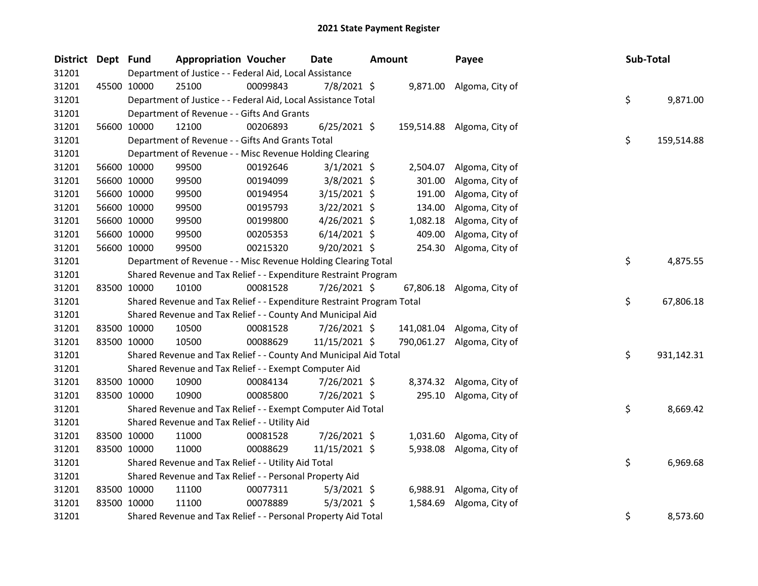# 2021 State Payment Register

| District | Dept | Fund | Appropriation | Voucher | Date | Amount | Payee | Sub-Total |
|---|---|---|---|---|---|---|---|---|
| 31201 | | | Department of Justice - - Federal Aid, Local Assistance | | | | | |
| 31201 | 45500 | 10000 | 25100 | 00099843 | 7/8/2021 | $ 9,871.00 | Algoma, City of | |
| 31201 | | | Department of Justice - - Federal Aid, Local Assistance Total | | | | | $ 9,871.00 |
| 31201 | | | Department of Revenue - - Gifts And Grants | | | | | |
| 31201 | 56600 | 10000 | 12100 | 00206893 | 6/25/2021 | $ 159,514.88 | Algoma, City of | |
| 31201 | | | Department of Revenue - - Gifts And Grants Total | | | | | $ 159,514.88 |
| 31201 | | | Department of Revenue - - Misc Revenue Holding Clearing | | | | | |
| 31201 | 56600 | 10000 | 99500 | 00192646 | 3/1/2021 | $ 2,504.07 | Algoma, City of | |
| 31201 | 56600 | 10000 | 99500 | 00194099 | 3/8/2021 | $ 301.00 | Algoma, City of | |
| 31201 | 56600 | 10000 | 99500 | 00194954 | 3/15/2021 | $ 191.00 | Algoma, City of | |
| 31201 | 56600 | 10000 | 99500 | 00195793 | 3/22/2021 | $ 134.00 | Algoma, City of | |
| 31201 | 56600 | 10000 | 99500 | 00199800 | 4/26/2021 | $ 1,082.18 | Algoma, City of | |
| 31201 | 56600 | 10000 | 99500 | 00205353 | 6/14/2021 | $ 409.00 | Algoma, City of | |
| 31201 | 56600 | 10000 | 99500 | 00215320 | 9/20/2021 | $ 254.30 | Algoma, City of | |
| 31201 | | | Department of Revenue - - Misc Revenue Holding Clearing Total | | | | | $ 4,875.55 |
| 31201 | | | Shared Revenue and Tax Relief - - Expenditure Restraint Program | | | | | |
| 31201 | 83500 | 10000 | 10100 | 00081528 | 7/26/2021 | $ 67,806.18 | Algoma, City of | |
| 31201 | | | Shared Revenue and Tax Relief - - Expenditure Restraint Program Total | | | | | $ 67,806.18 |
| 31201 | | | Shared Revenue and Tax Relief - - County And Municipal Aid | | | | | |
| 31201 | 83500 | 10000 | 10500 | 00081528 | 7/26/2021 | $ 141,081.04 | Algoma, City of | |
| 31201 | 83500 | 10000 | 10500 | 00088629 | 11/15/2021 | $ 790,061.27 | Algoma, City of | |
| 31201 | | | Shared Revenue and Tax Relief - - County And Municipal Aid Total | | | | | $ 931,142.31 |
| 31201 | | | Shared Revenue and Tax Relief - - Exempt Computer Aid | | | | | |
| 31201 | 83500 | 10000 | 10900 | 00084134 | 7/26/2021 | $ 8,374.32 | Algoma, City of | |
| 31201 | 83500 | 10000 | 10900 | 00085800 | 7/26/2021 | $ 295.10 | Algoma, City of | |
| 31201 | | | Shared Revenue and Tax Relief - - Exempt Computer Aid Total | | | | | $ 8,669.42 |
| 31201 | | | Shared Revenue and Tax Relief - - Utility Aid | | | | | |
| 31201 | 83500 | 10000 | 11000 | 00081528 | 7/26/2021 | $ 1,031.60 | Algoma, City of | |
| 31201 | 83500 | 10000 | 11000 | 00088629 | 11/15/2021 | $ 5,938.08 | Algoma, City of | |
| 31201 | | | Shared Revenue and Tax Relief - - Utility Aid Total | | | | | $ 6,969.68 |
| 31201 | | | Shared Revenue and Tax Relief - - Personal Property Aid | | | | | |
| 31201 | 83500 | 10000 | 11100 | 00077311 | 5/3/2021 | $ 6,988.91 | Algoma, City of | |
| 31201 | 83500 | 10000 | 11100 | 00078889 | 5/3/2021 | $ 1,584.69 | Algoma, City of | |
| 31201 | | | Shared Revenue and Tax Relief - - Personal Property Aid Total | | | | | $ 8,573.60 |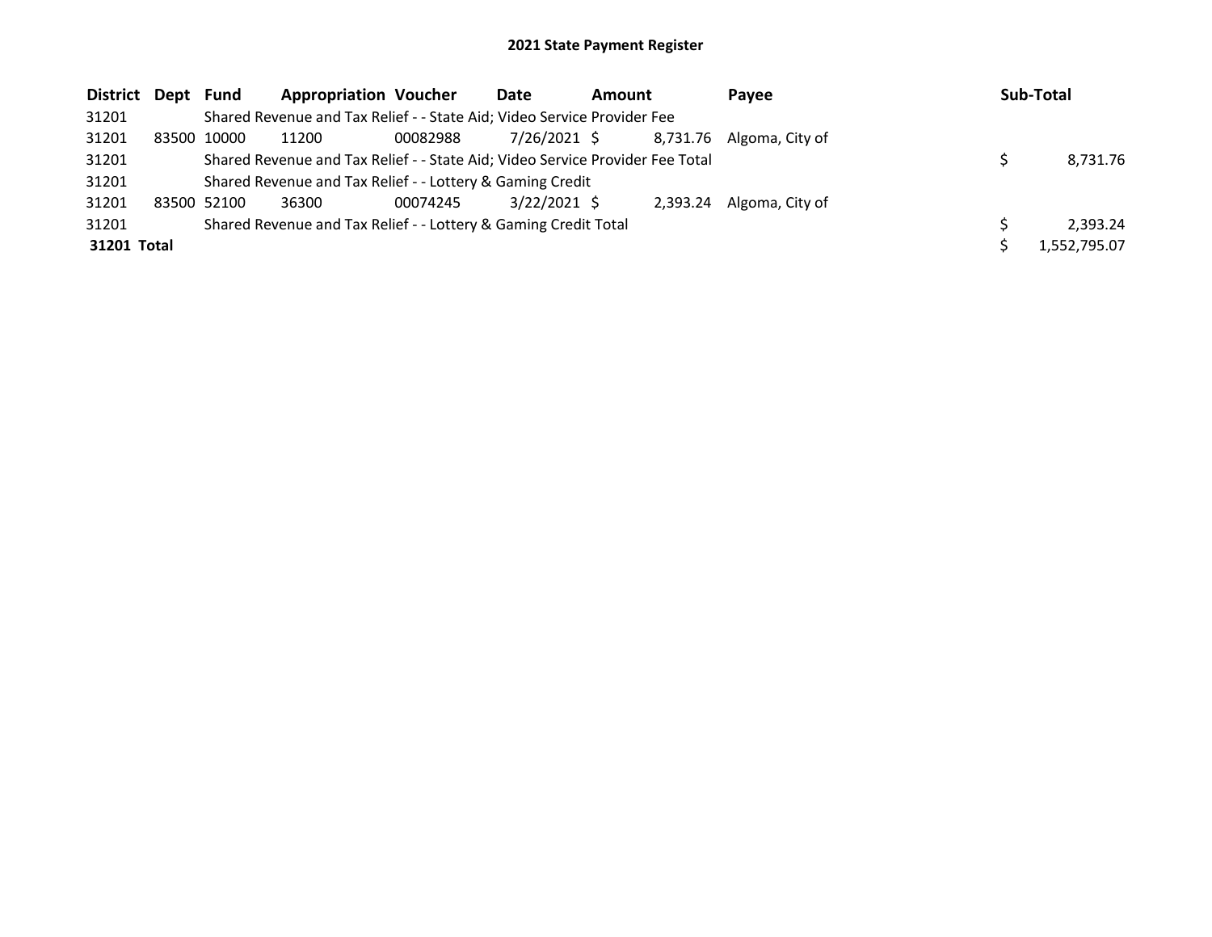## 2021 State Payment Register

| District | Dept | Fund | Appropriation | Voucher | Date | Amount | Payee | Sub-Total |
|---|---|---|---|---|---|---|---|---|
| 31201 | | Shared Revenue and Tax Relief - - State Aid; Video Service Provider Fee | | | | | | |
| 31201 | 83500 | 10000 | 11200 | 00082988 | 7/26/2021 | $ 8,731.76 | Algoma, City of | |
| 31201 | | Shared Revenue and Tax Relief - - State Aid; Video Service Provider Fee Total | | | | | | $ 8,731.76 |
| 31201 | | Shared Revenue and Tax Relief - - Lottery & Gaming Credit | | | | | | |
| 31201 | 83500 | 52100 | 36300 | 00074245 | 3/22/2021 | $ 2,393.24 | Algoma, City of | |
| 31201 | | Shared Revenue and Tax Relief - - Lottery & Gaming Credit Total | | | | | | $ 2,393.24 |
| **31201 Total** | | | | | | | | $ 1,552,795.07 |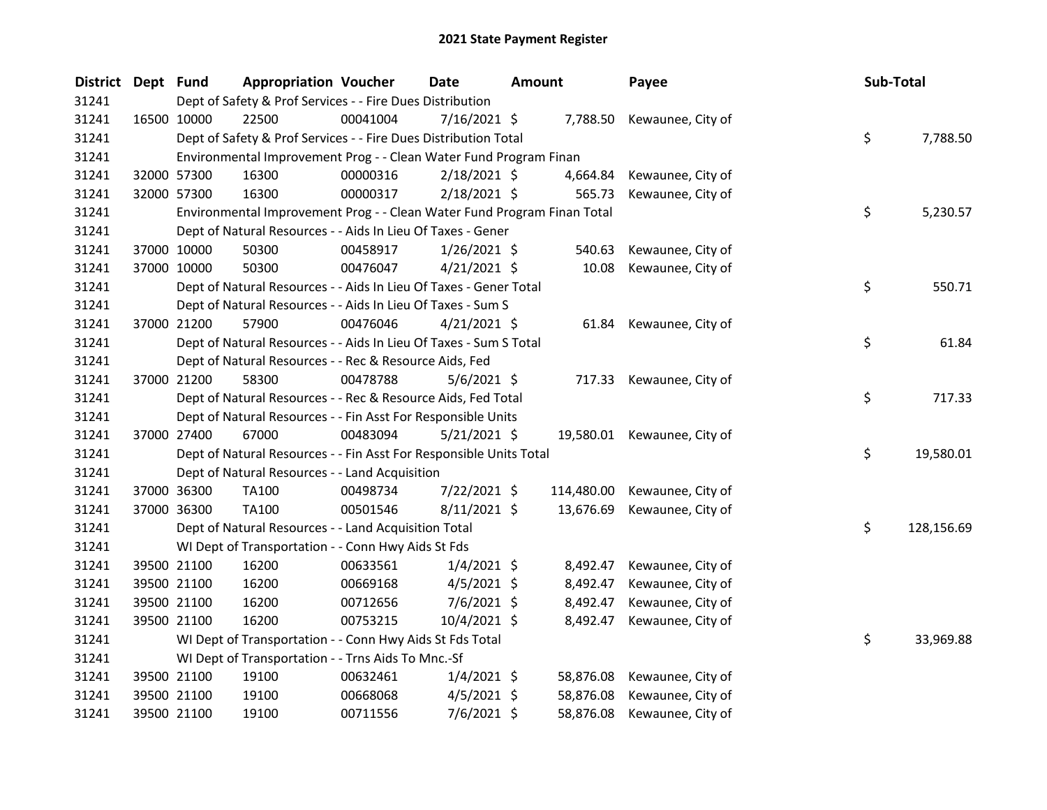# 2021 State Payment Register

| District | Dept | Fund | Appropriation | Voucher | Date | Amount | Payee | Sub-Total |
|---|---|---|---|---|---|---|---|---|
| 31241 | | Dept of Safety & Prof Services - - Fire Dues Distribution | | | | | | |
| 31241 | 16500 | 10000 | 22500 | 00041004 | 7/16/2021 | $ 7,788.50 | Kewaunee, City of | |
| 31241 | | Dept of Safety & Prof Services - - Fire Dues Distribution Total | | | | | | $ 7,788.50 |
| 31241 | | Environmental Improvement Prog - - Clean Water Fund Program Finan | | | | | | |
| 31241 | 32000 | 57300 | 16300 | 00000316 | 2/18/2021 | $ 4,664.84 | Kewaunee, City of | |
| 31241 | 32000 | 57300 | 16300 | 00000317 | 2/18/2021 | $ 565.73 | Kewaunee, City of | |
| 31241 | | Environmental Improvement Prog - - Clean Water Fund Program Finan Total | | | | | | $ 5,230.57 |
| 31241 | | Dept of Natural Resources - - Aids In Lieu Of Taxes - Gener | | | | | | |
| 31241 | 37000 | 10000 | 50300 | 00458917 | 1/26/2021 | $ 540.63 | Kewaunee, City of | |
| 31241 | 37000 | 10000 | 50300 | 00476047 | 4/21/2021 | $ 10.08 | Kewaunee, City of | |
| 31241 | | Dept of Natural Resources - - Aids In Lieu Of Taxes - Gener Total | | | | | | $ 550.71 |
| 31241 | | Dept of Natural Resources - - Aids In Lieu Of Taxes - Sum S | | | | | | |
| 31241 | 37000 | 21200 | 57900 | 00476046 | 4/21/2021 | $ 61.84 | Kewaunee, City of | |
| 31241 | | Dept of Natural Resources - - Aids In Lieu Of Taxes - Sum S Total | | | | | | $ 61.84 |
| 31241 | | Dept of Natural Resources - - Rec & Resource Aids, Fed | | | | | | |
| 31241 | 37000 | 21200 | 58300 | 00478788 | 5/6/2021 | $ 717.33 | Kewaunee, City of | |
| 31241 | | Dept of Natural Resources - - Rec & Resource Aids, Fed Total | | | | | | $ 717.33 |
| 31241 | | Dept of Natural Resources - - Fin Asst For Responsible Units | | | | | | |
| 31241 | 37000 | 27400 | 67000 | 00483094 | 5/21/2021 | $ 19,580.01 | Kewaunee, City of | |
| 31241 | | Dept of Natural Resources - - Fin Asst For Responsible Units Total | | | | | | $ 19,580.01 |
| 31241 | | Dept of Natural Resources - - Land Acquisition | | | | | | |
| 31241 | 37000 | 36300 | TA100 | 00498734 | 7/22/2021 | $ 114,480.00 | Kewaunee, City of | |
| 31241 | 37000 | 36300 | TA100 | 00501546 | 8/11/2021 | $ 13,676.69 | Kewaunee, City of | |
| 31241 | | Dept of Natural Resources - - Land Acquisition Total | | | | | | $ 128,156.69 |
| 31241 | | WI Dept of Transportation - - Conn Hwy Aids St Fds | | | | | | |
| 31241 | 39500 | 21100 | 16200 | 00633561 | 1/4/2021 | $ 8,492.47 | Kewaunee, City of | |
| 31241 | 39500 | 21100 | 16200 | 00669168 | 4/5/2021 | $ 8,492.47 | Kewaunee, City of | |
| 31241 | 39500 | 21100 | 16200 | 00712656 | 7/6/2021 | $ 8,492.47 | Kewaunee, City of | |
| 31241 | 39500 | 21100 | 16200 | 00753215 | 10/4/2021 | $ 8,492.47 | Kewaunee, City of | |
| 31241 | | WI Dept of Transportation - - Conn Hwy Aids St Fds Total | | | | | | $ 33,969.88 |
| 31241 | | WI Dept of Transportation - - Trns Aids To Mnc.-Sf | | | | | | |
| 31241 | 39500 | 21100 | 19100 | 00632461 | 1/4/2021 | $ 58,876.08 | Kewaunee, City of | |
| 31241 | 39500 | 21100 | 19100 | 00668068 | 4/5/2021 | $ 58,876.08 | Kewaunee, City of | |
| 31241 | 39500 | 21100 | 19100 | 00711556 | 7/6/2021 | $ 58,876.08 | Kewaunee, City of | |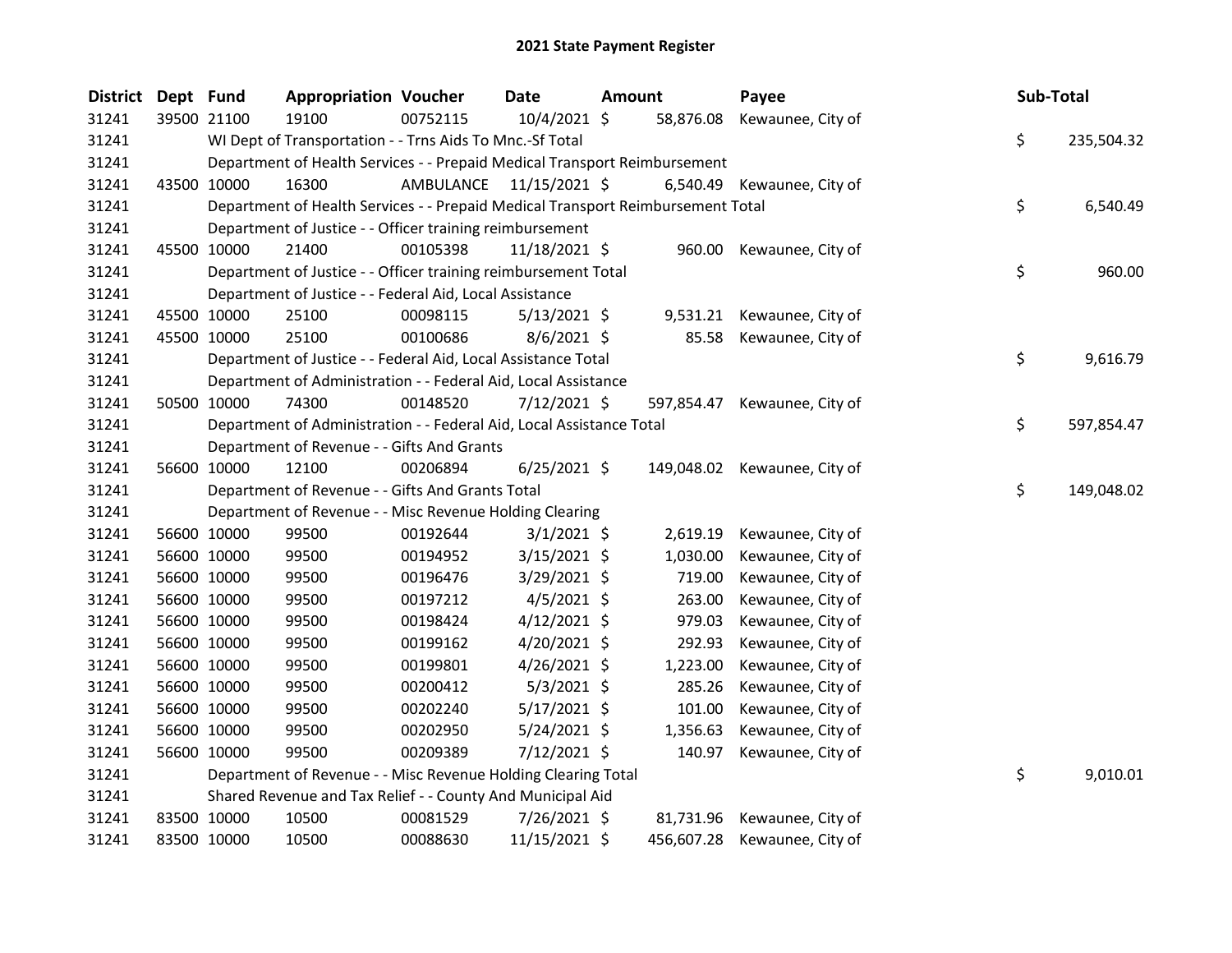# 2021 State Payment Register

| District | Dept | Fund | Appropriation | Voucher | Date | Amount | Payee | Sub-Total |
|---|---|---|---|---|---|---|---|---|
| 31241 | 39500 | 21100 | 19100 | 00752115 | 10/4/2021 | $ 58,876.08 | Kewaunee, City of | |
| 31241 | | WI Dept of Transportation - - Trns Aids To Mnc.-Sf Total | | | | | | $ 235,504.32 |
| 31241 | | Department of Health Services - - Prepaid Medical Transport Reimbursement | | | | | | |
| 31241 | 43500 | 10000 | 16300 | AMBULANCE | 11/15/2021 | $ 6,540.49 | Kewaunee, City of | |
| 31241 | | Department of Health Services - - Prepaid Medical Transport Reimbursement Total | | | | | | $ 6,540.49 |
| 31241 | | Department of Justice - - Officer training reimbursement | | | | | | |
| 31241 | 45500 | 10000 | 21400 | 00105398 | 11/18/2021 | $ 960.00 | Kewaunee, City of | |
| 31241 | | Department of Justice - - Officer training reimbursement Total | | | | | | $ 960.00 |
| 31241 | | Department of Justice - - Federal Aid, Local Assistance | | | | | | |
| 31241 | 45500 | 10000 | 25100 | 00098115 | 5/13/2021 | $ 9,531.21 | Kewaunee, City of | |
| 31241 | 45500 | 10000 | 25100 | 00100686 | 8/6/2021 | $ 85.58 | Kewaunee, City of | |
| 31241 | | Department of Justice - - Federal Aid, Local Assistance Total | | | | | | $ 9,616.79 |
| 31241 | | Department of Administration - - Federal Aid, Local Assistance | | | | | | |
| 31241 | 50500 | 10000 | 74300 | 00148520 | 7/12/2021 | $ 597,854.47 | Kewaunee, City of | |
| 31241 | | Department of Administration - - Federal Aid, Local Assistance Total | | | | | | $ 597,854.47 |
| 31241 | | Department of Revenue - - Gifts And Grants | | | | | | |
| 31241 | 56600 | 10000 | 12100 | 00206894 | 6/25/2021 | $ 149,048.02 | Kewaunee, City of | |
| 31241 | | Department of Revenue - - Gifts And Grants Total | | | | | | $ 149,048.02 |
| 31241 | | Department of Revenue - - Misc Revenue Holding Clearing | | | | | | |
| 31241 | 56600 | 10000 | 99500 | 00192644 | 3/1/2021 | $ 2,619.19 | Kewaunee, City of | |
| 31241 | 56600 | 10000 | 99500 | 00194952 | 3/15/2021 | $ 1,030.00 | Kewaunee, City of | |
| 31241 | 56600 | 10000 | 99500 | 00196476 | 3/29/2021 | $ 719.00 | Kewaunee, City of | |
| 31241 | 56600 | 10000 | 99500 | 00197212 | 4/5/2021 | $ 263.00 | Kewaunee, City of | |
| 31241 | 56600 | 10000 | 99500 | 00198424 | 4/12/2021 | $ 979.03 | Kewaunee, City of | |
| 31241 | 56600 | 10000 | 99500 | 00199162 | 4/20/2021 | $ 292.93 | Kewaunee, City of | |
| 31241 | 56600 | 10000 | 99500 | 00199801 | 4/26/2021 | $ 1,223.00 | Kewaunee, City of | |
| 31241 | 56600 | 10000 | 99500 | 00200412 | 5/3/2021 | $ 285.26 | Kewaunee, City of | |
| 31241 | 56600 | 10000 | 99500 | 00202240 | 5/17/2021 | $ 101.00 | Kewaunee, City of | |
| 31241 | 56600 | 10000 | 99500 | 00202950 | 5/24/2021 | $ 1,356.63 | Kewaunee, City of | |
| 31241 | 56600 | 10000 | 99500 | 00209389 | 7/12/2021 | $ 140.97 | Kewaunee, City of | |
| 31241 | | Department of Revenue - - Misc Revenue Holding Clearing Total | | | | | | $ 9,010.01 |
| 31241 | | Shared Revenue and Tax Relief - - County And Municipal Aid | | | | | | |
| 31241 | 83500 | 10000 | 10500 | 00081529 | 7/26/2021 | $ 81,731.96 | Kewaunee, City of | |
| 31241 | 83500 | 10000 | 10500 | 00088630 | 11/15/2021 | $ 456,607.28 | Kewaunee, City of | |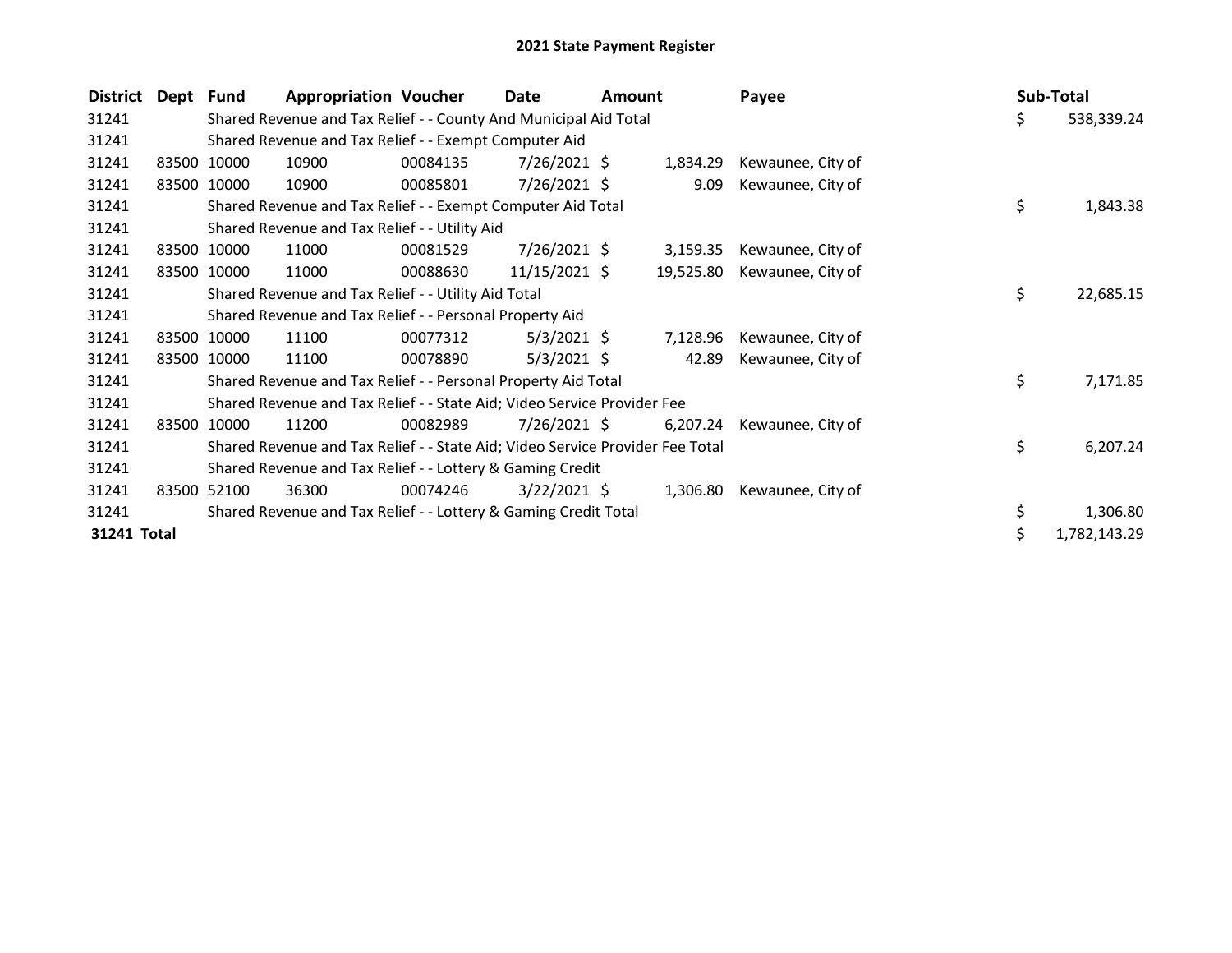# 2021 State Payment Register

| District | Dept | Fund | Appropriation | Voucher | Date | Amount | Payee | Sub-Total |
|---|---|---|---|---|---|---|---|---|
| 31241 | | Shared Revenue and Tax Relief - - County And Municipal Aid Total | | | | | | $ 538,339.24 |
| 31241 | | Shared Revenue and Tax Relief - - Exempt Computer Aid | | | | | | |
| 31241 | 83500 | 10000 | 10900 | 00084135 | 7/26/2021 | $ 1,834.29 | Kewaunee, City of | |
| 31241 | 83500 | 10000 | 10900 | 00085801 | 7/26/2021 | $ 9.09 | Kewaunee, City of | |
| 31241 | | Shared Revenue and Tax Relief - - Exempt Computer Aid Total | | | | | | $ 1,843.38 |
| 31241 | | Shared Revenue and Tax Relief - - Utility Aid | | | | | | |
| 31241 | 83500 | 10000 | 11000 | 00081529 | 7/26/2021 | $ 3,159.35 | Kewaunee, City of | |
| 31241 | 83500 | 10000 | 11000 | 00088630 | 11/15/2021 | $ 19,525.80 | Kewaunee, City of | |
| 31241 | | Shared Revenue and Tax Relief - - Utility Aid Total | | | | | | $ 22,685.15 |
| 31241 | | Shared Revenue and Tax Relief - - Personal Property Aid | | | | | | |
| 31241 | 83500 | 10000 | 11100 | 00077312 | 5/3/2021 | $ 7,128.96 | Kewaunee, City of | |
| 31241 | 83500 | 10000 | 11100 | 00078890 | 5/3/2021 | $ 42.89 | Kewaunee, City of | |
| 31241 | | Shared Revenue and Tax Relief - - Personal Property Aid Total | | | | | | $ 7,171.85 |
| 31241 | | Shared Revenue and Tax Relief - - State Aid; Video Service Provider Fee | | | | | | |
| 31241 | 83500 | 10000 | 11200 | 00082989 | 7/26/2021 | $ 6,207.24 | Kewaunee, City of | |
| 31241 | | Shared Revenue and Tax Relief - - State Aid; Video Service Provider Fee Total | | | | | | $ 6,207.24 |
| 31241 | | Shared Revenue and Tax Relief - - Lottery & Gaming Credit | | | | | | |
| 31241 | 83500 | 52100 | 36300 | 00074246 | 3/22/2021 | $ 1,306.80 | Kewaunee, City of | |
| 31241 | | Shared Revenue and Tax Relief - - Lottery & Gaming Credit Total | | | | | | $ 1,306.80 |
| **31241 Total** | | | | | | | | $ 1,782,143.29 |